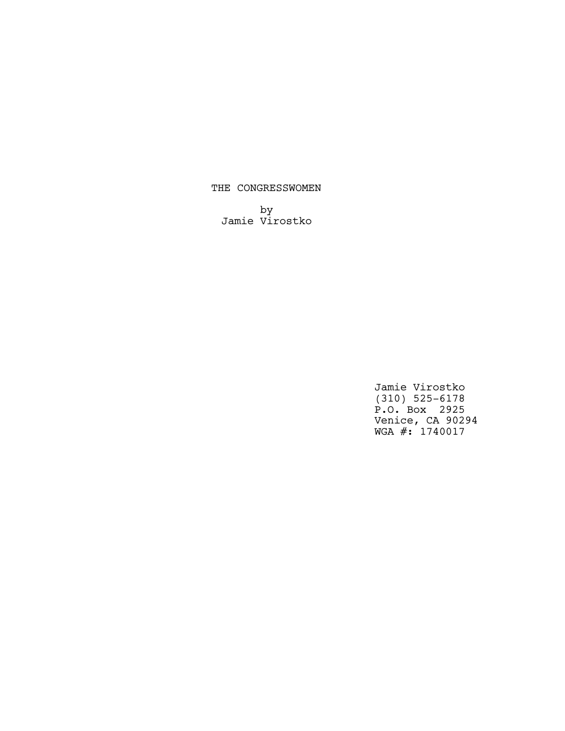# THE CONGRESSWOMEN

by
Jamie Virostko

Jamie Virostko
(310) 525-6178
P.O. Box  2925
Venice, CA 90294
WGA #: 1740017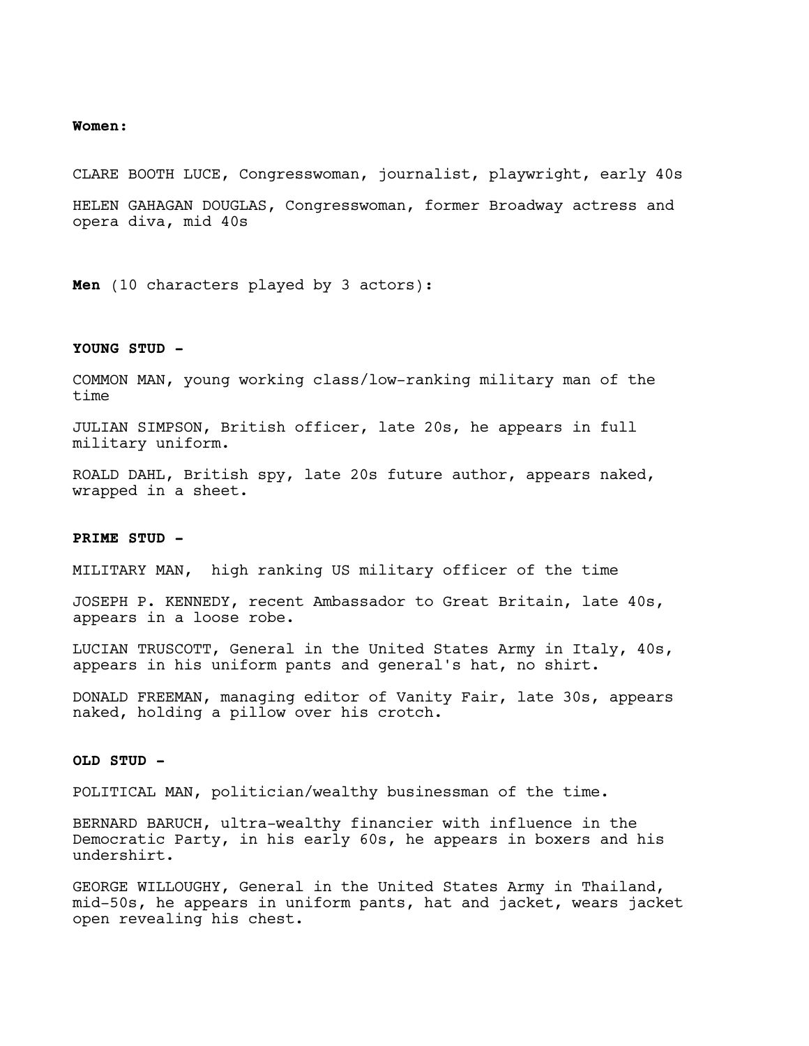**Women:**

CLARE BOOTH LUCE, Congresswoman, journalist, playwright, early 40s

HELEN GAHAGAN DOUGLAS, Congresswoman, former Broadway actress and opera diva, mid 40s

**Men** (10 characters played by 3 actors):

**YOUNG STUD -**

COMMON MAN, young working class/low-ranking military man of the time

JULIAN SIMPSON, British officer, late 20s, he appears in full military uniform.

ROALD DAHL, British spy, late 20s future author, appears naked, wrapped in a sheet.

**PRIME STUD -**

MILITARY MAN, high ranking US military officer of the time

JOSEPH P. KENNEDY, recent Ambassador to Great Britain, late 40s, appears in a loose robe.

LUCIAN TRUSCOTT, General in the United States Army in Italy, 40s, appears in his uniform pants and general's hat, no shirt.

DONALD FREEMAN, managing editor of Vanity Fair, late 30s, appears naked, holding a pillow over his crotch.

**OLD STUD -**

POLITICAL MAN, politician/wealthy businessman of the time.

BERNARD BARUCH, ultra-wealthy financier with influence in the Democratic Party, in his early 60s, he appears in boxers and his undershirt.

GEORGE WILLOUGHY, General in the United States Army in Thailand, mid-50s, he appears in uniform pants, hat and jacket, wears jacket open revealing his chest.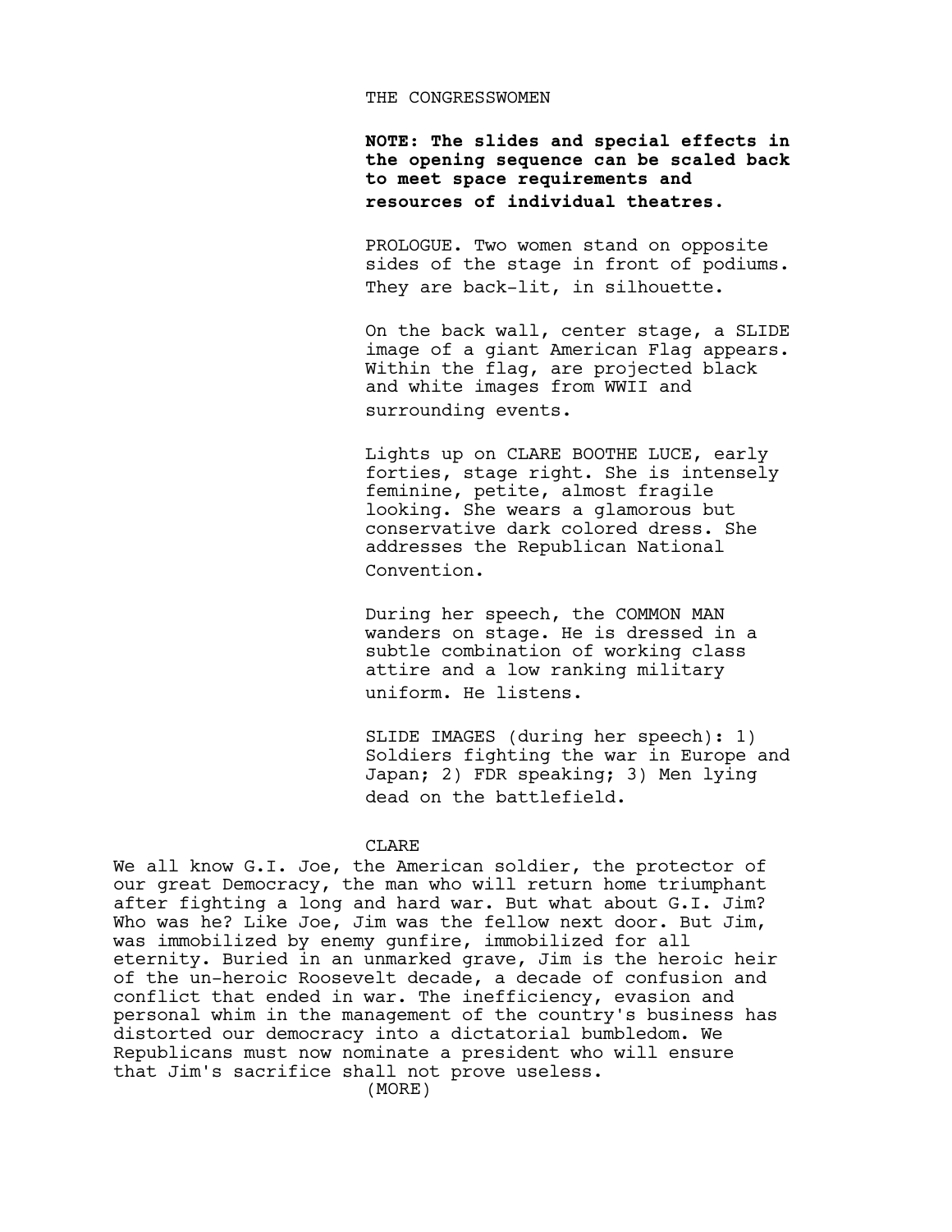THE CONGRESSWOMEN

**NOTE: The slides and special effects in the opening sequence can be scaled back to meet space requirements and resources of individual theatres.**

PROLOGUE. Two women stand on opposite sides of the stage in front of podiums. They are back-lit, in silhouette.

On the back wall, center stage, a SLIDE image of a giant American Flag appears. Within the flag, are projected black and white images from WWII and surrounding events.

Lights up on CLARE BOOTHE LUCE, early forties, stage right. She is intensely feminine, petite, almost fragile looking. She wears a glamorous but conservative dark colored dress. She addresses the Republican National Convention.

During her speech, the COMMON MAN wanders on stage. He is dressed in a subtle combination of working class attire and a low ranking military uniform. He listens.

SLIDE IMAGES (during her speech): 1) Soldiers fighting the war in Europe and Japan; 2) FDR speaking; 3) Men lying dead on the battlefield.

CLARE

We all know G.I. Joe, the American soldier, the protector of our great Democracy, the man who will return home triumphant after fighting a long and hard war. But what about G.I. Jim? Who was he? Like Joe, Jim was the fellow next door. But Jim, was immobilized by enemy gunfire, immobilized for all eternity. Buried in an unmarked grave, Jim is the heroic heir of the un-heroic Roosevelt decade, a decade of confusion and conflict that ended in war. The inefficiency, evasion and personal whim in the management of the country's business has distorted our democracy into a dictatorial bumbledom. We Republicans must now nominate a president who will ensure that Jim's sacrifice shall not prove useless.

(MORE)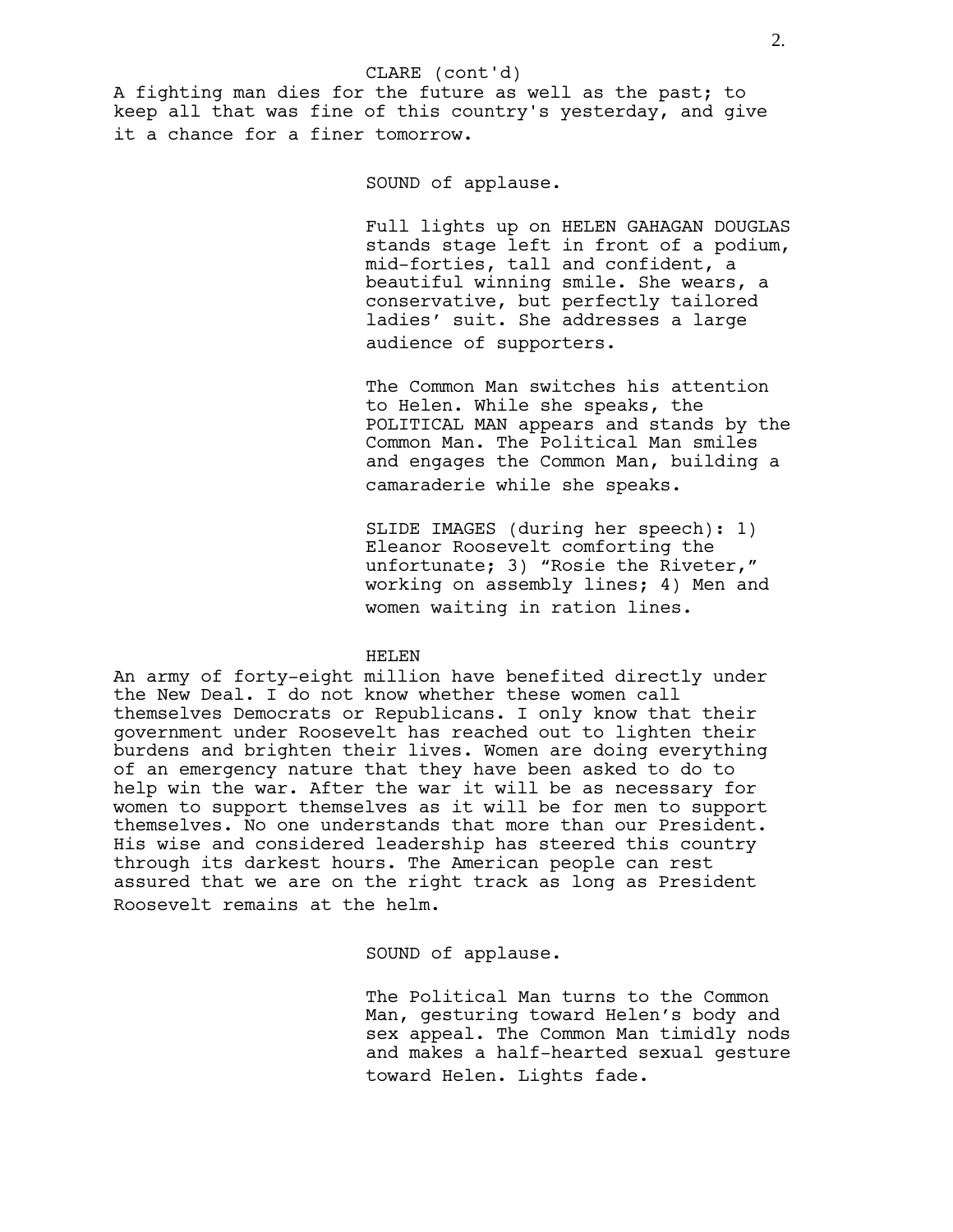CLARE (cont'd)

A fighting man dies for the future as well as the past; to keep all that was fine of this country's yesterday, and give it a chance for a finer tomorrow.

SOUND of applause.

Full lights up on HELEN GAHAGAN DOUGLAS stands stage left in front of a podium, mid-forties, tall and confident, a beautiful winning smile. She wears, a conservative, but perfectly tailored ladies' suit. She addresses a large audience of supporters.

The Common Man switches his attention to Helen. While she speaks, the POLITICAL MAN appears and stands by the Common Man. The Political Man smiles and engages the Common Man, building a camaraderie while she speaks.

SLIDE IMAGES (during her speech): 1) Eleanor Roosevelt comforting the unfortunate; 3) "Rosie the Riveter," working on assembly lines; 4) Men and women waiting in ration lines.

HELEN

An army of forty-eight million have benefited directly under the New Deal. I do not know whether these women call themselves Democrats or Republicans. I only know that their government under Roosevelt has reached out to lighten their burdens and brighten their lives. Women are doing everything of an emergency nature that they have been asked to do to help win the war. After the war it will be as necessary for women to support themselves as it will be for men to support themselves. No one understands that more than our President. His wise and considered leadership has steered this country through its darkest hours. The American people can rest assured that we are on the right track as long as President Roosevelt remains at the helm.

SOUND of applause.

The Political Man turns to the Common Man, gesturing toward Helen's body and sex appeal. The Common Man timidly nods and makes a half-hearted sexual gesture toward Helen. Lights fade.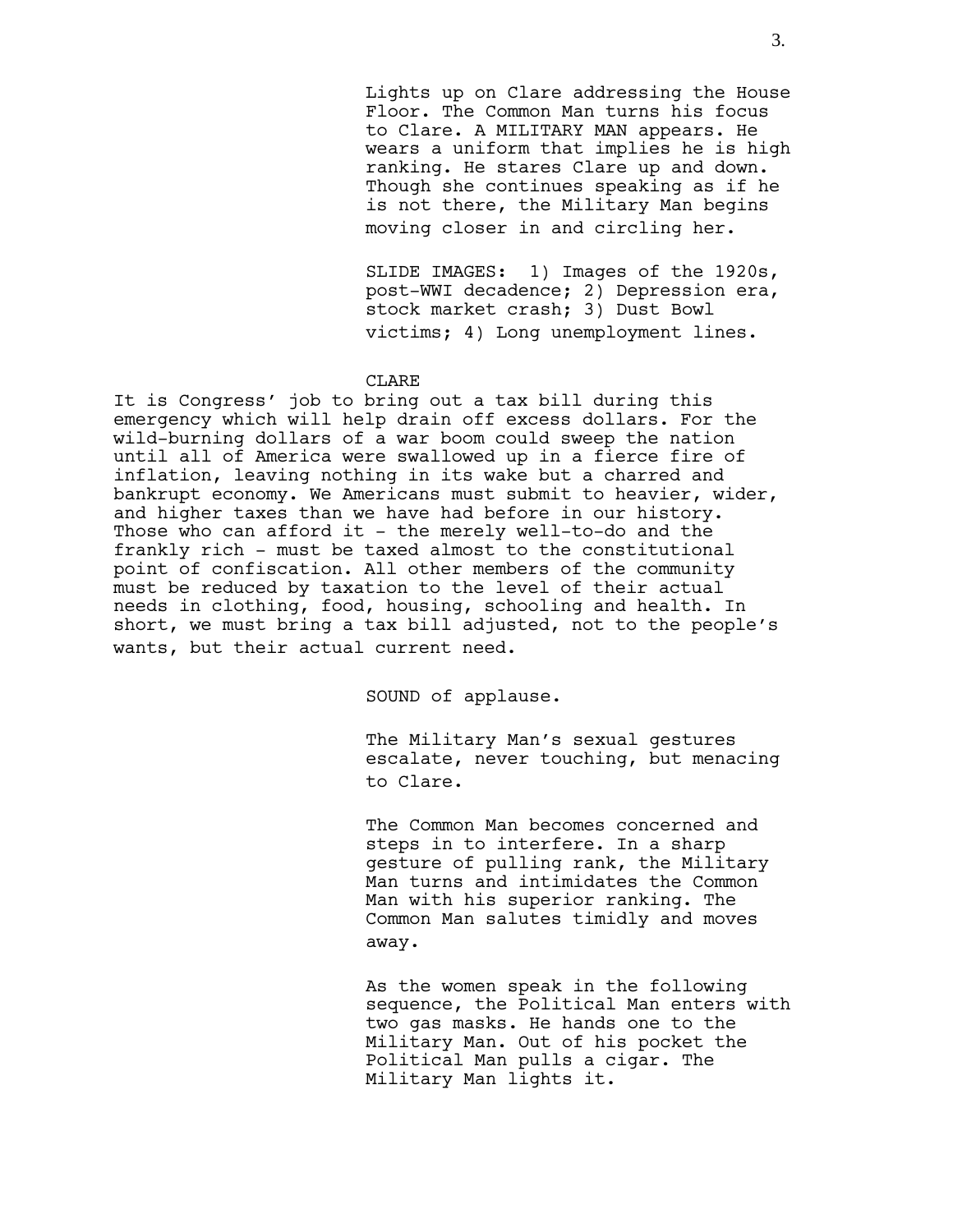Lights up on Clare addressing the House Floor. The Common Man turns his focus to Clare. A MILITARY MAN appears. He wears a uniform that implies he is high ranking. He stares Clare up and down. Though she continues speaking as if he is not there, the Military Man begins moving closer in and circling her.

SLIDE IMAGES: 1) Images of the 1920s, post-WWI decadence; 2) Depression era, stock market crash; 3) Dust Bowl victims; 4) Long unemployment lines.

CLARE

It is Congress' job to bring out a tax bill during this emergency which will help drain off excess dollars. For the wild-burning dollars of a war boom could sweep the nation until all of America were swallowed up in a fierce fire of inflation, leaving nothing in its wake but a charred and bankrupt economy. We Americans must submit to heavier, wider, and higher taxes than we have had before in our history. Those who can afford it - the merely well-to-do and the frankly rich - must be taxed almost to the constitutional point of confiscation. All other members of the community must be reduced by taxation to the level of their actual needs in clothing, food, housing, schooling and health. In short, we must bring a tax bill adjusted, not to the people's wants, but their actual current need.

SOUND of applause.

The Military Man's sexual gestures escalate, never touching, but menacing to Clare.

The Common Man becomes concerned and steps in to interfere. In a sharp gesture of pulling rank, the Military Man turns and intimidates the Common Man with his superior ranking. The Common Man salutes timidly and moves away.

As the women speak in the following sequence, the Political Man enters with two gas masks. He hands one to the Military Man. Out of his pocket the Political Man pulls a cigar. The Military Man lights it.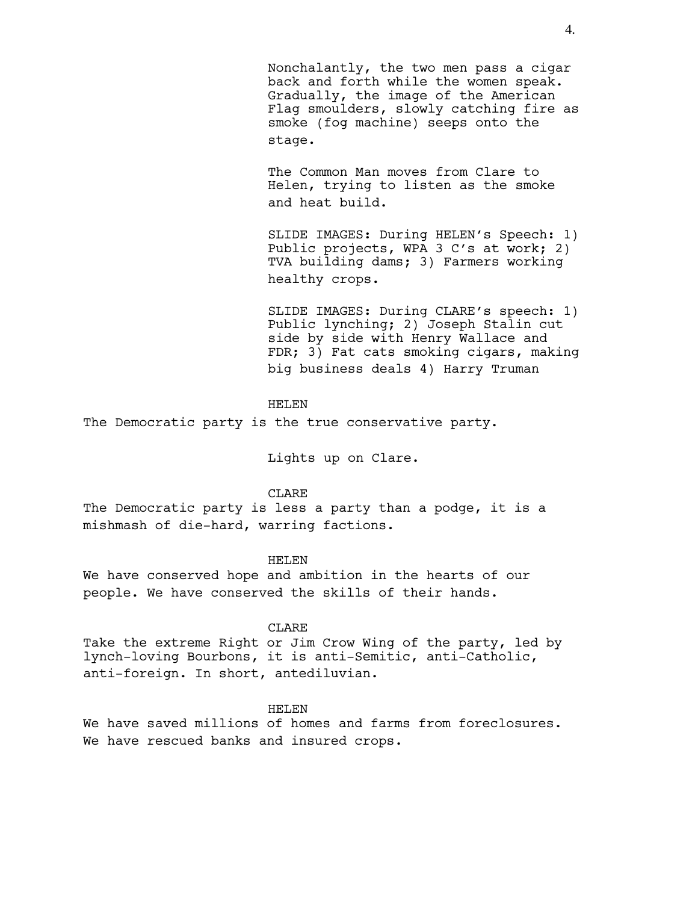Nonchalantly, the two men pass a cigar back and forth while the women speak. Gradually, the image of the American Flag smoulders, slowly catching fire as smoke (fog machine) seeps onto the stage.

The Common Man moves from Clare to Helen, trying to listen as the smoke and heat build.

SLIDE IMAGES: During HELEN's Speech: 1) Public projects, WPA 3 C's at work; 2) TVA building dams; 3) Farmers working healthy crops.

SLIDE IMAGES: During CLARE's speech: 1) Public lynching; 2) Joseph Stalin cut side by side with Henry Wallace and FDR; 3) Fat cats smoking cigars, making big business deals 4) Harry Truman

HELEN

The Democratic party is the true conservative party.

Lights up on Clare.

CLARE

The Democratic party is less a party than a podge, it is a mishmash of die-hard, warring factions.

HELEN

We have conserved hope and ambition in the hearts of our people. We have conserved the skills of their hands.

CLARE

Take the extreme Right or Jim Crow Wing of the party, led by lynch-loving Bourbons, it is anti-Semitic, anti-Catholic, anti-foreign. In short, antediluvian.

HELEN

We have saved millions of homes and farms from foreclosures. We have rescued banks and insured crops.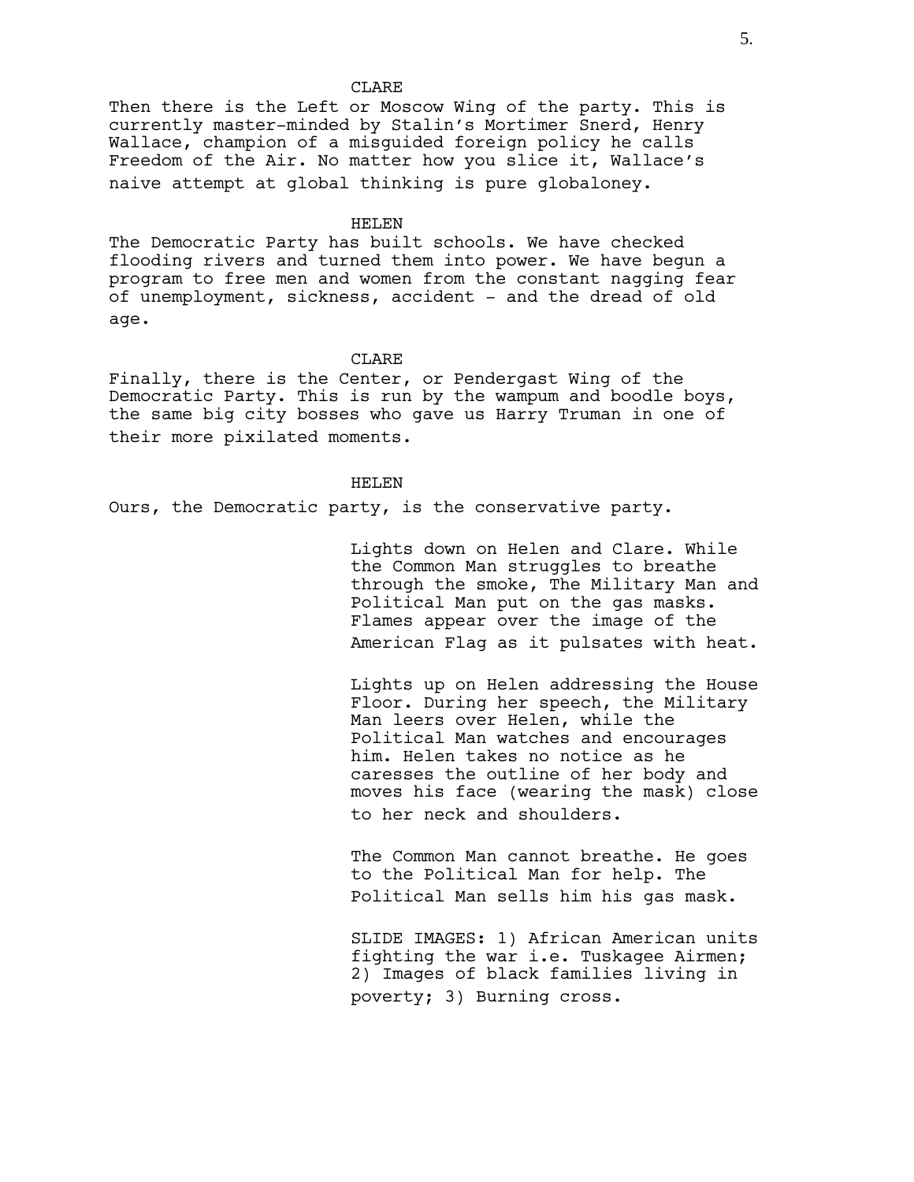CLARE

Then there is the Left or Moscow Wing of the party. This is currently master-minded by Stalin's Mortimer Snerd, Henry Wallace, champion of a misguided foreign policy he calls Freedom of the Air. No matter how you slice it, Wallace's naive attempt at global thinking is pure globaloney.

HELEN

The Democratic Party has built schools. We have checked flooding rivers and turned them into power. We have begun a program to free men and women from the constant nagging fear of unemployment, sickness, accident - and the dread of old age.

CLARE

Finally, there is the Center, or Pendergast Wing of the Democratic Party. This is run by the wampum and boodle boys, the same big city bosses who gave us Harry Truman in one of their more pixilated moments.

HELEN

Ours, the Democratic party, is the conservative party.

Lights down on Helen and Clare. While the Common Man struggles to breathe through the smoke, The Military Man and Political Man put on the gas masks. Flames appear over the image of the American Flag as it pulsates with heat.

Lights up on Helen addressing the House Floor. During her speech, the Military Man leers over Helen, while the Political Man watches and encourages him. Helen takes no notice as he caresses the outline of her body and moves his face (wearing the mask) close to her neck and shoulders.

The Common Man cannot breathe. He goes to the Political Man for help. The Political Man sells him his gas mask.

SLIDE IMAGES: 1) African American units fighting the war i.e. Tuskagee Airmen; 2) Images of black families living in poverty; 3) Burning cross.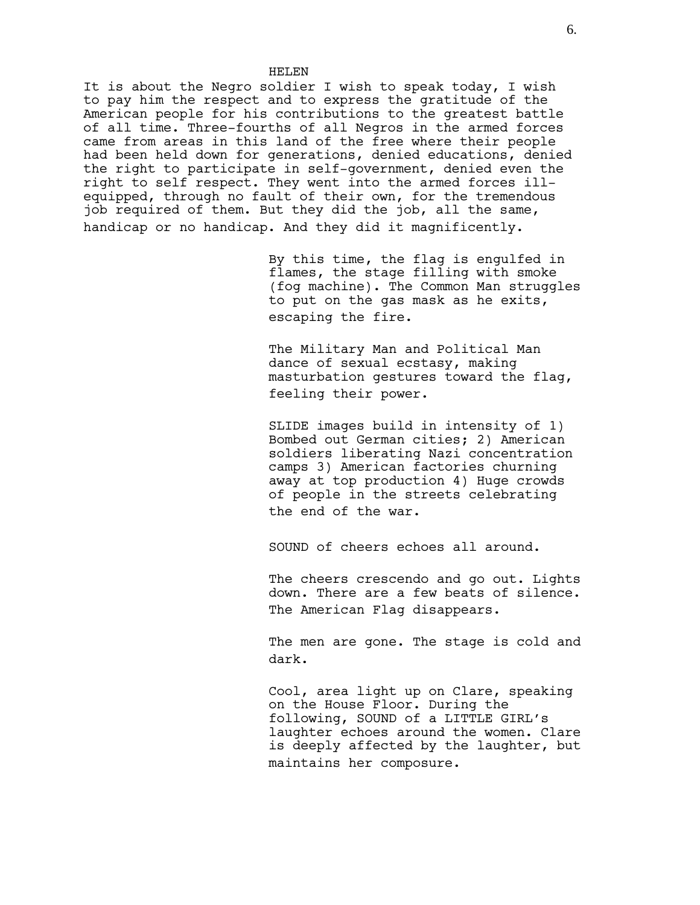HELEN

It is about the Negro soldier I wish to speak today, I wish to pay him the respect and to express the gratitude of the American people for his contributions to the greatest battle of all time. Three-fourths of all Negros in the armed forces came from areas in this land of the free where their people had been held down for generations, denied educations, denied the right to participate in self-government, denied even the right to self respect. They went into the armed forces ill-equipped, through no fault of their own, for the tremendous job required of them. But they did the job, all the same, handicap or no handicap. And they did it magnificently.

By this time, the flag is engulfed in flames, the stage filling with smoke (fog machine). The Common Man struggles to put on the gas mask as he exits, escaping the fire.

The Military Man and Political Man dance of sexual ecstasy, making masturbation gestures toward the flag, feeling their power.

SLIDE images build in intensity of 1) Bombed out German cities; 2) American soldiers liberating Nazi concentration camps 3) American factories churning away at top production 4) Huge crowds of people in the streets celebrating the end of the war.

SOUND of cheers echoes all around.

The cheers crescendo and go out. Lights down. There are a few beats of silence. The American Flag disappears.

The men are gone. The stage is cold and dark.

Cool, area light up on Clare, speaking on the House Floor. During the following, SOUND of a LITTLE GIRL's laughter echoes around the women. Clare is deeply affected by the laughter, but maintains her composure.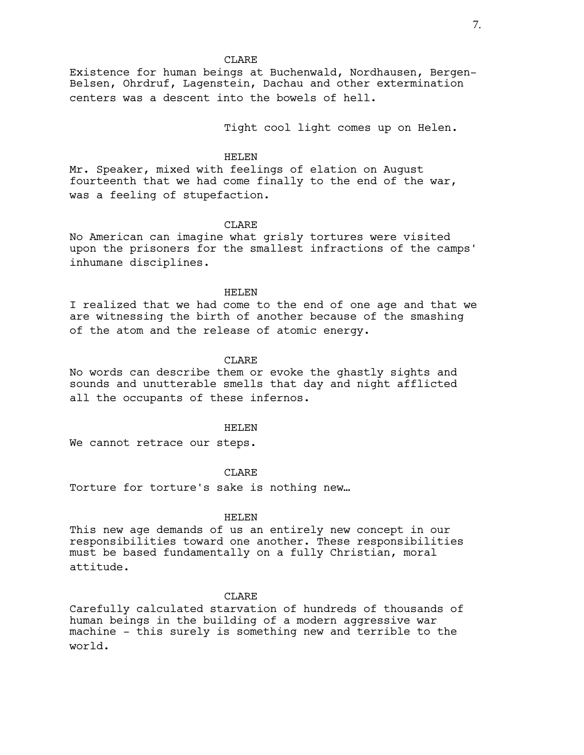CLARE

Existence for human beings at Buchenwald, Nordhausen, Bergen-Belsen, Ohrdruf, Lagenstein, Dachau and other extermination centers was a descent into the bowels of hell.

Tight cool light comes up on Helen.

HELEN

Mr. Speaker, mixed with feelings of elation on August fourteenth that we had come finally to the end of the war, was a feeling of stupefaction.

CLARE

No American can imagine what grisly tortures were visited upon the prisoners for the smallest infractions of the camps' inhumane disciplines.

HELEN

I realized that we had come to the end of one age and that we are witnessing the birth of another because of the smashing of the atom and the release of atomic energy.

CLARE

No words can describe them or evoke the ghastly sights and sounds and unutterable smells that day and night afflicted all the occupants of these infernos.

HELEN

We cannot retrace our steps.

CLARE

Torture for torture's sake is nothing new…

HELEN

This new age demands of us an entirely new concept in our responsibilities toward one another. These responsibilities must be based fundamentally on a fully Christian, moral attitude.

CLARE

Carefully calculated starvation of hundreds of thousands of human beings in the building of a modern aggressive war machine - this surely is something new and terrible to the world.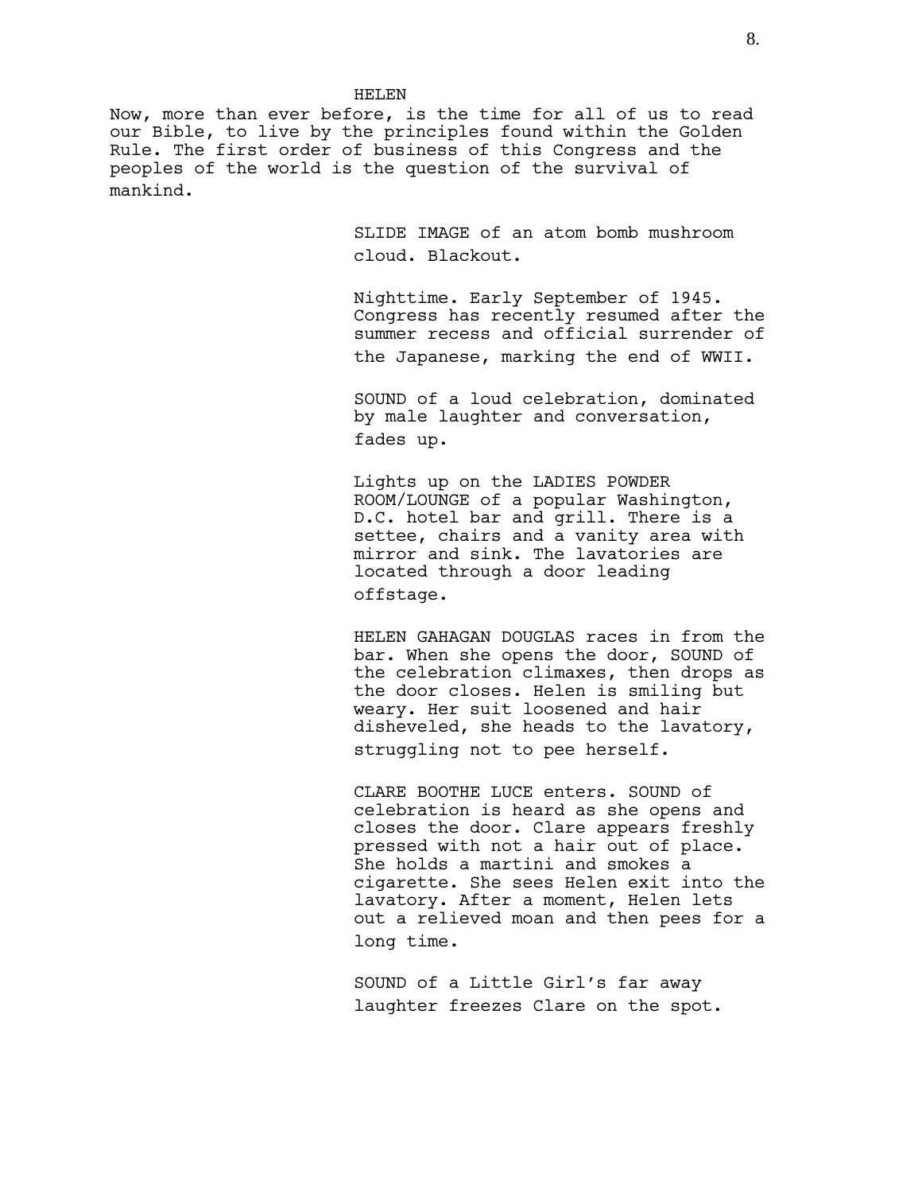HELEN

Now, more than ever before, is the time for all of us to read our Bible, to live by the principles found within the Golden Rule. The first order of business of this Congress and the peoples of the world is the question of the survival of mankind.

SLIDE IMAGE of an atom bomb mushroom cloud. Blackout.

Nighttime. Early September of 1945. Congress has recently resumed after the summer recess and official surrender of the Japanese, marking the end of WWII.

SOUND of a loud celebration, dominated by male laughter and conversation, fades up.

Lights up on the LADIES POWDER ROOM/LOUNGE of a popular Washington, D.C. hotel bar and grill. There is a settee, chairs and a vanity area with mirror and sink. The lavatories are located through a door leading offstage.

HELEN GAHAGAN DOUGLAS races in from the bar. When she opens the door, SOUND of the celebration climaxes, then drops as the door closes. Helen is smiling but weary. Her suit loosened and hair disheveled, she heads to the lavatory, struggling not to pee herself.

CLARE BOOTHE LUCE enters. SOUND of celebration is heard as she opens and closes the door. Clare appears freshly pressed with not a hair out of place. She holds a martini and smokes a cigarette. She sees Helen exit into the lavatory. After a moment, Helen lets out a relieved moan and then pees for a long time.

SOUND of a Little Girl's far away laughter freezes Clare on the spot.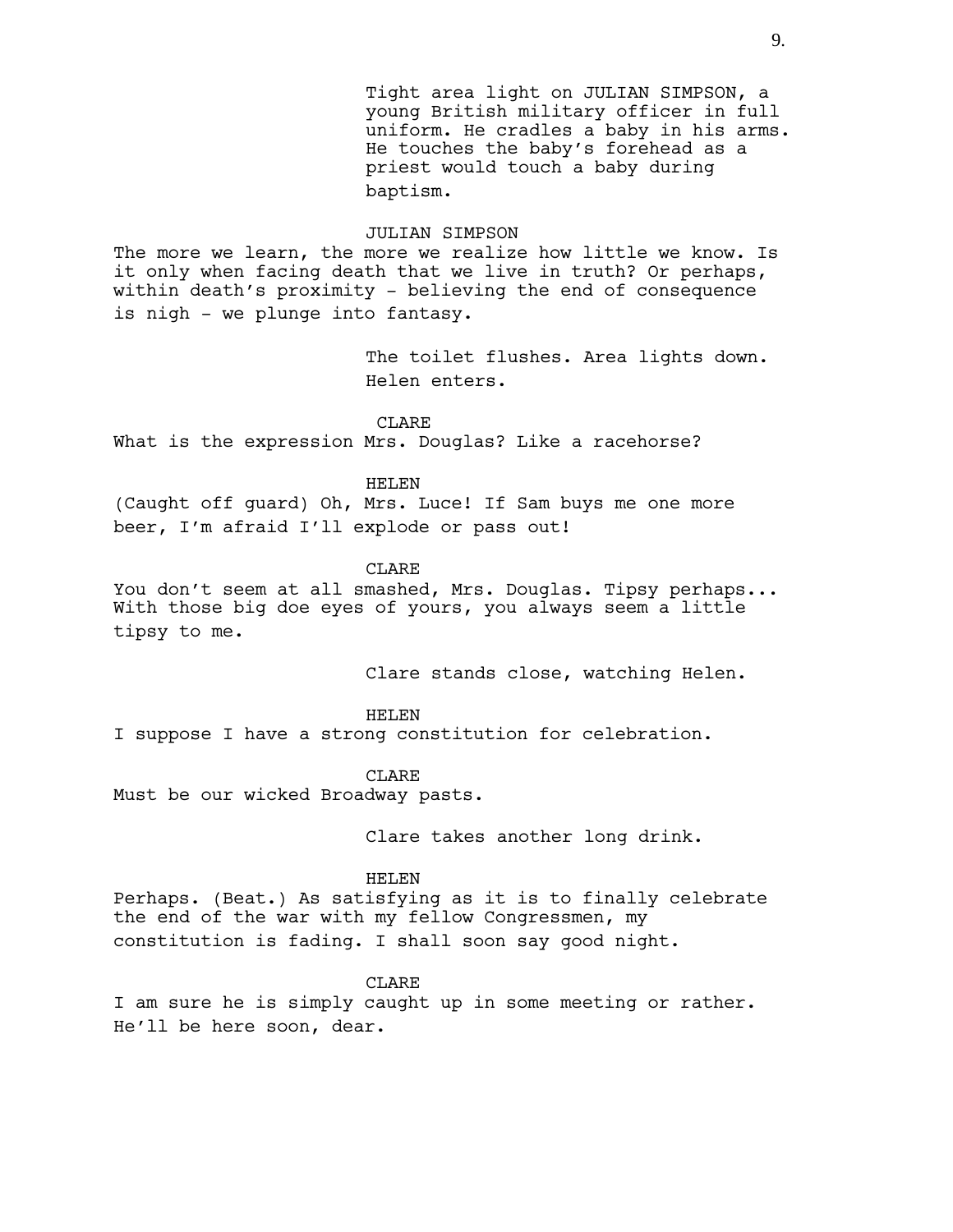Tight area light on JULIAN SIMPSON, a young British military officer in full uniform. He cradles a baby in his arms. He touches the baby's forehead as a priest would touch a baby during baptism.

JULIAN SIMPSON

The more we learn, the more we realize how little we know. Is it only when facing death that we live in truth? Or perhaps, within death's proximity - believing the end of consequence is nigh - we plunge into fantasy.

The toilet flushes. Area lights down. Helen enters.

CLARE

What is the expression Mrs. Douglas? Like a racehorse?

HELEN

(Caught off guard) Oh, Mrs. Luce! If Sam buys me one more beer, I'm afraid I'll explode or pass out!

CLARE

You don't seem at all smashed, Mrs. Douglas. Tipsy perhaps... With those big doe eyes of yours, you always seem a little tipsy to me.

Clare stands close, watching Helen.

HELEN

I suppose I have a strong constitution for celebration.

CLARE

Must be our wicked Broadway pasts.

Clare takes another long drink.

HELEN

Perhaps. (Beat.) As satisfying as it is to finally celebrate the end of the war with my fellow Congressmen, my constitution is fading. I shall soon say good night.

CLARE

I am sure he is simply caught up in some meeting or rather. He'll be here soon, dear.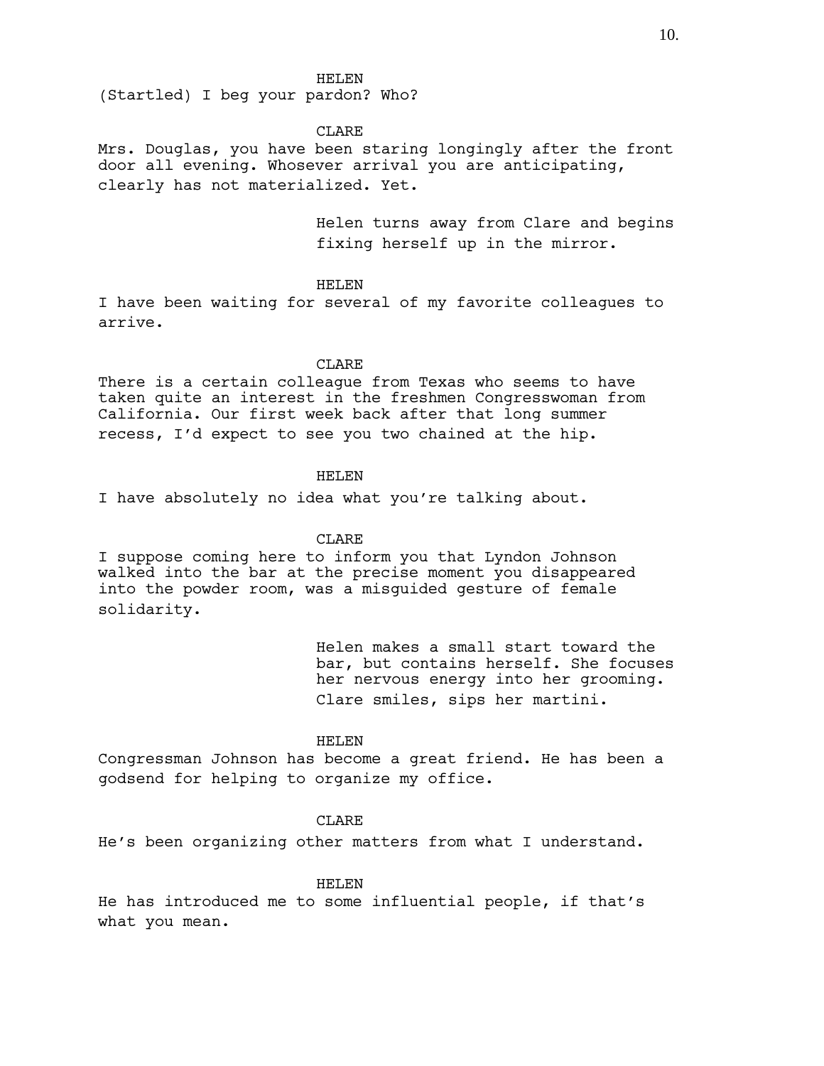HELEN

(Startled) I beg your pardon? Who?

CLARE

Mrs. Douglas, you have been staring longingly after the front door all evening. Whosever arrival you are anticipating, clearly has not materialized. Yet.

Helen turns away from Clare and begins fixing herself up in the mirror.

HELEN

I have been waiting for several of my favorite colleagues to arrive.

CLARE

There is a certain colleague from Texas who seems to have taken quite an interest in the freshmen Congresswoman from California. Our first week back after that long summer recess, I'd expect to see you two chained at the hip.

HELEN

I have absolutely no idea what you're talking about.

CLARE

I suppose coming here to inform you that Lyndon Johnson walked into the bar at the precise moment you disappeared into the powder room, was a misguided gesture of female solidarity.

Helen makes a small start toward the bar, but contains herself. She focuses her nervous energy into her grooming. Clare smiles, sips her martini.

HELEN

Congressman Johnson has become a great friend. He has been a godsend for helping to organize my office.

CLARE

He's been organizing other matters from what I understand.

HELEN

He has introduced me to some influential people, if that's what you mean.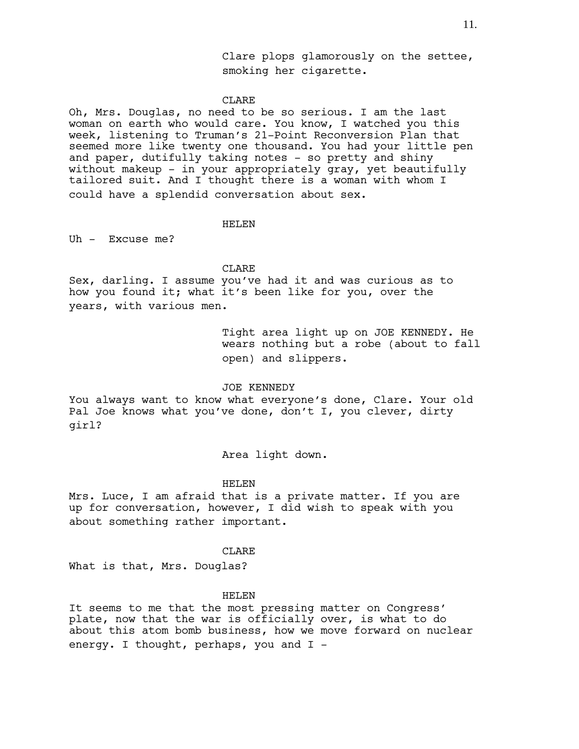Clare plops glamorously on the settee, smoking her cigarette.

CLARE

Oh, Mrs. Douglas, no need to be so serious. I am the last woman on earth who would care. You know, I watched you this week, listening to Truman's 21-Point Reconversion Plan that seemed more like twenty one thousand. You had your little pen and paper, dutifully taking notes - so pretty and shiny without makeup - in your appropriately gray, yet beautifully tailored suit. And I thought there is a woman with whom I could have a splendid conversation about sex.

HELEN

Uh - Excuse me?

CLARE

Sex, darling. I assume you've had it and was curious as to how you found it; what it's been like for you, over the years, with various men.

Tight area light up on JOE KENNEDY. He wears nothing but a robe (about to fall open) and slippers.

JOE KENNEDY

You always want to know what everyone's done, Clare. Your old Pal Joe knows what you've done, don't I, you clever, dirty girl?

Area light down.

HELEN

Mrs. Luce, I am afraid that is a private matter. If you are up for conversation, however, I did wish to speak with you about something rather important.

CLARE

What is that, Mrs. Douglas?

HELEN

It seems to me that the most pressing matter on Congress' plate, now that the war is officially over, is what to do about this atom bomb business, how we move forward on nuclear energy. I thought, perhaps, you and I -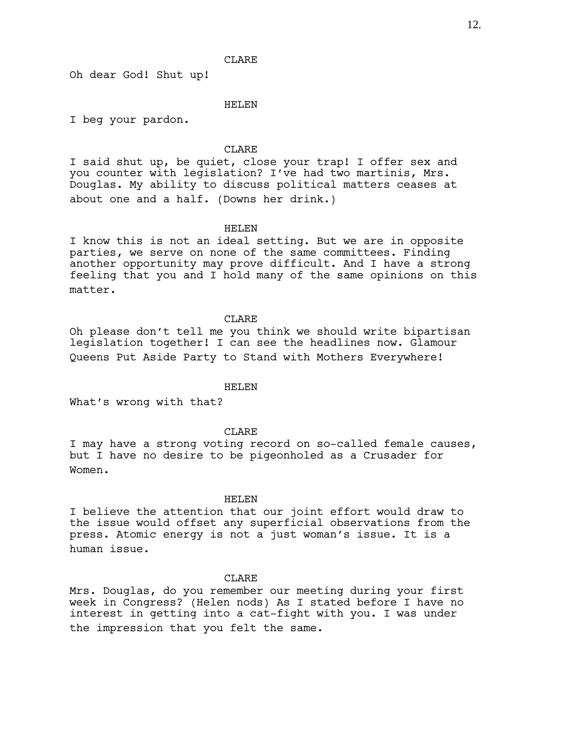CLARE

Oh dear God! Shut up!

HELEN

I beg your pardon.

CLARE

I said shut up, be quiet, close your trap! I offer sex and you counter with legislation? I've had two martinis, Mrs. Douglas. My ability to discuss political matters ceases at about one and a half. (Downs her drink.)

HELEN

I know this is not an ideal setting. But we are in opposite parties, we serve on none of the same committees. Finding another opportunity may prove difficult. And I have a strong feeling that you and I hold many of the same opinions on this matter.

CLARE

Oh please don't tell me you think we should write bipartisan legislation together! I can see the headlines now. Glamour Queens Put Aside Party to Stand with Mothers Everywhere!

HELEN

What's wrong with that?

CLARE

I may have a strong voting record on so-called female causes, but I have no desire to be pigeonholed as a Crusader for Women.

HELEN

I believe the attention that our joint effort would draw to the issue would offset any superficial observations from the press. Atomic energy is not a just woman's issue. It is a human issue.

CLARE

Mrs. Douglas, do you remember our meeting during your first week in Congress? (Helen nods) As I stated before I have no interest in getting into a cat-fight with you. I was under the impression that you felt the same.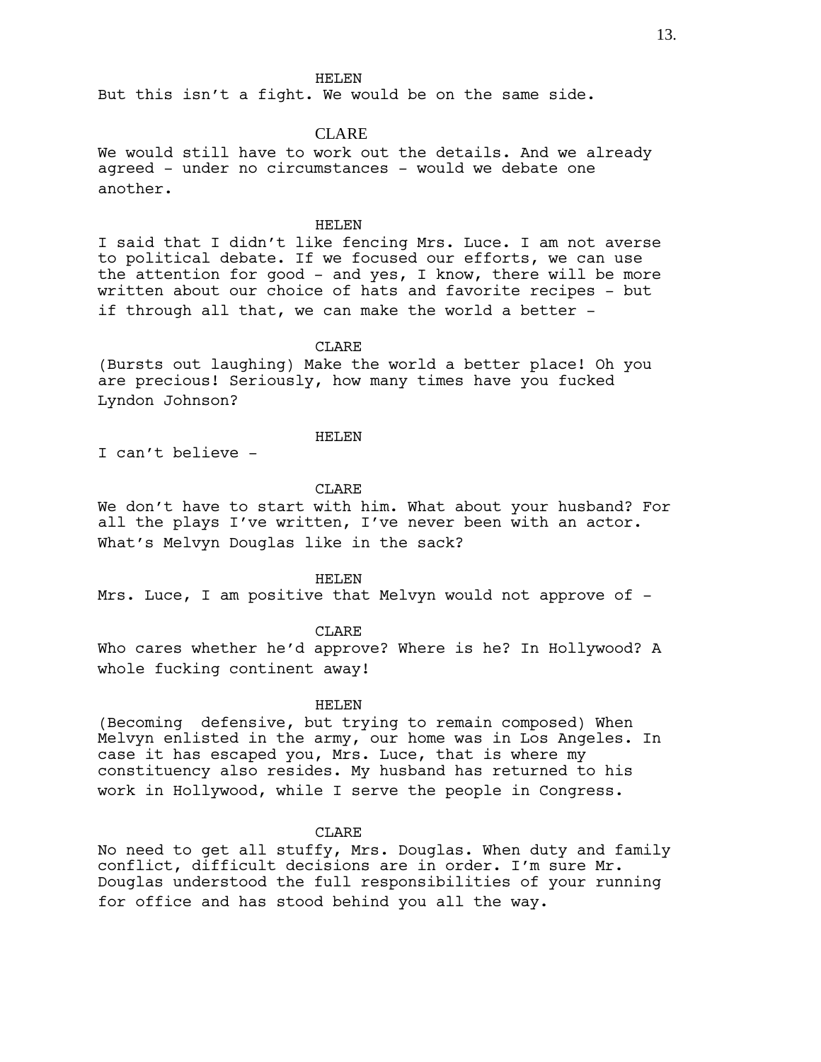HELEN

But this isn't a fight. We would be on the same side.

CLARE

We would still have to work out the details. And we already agreed - under no circumstances - would we debate one another.

HELEN

I said that I didn't like fencing Mrs. Luce. I am not averse to political debate. If we focused our efforts, we can use the attention for good - and yes, I know, there will be more written about our choice of hats and favorite recipes - but if through all that, we can make the world a better -

CLARE

(Bursts out laughing) Make the world a better place! Oh you are precious! Seriously, how many times have you fucked Lyndon Johnson?

HELEN

I can't believe -

CLARE

We don't have to start with him. What about your husband? For all the plays I've written, I've never been with an actor. What's Melvyn Douglas like in the sack?

HELEN

Mrs. Luce, I am positive that Melvyn would not approve of -

CLARE

Who cares whether he'd approve? Where is he? In Hollywood? A whole fucking continent away!

HELEN

(Becoming defensive, but trying to remain composed) When Melvyn enlisted in the army, our home was in Los Angeles. In case it has escaped you, Mrs. Luce, that is where my constituency also resides. My husband has returned to his work in Hollywood, while I serve the people in Congress.

CLARE

No need to get all stuffy, Mrs. Douglas. When duty and family conflict, difficult decisions are in order. I'm sure Mr. Douglas understood the full responsibilities of your running for office and has stood behind you all the way.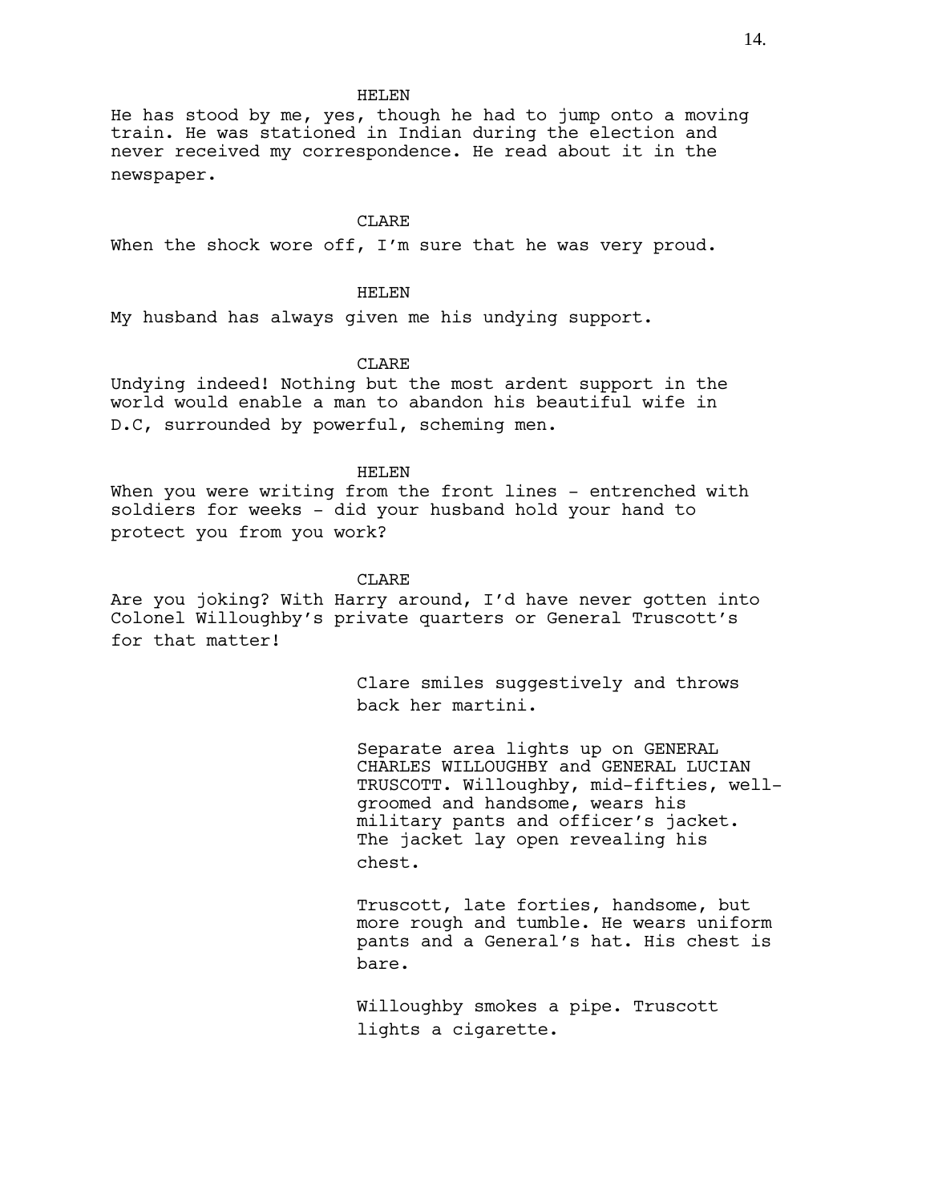HELEN

He has stood by me, yes, though he had to jump onto a moving train. He was stationed in Indian during the election and never received my correspondence. He read about it in the newspaper.

CLARE

When the shock wore off, I'm sure that he was very proud.

HELEN

My husband has always given me his undying support.

CLARE

Undying indeed! Nothing but the most ardent support in the world would enable a man to abandon his beautiful wife in D.C, surrounded by powerful, scheming men.

HELEN

When you were writing from the front lines - entrenched with soldiers for weeks - did your husband hold your hand to protect you from you work?

CLARE

Are you joking? With Harry around, I'd have never gotten into Colonel Willoughby's private quarters or General Truscott's for that matter!

Clare smiles suggestively and throws back her martini.

Separate area lights up on GENERAL CHARLES WILLOUGHBY and GENERAL LUCIAN TRUSCOTT. Willoughby, mid-fifties, well-groomed and handsome, wears his military pants and officer's jacket. The jacket lay open revealing his chest.

Truscott, late forties, handsome, but more rough and tumble. He wears uniform pants and a General's hat. His chest is bare.

Willoughby smokes a pipe. Truscott lights a cigarette.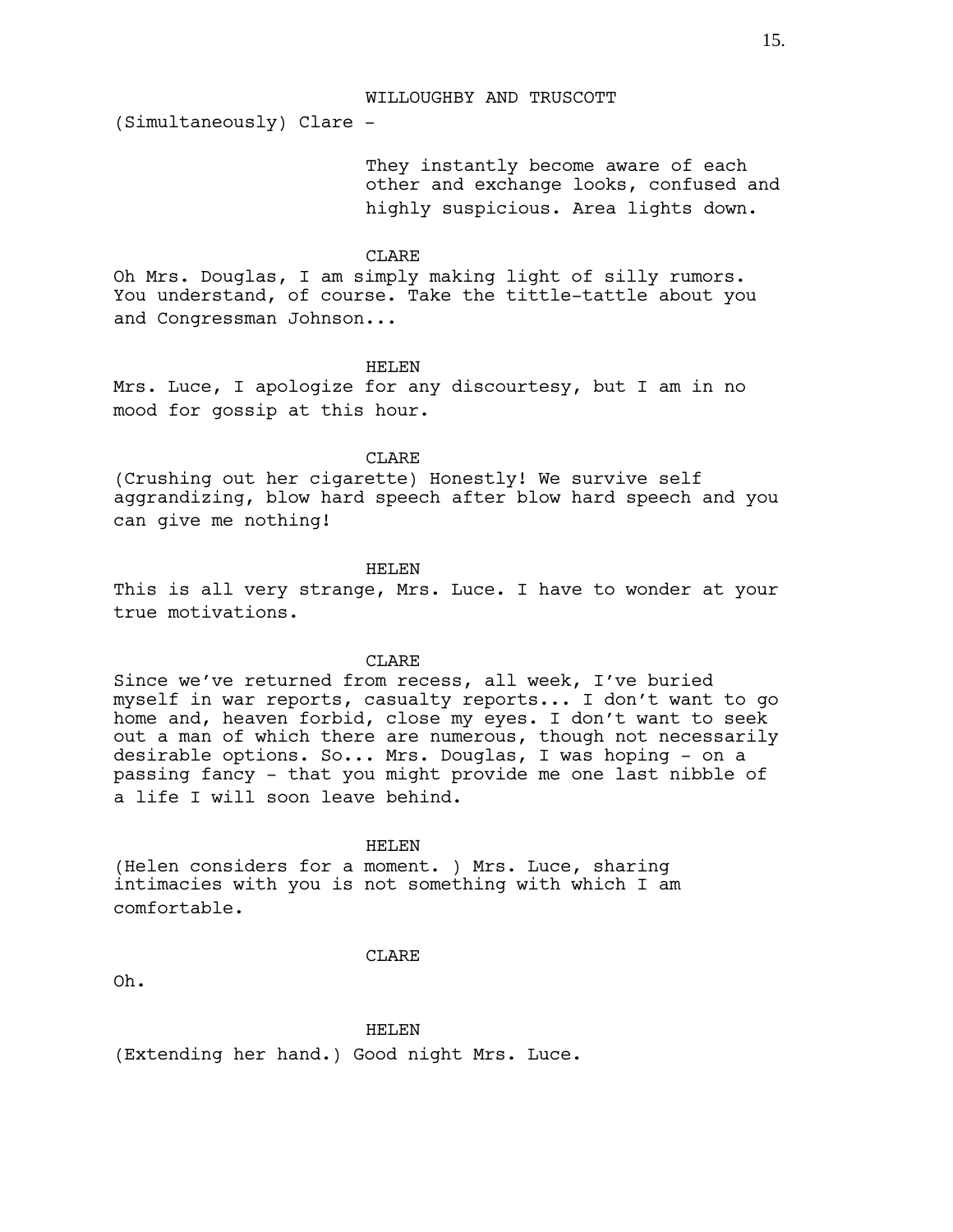WILLOUGHBY AND TRUSCOTT

(Simultaneously) Clare -

They instantly become aware of each other and exchange looks, confused and highly suspicious. Area lights down.

CLARE

Oh Mrs. Douglas, I am simply making light of silly rumors. You understand, of course. Take the tittle-tattle about you and Congressman Johnson...

HELEN

Mrs. Luce, I apologize for any discourtesy, but I am in no mood for gossip at this hour.

CLARE

(Crushing out her cigarette) Honestly! We survive self aggrandizing, blow hard speech after blow hard speech and you can give me nothing!

HELEN

This is all very strange, Mrs. Luce. I have to wonder at your true motivations.

CLARE

Since we've returned from recess, all week, I've buried myself in war reports, casualty reports... I don't want to go home and, heaven forbid, close my eyes. I don't want to seek out a man of which there are numerous, though not necessarily desirable options. So... Mrs. Douglas, I was hoping - on a passing fancy - that you might provide me one last nibble of a life I will soon leave behind.

HELEN

(Helen considers for a moment. ) Mrs. Luce, sharing intimacies with you is not something with which I am comfortable.

CLARE

Oh.

HELEN

(Extending her hand.) Good night Mrs. Luce.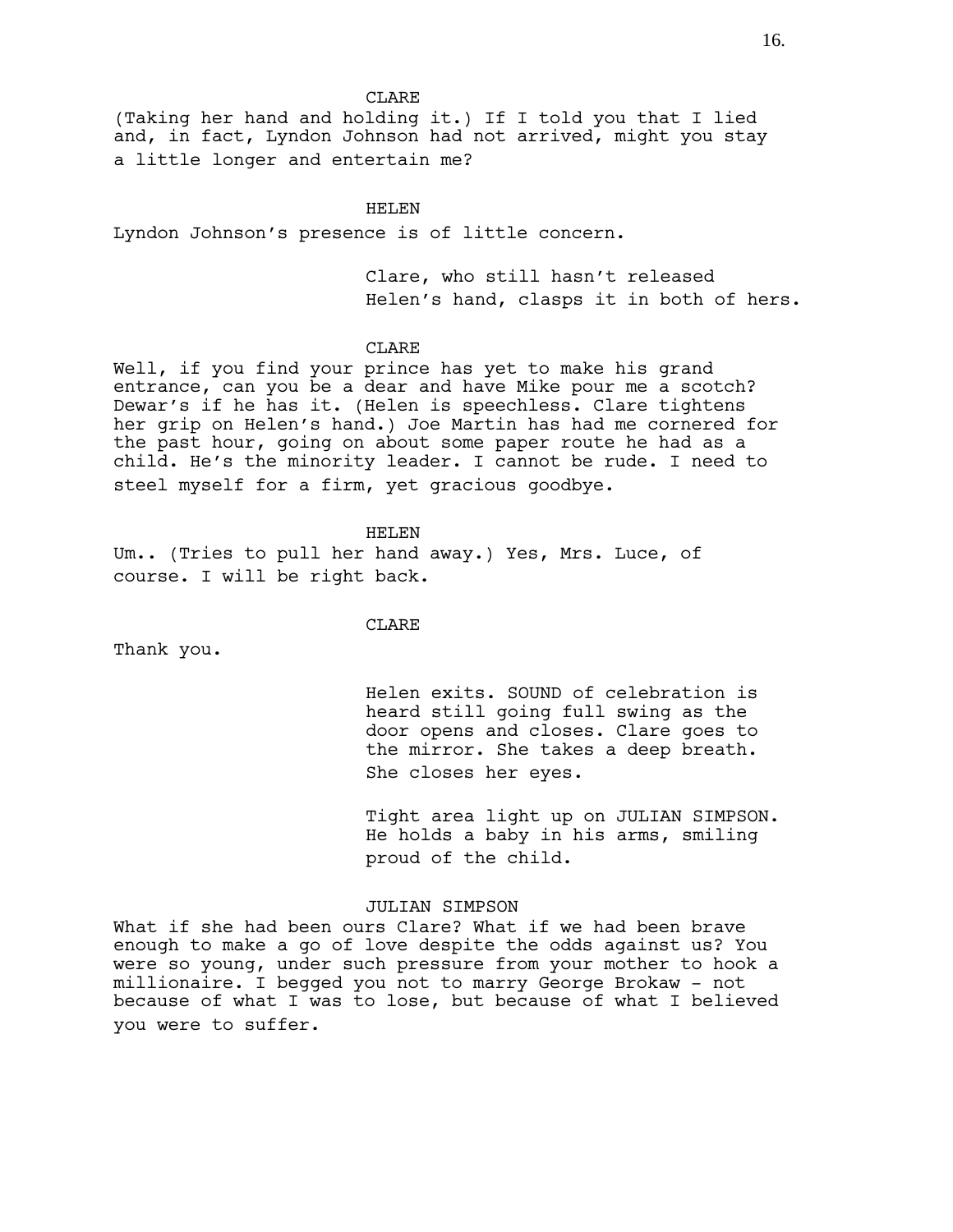CLARE

(Taking her hand and holding it.) If I told you that I lied and, in fact, Lyndon Johnson had not arrived, might you stay a little longer and entertain me?

HELEN

Lyndon Johnson's presence is of little concern.

Clare, who still hasn't released Helen's hand, clasps it in both of hers.

CLARE

Well, if you find your prince has yet to make his grand entrance, can you be a dear and have Mike pour me a scotch? Dewar's if he has it. (Helen is speechless. Clare tightens her grip on Helen's hand.) Joe Martin has had me cornered for the past hour, going on about some paper route he had as a child. He's the minority leader. I cannot be rude. I need to steel myself for a firm, yet gracious goodbye.

HELEN

Um.. (Tries to pull her hand away.) Yes, Mrs. Luce, of course. I will be right back.

CLARE

Thank you.

Helen exits. SOUND of celebration is heard still going full swing as the door opens and closes. Clare goes to the mirror. She takes a deep breath. She closes her eyes.

Tight area light up on JULIAN SIMPSON. He holds a baby in his arms, smiling proud of the child.

JULIAN SIMPSON

What if she had been ours Clare? What if we had been brave enough to make a go of love despite the odds against us? You were so young, under such pressure from your mother to hook a millionaire. I begged you not to marry George Brokaw - not because of what I was to lose, but because of what I believed you were to suffer.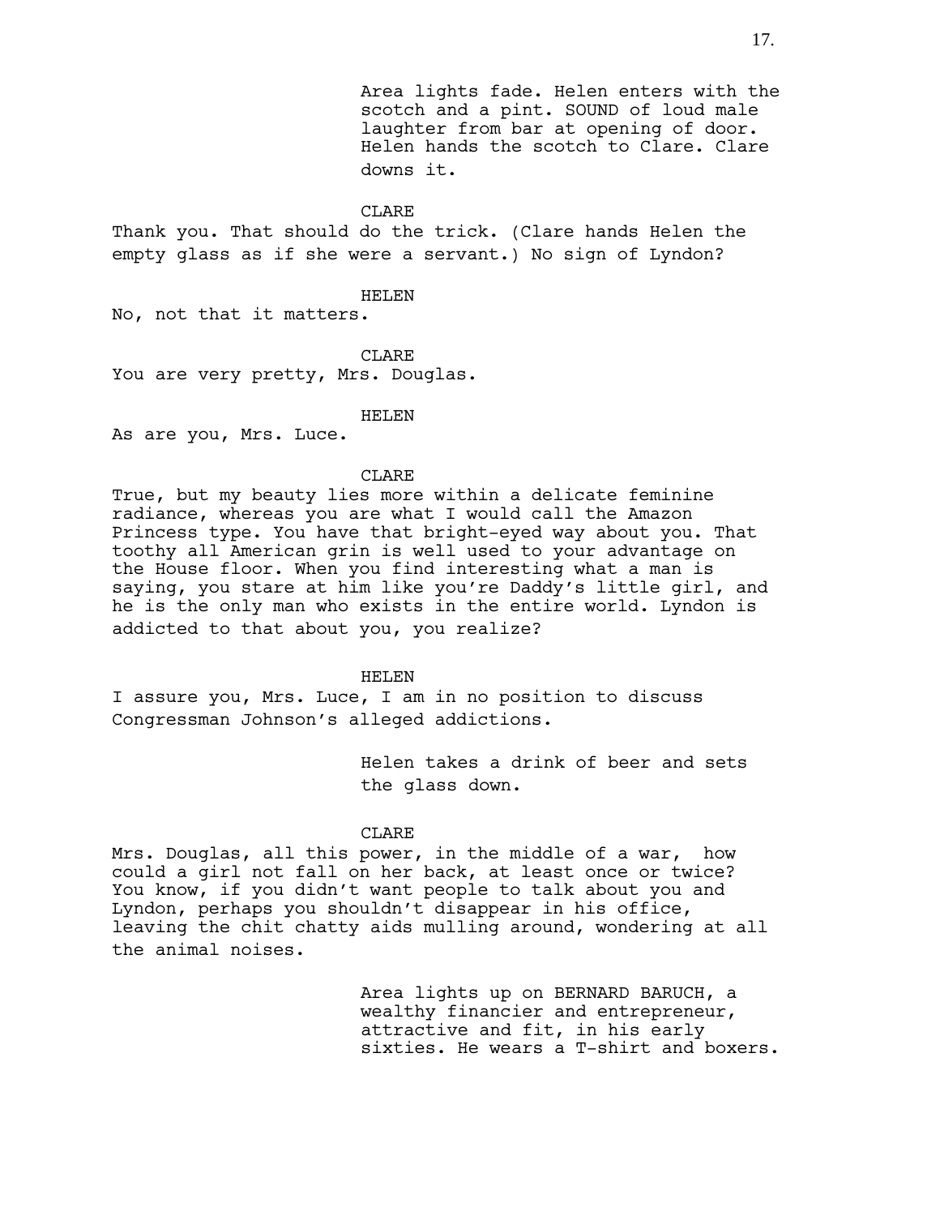Area lights fade. Helen enters with the scotch and a pint. SOUND of loud male laughter from bar at opening of door. Helen hands the scotch to Clare. Clare downs it.

CLARE

Thank you. That should do the trick. (Clare hands Helen the empty glass as if she were a servant.) No sign of Lyndon?

HELEN

No, not that it matters.

CLARE

You are very pretty, Mrs. Douglas.

HELEN

As are you, Mrs. Luce.

CLARE

True, but my beauty lies more within a delicate feminine radiance, whereas you are what I would call the Amazon Princess type. You have that bright-eyed way about you. That toothy all American grin is well used to your advantage on the House floor. When you find interesting what a man is saying, you stare at him like you're Daddy's little girl, and he is the only man who exists in the entire world. Lyndon is addicted to that about you, you realize?

HELEN

I assure you, Mrs. Luce, I am in no position to discuss Congressman Johnson's alleged addictions.

Helen takes a drink of beer and sets the glass down.

CLARE

Mrs. Douglas, all this power, in the middle of a war, how could a girl not fall on her back, at least once or twice? You know, if you didn't want people to talk about you and Lyndon, perhaps you shouldn't disappear in his office, leaving the chit chatty aids mulling around, wondering at all the animal noises.

Area lights up on BERNARD BARUCH, a wealthy financier and entrepreneur, attractive and fit, in his early sixties. He wears a T-shirt and boxers.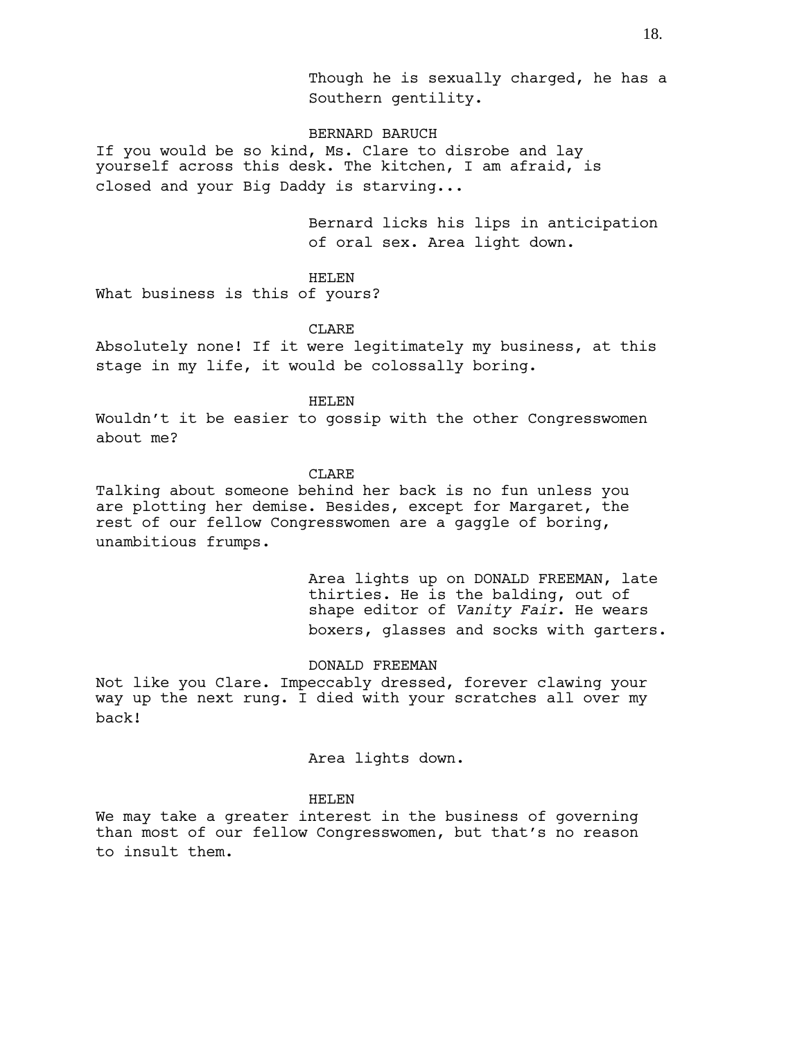Though he is sexually charged, he has a Southern gentility.

BERNARD BARUCH

If you would be so kind, Ms. Clare to disrobe and lay yourself across this desk. The kitchen, I am afraid, is closed and your Big Daddy is starving...

Bernard licks his lips in anticipation of oral sex. Area light down.

HELEN

What business is this of yours?

CLARE

Absolutely none! If it were legitimately my business, at this stage in my life, it would be colossally boring.

HELEN

Wouldn't it be easier to gossip with the other Congresswomen about me?

CLARE

Talking about someone behind her back is no fun unless you are plotting her demise. Besides, except for Margaret, the rest of our fellow Congresswomen are a gaggle of boring, unambitious frumps.

Area lights up on DONALD FREEMAN, late thirties. He is the balding, out of shape editor of *Vanity Fair*. He wears boxers, glasses and socks with garters.

DONALD FREEMAN

Not like you Clare. Impeccably dressed, forever clawing your way up the next rung. I died with your scratches all over my back!

Area lights down.

HELEN

We may take a greater interest in the business of governing than most of our fellow Congresswomen, but that's no reason to insult them.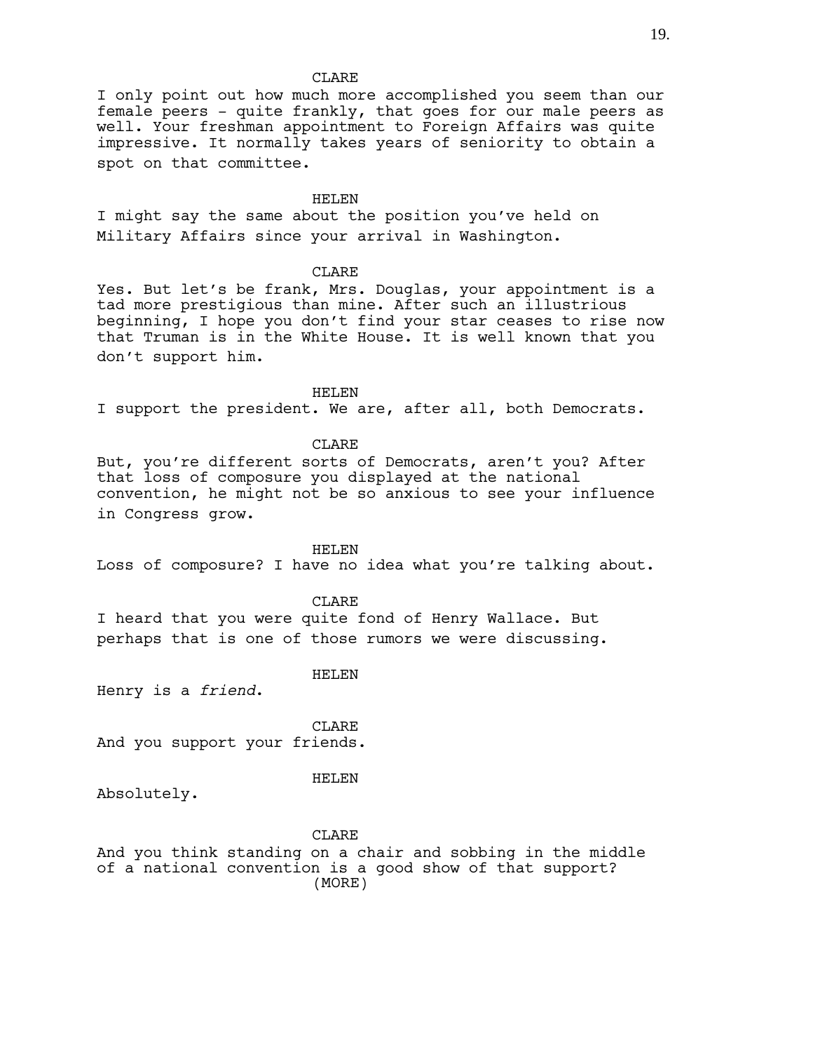CLARE

I only point out how much more accomplished you seem than our female peers - quite frankly, that goes for our male peers as well. Your freshman appointment to Foreign Affairs was quite impressive. It normally takes years of seniority to obtain a spot on that committee.

HELEN

I might say the same about the position you've held on Military Affairs since your arrival in Washington.

CLARE

Yes. But let's be frank, Mrs. Douglas, your appointment is a tad more prestigious than mine. After such an illustrious beginning, I hope you don't find your star ceases to rise now that Truman is in the White House. It is well known that you don't support him.

HELEN

I support the president. We are, after all, both Democrats.

CLARE

But, you're different sorts of Democrats, aren't you? After that loss of composure you displayed at the national convention, he might not be so anxious to see your influence in Congress grow.

HELEN

Loss of composure? I have no idea what you're talking about.

CLARE

I heard that you were quite fond of Henry Wallace. But perhaps that is one of those rumors we were discussing.

HELEN

Henry is a *friend*.

CLARE

And you support your friends.

HELEN

Absolutely.

CLARE

And you think standing on a chair and sobbing in the middle of a national convention is a good show of that support?

(MORE)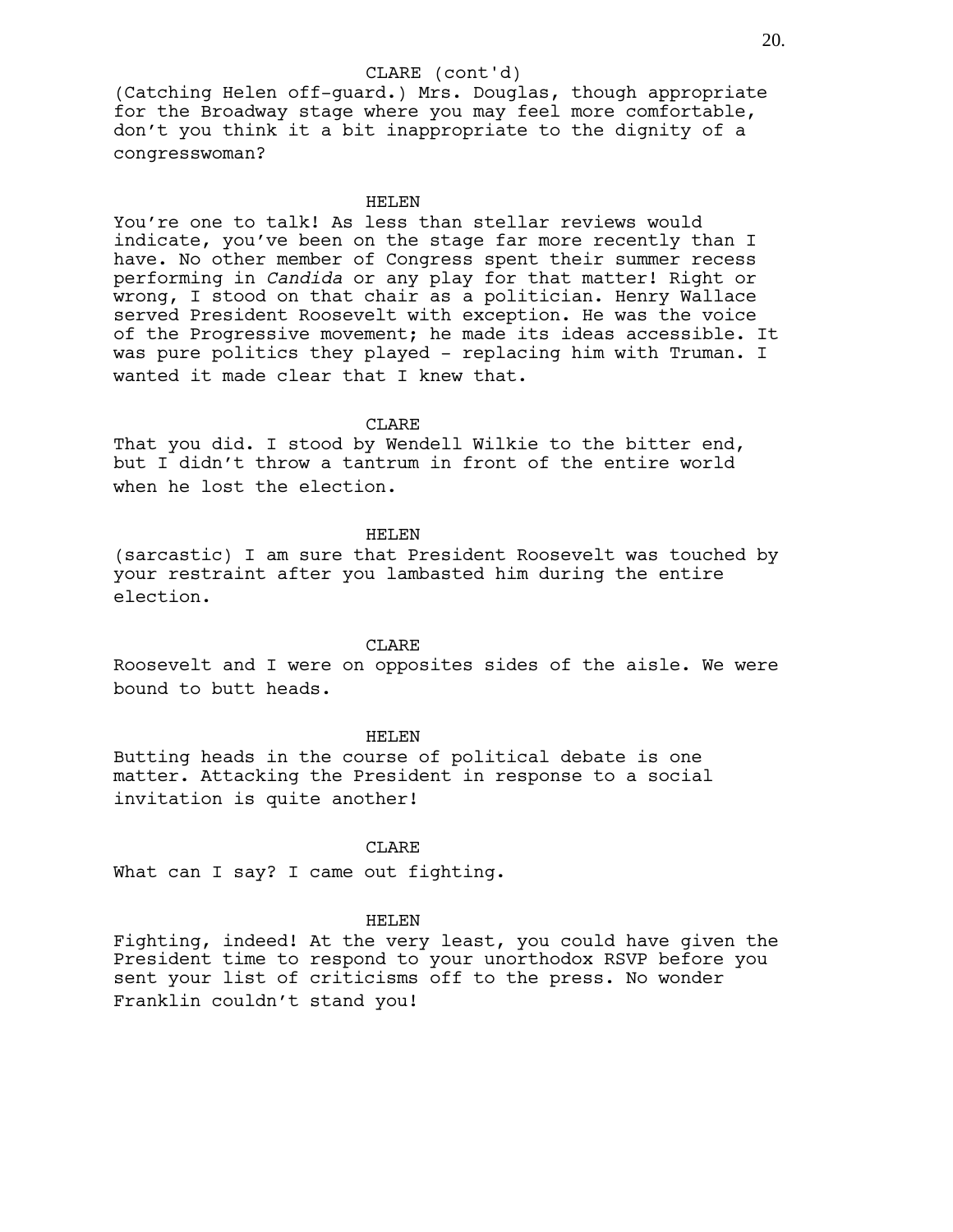CLARE (cont'd)

(Catching Helen off-guard.) Mrs. Douglas, though appropriate for the Broadway stage where you may feel more comfortable, don't you think it a bit inappropriate to the dignity of a congresswoman?

HELEN

You're one to talk! As less than stellar reviews would indicate, you've been on the stage far more recently than I have. No other member of Congress spent their summer recess performing in *Candida* or any play for that matter! Right or wrong, I stood on that chair as a politician. Henry Wallace served President Roosevelt with exception. He was the voice of the Progressive movement; he made its ideas accessible. It was pure politics they played - replacing him with Truman. I wanted it made clear that I knew that.

CLARE

That you did. I stood by Wendell Wilkie to the bitter end, but I didn't throw a tantrum in front of the entire world when he lost the election.

HELEN

(sarcastic) I am sure that President Roosevelt was touched by your restraint after you lambasted him during the entire election.

CLARE

Roosevelt and I were on opposites sides of the aisle. We were bound to butt heads.

HELEN

Butting heads in the course of political debate is one matter. Attacking the President in response to a social invitation is quite another!

CLARE

What can I say? I came out fighting.

HELEN

Fighting, indeed! At the very least, you could have given the President time to respond to your unorthodox RSVP before you sent your list of criticisms off to the press. No wonder Franklin couldn't stand you!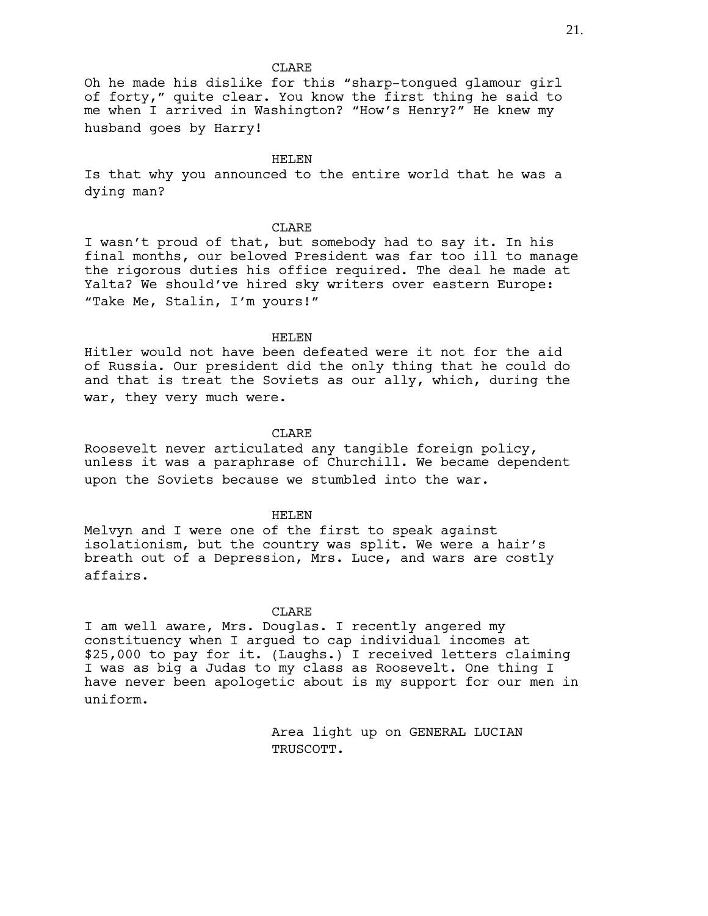CLARE

Oh he made his dislike for this “sharp-tongued glamour girl of forty,” quite clear. You know the first thing he said to me when I arrived in Washington? “How’s Henry?” He knew my husband goes by Harry!

HELEN

Is that why you announced to the entire world that he was a dying man?

CLARE

I wasn’t proud of that, but somebody had to say it. In his final months, our beloved President was far too ill to manage the rigorous duties his office required. The deal he made at Yalta? We should’ve hired sky writers over eastern Europe: “Take Me, Stalin, I’m yours!”

HELEN

Hitler would not have been defeated were it not for the aid of Russia. Our president did the only thing that he could do and that is treat the Soviets as our ally, which, during the war, they very much were.

CLARE

Roosevelt never articulated any tangible foreign policy, unless it was a paraphrase of Churchill. We became dependent upon the Soviets because we stumbled into the war.

HELEN

Melvyn and I were one of the first to speak against isolationism, but the country was split. We were a hair’s breath out of a Depression, Mrs. Luce, and wars are costly affairs.

CLARE

I am well aware, Mrs. Douglas. I recently angered my constituency when I argued to cap individual incomes at $25,000 to pay for it. (Laughs.) I received letters claiming I was as big a Judas to my class as Roosevelt. One thing I have never been apologetic about is my support for our men in uniform.

Area light up on GENERAL LUCIAN TRUSCOTT.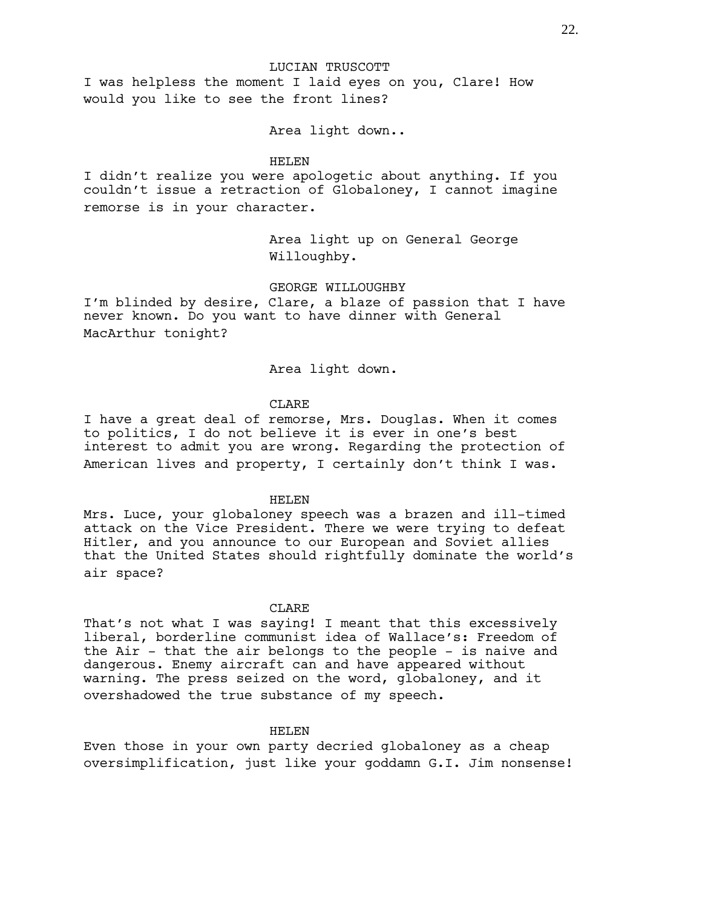LUCIAN TRUSCOTT

I was helpless the moment I laid eyes on you, Clare! How would you like to see the front lines?

Area light down..

HELEN

I didn't realize you were apologetic about anything. If you couldn't issue a retraction of Globaloney, I cannot imagine remorse is in your character.

Area light up on General George Willoughby.

GEORGE WILLOUGHBY

I'm blinded by desire, Clare, a blaze of passion that I have never known. Do you want to have dinner with General MacArthur tonight?

Area light down.

CLARE

I have a great deal of remorse, Mrs. Douglas. When it comes to politics, I do not believe it is ever in one's best interest to admit you are wrong. Regarding the protection of American lives and property, I certainly don't think I was.

HELEN

Mrs. Luce, your globaloney speech was a brazen and ill-timed attack on the Vice President. There we were trying to defeat Hitler, and you announce to our European and Soviet allies that the United States should rightfully dominate the world's air space?

CLARE

That's not what I was saying! I meant that this excessively liberal, borderline communist idea of Wallace's: Freedom of the Air - that the air belongs to the people - is naive and dangerous. Enemy aircraft can and have appeared without warning. The press seized on the word, globaloney, and it overshadowed the true substance of my speech.

HELEN

Even those in your own party decried globaloney as a cheap oversimplification, just like your goddamn G.I. Jim nonsense!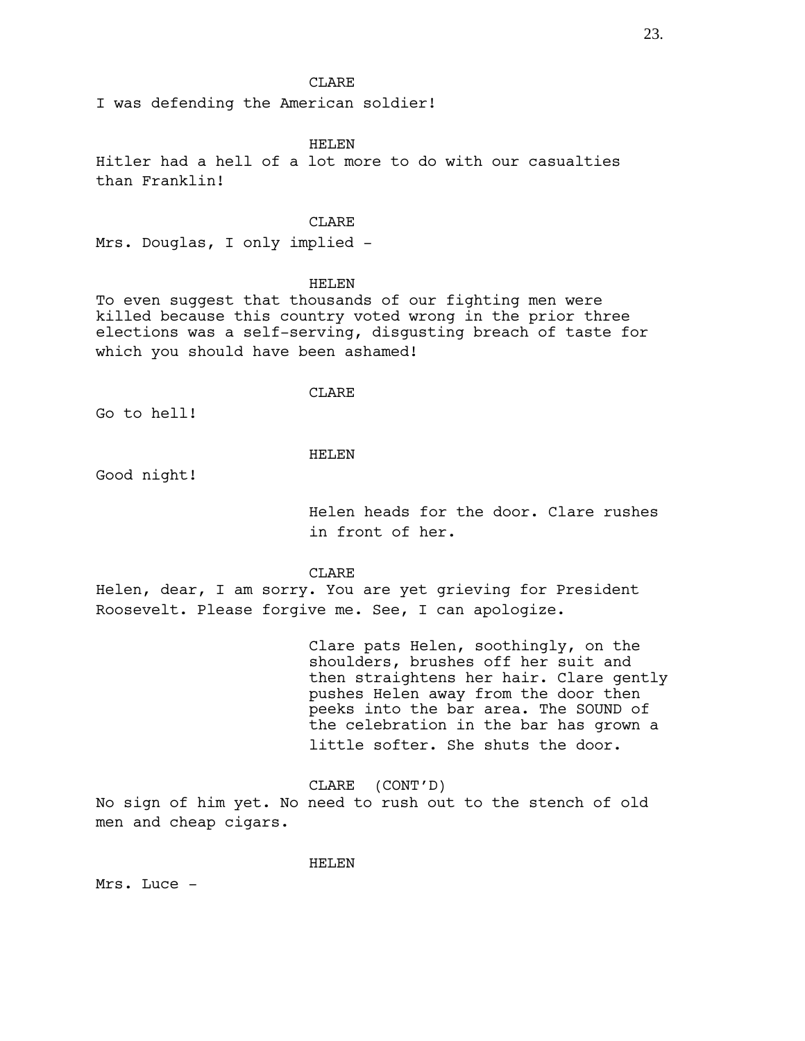CLARE

I was defending the American soldier!

HELEN

Hitler had a hell of a lot more to do with our casualties than Franklin!

CLARE

Mrs. Douglas, I only implied -

HELEN

To even suggest that thousands of our fighting men were killed because this country voted wrong in the prior three elections was a self-serving, disgusting breach of taste for which you should have been ashamed!

CLARE

Go to hell!

HELEN

Good night!

Helen heads for the door. Clare rushes in front of her.

CLARE

Helen, dear, I am sorry. You are yet grieving for President Roosevelt. Please forgive me. See, I can apologize.

Clare pats Helen, soothingly, on the shoulders, brushes off her suit and then straightens her hair. Clare gently pushes Helen away from the door then peeks into the bar area. The SOUND of the celebration in the bar has grown a little softer. She shuts the door.

CLARE (CONT'D)

No sign of him yet. No need to rush out to the stench of old men and cheap cigars.

HELEN

Mrs. Luce -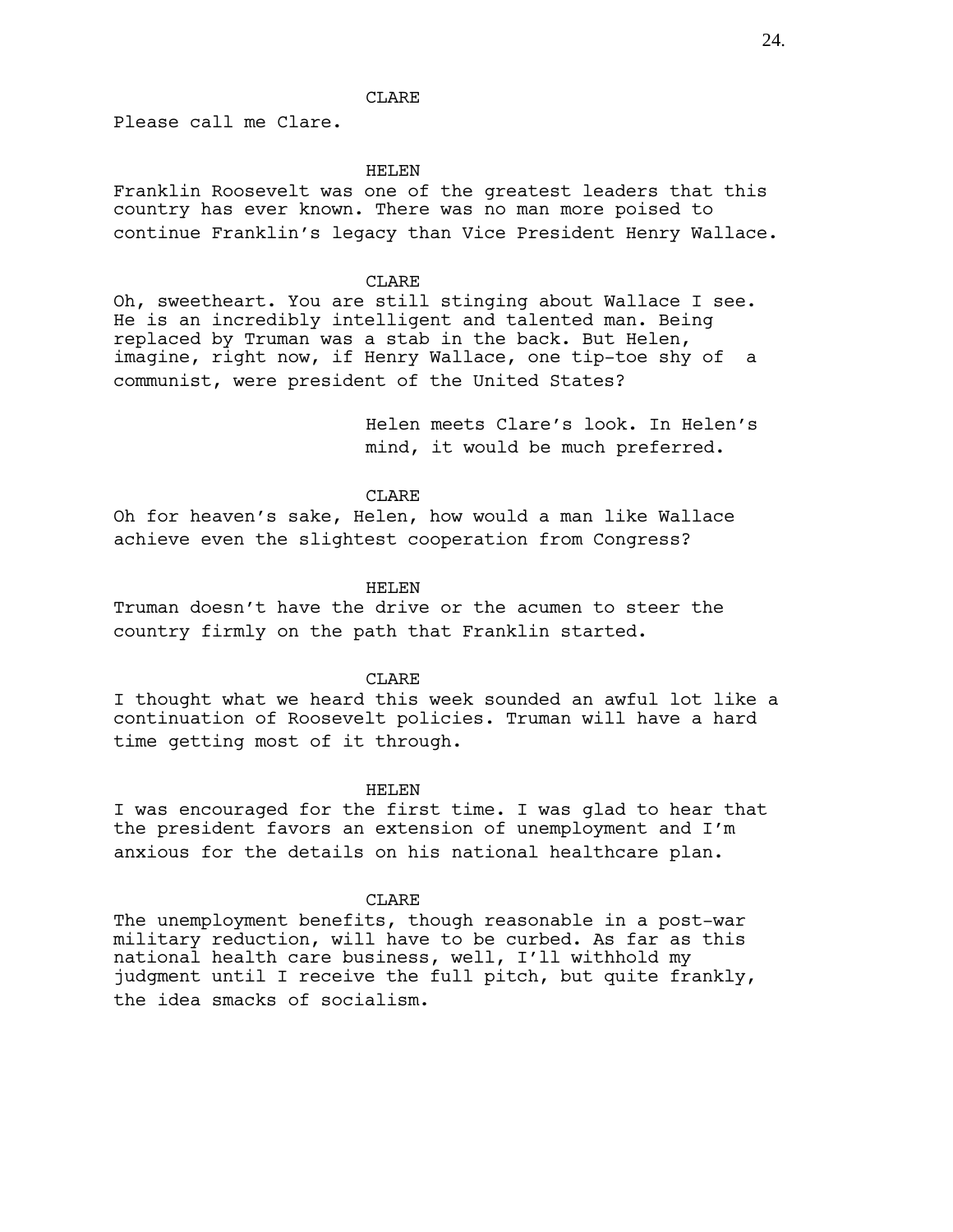CLARE

Please call me Clare.

HELEN

Franklin Roosevelt was one of the greatest leaders that this country has ever known. There was no man more poised to continue Franklin's legacy than Vice President Henry Wallace.

CLARE

Oh, sweetheart. You are still stinging about Wallace I see. He is an incredibly intelligent and talented man. Being replaced by Truman was a stab in the back. But Helen, imagine, right now, if Henry Wallace, one tip-toe shy of a communist, were president of the United States?

Helen meets Clare's look. In Helen's mind, it would be much preferred.

CLARE

Oh for heaven's sake, Helen, how would a man like Wallace achieve even the slightest cooperation from Congress?

HELEN

Truman doesn't have the drive or the acumen to steer the country firmly on the path that Franklin started.

CLARE

I thought what we heard this week sounded an awful lot like a continuation of Roosevelt policies. Truman will have a hard time getting most of it through.

HELEN

I was encouraged for the first time. I was glad to hear that the president favors an extension of unemployment and I'm anxious for the details on his national healthcare plan.

CLARE

The unemployment benefits, though reasonable in a post-war military reduction, will have to be curbed. As far as this national health care business, well, I'll withhold my judgment until I receive the full pitch, but quite frankly, the idea smacks of socialism.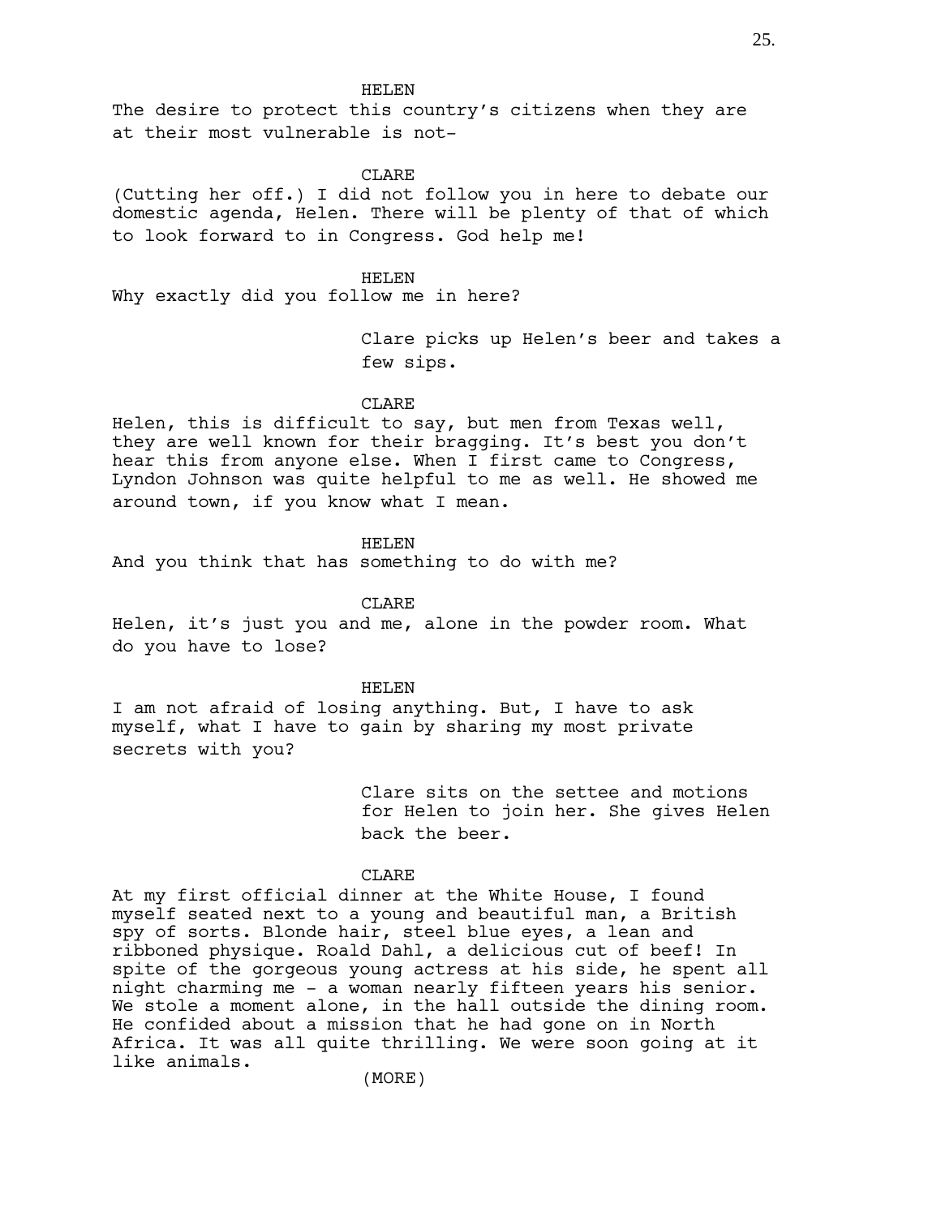HELEN

The desire to protect this country's citizens when they are at their most vulnerable is not–

CLARE

(Cutting her off.) I did not follow you in here to debate our domestic agenda, Helen. There will be plenty of that of which to look forward to in Congress. God help me!

HELEN

Why exactly did you follow me in here?

Clare picks up Helen's beer and takes a few sips.

CLARE

Helen, this is difficult to say, but men from Texas well, they are well known for their bragging. It's best you don't hear this from anyone else. When I first came to Congress, Lyndon Johnson was quite helpful to me as well. He showed me around town, if you know what I mean.

HELEN

And you think that has something to do with me?

CLARE

Helen, it's just you and me, alone in the powder room. What do you have to lose?

HELEN

I am not afraid of losing anything. But, I have to ask myself, what I have to gain by sharing my most private secrets with you?

Clare sits on the settee and motions for Helen to join her. She gives Helen back the beer.

CLARE

At my first official dinner at the White House, I found myself seated next to a young and beautiful man, a British spy of sorts. Blonde hair, steel blue eyes, a lean and ribboned physique. Roald Dahl, a delicious cut of beef! In spite of the gorgeous young actress at his side, he spent all night charming me - a woman nearly fifteen years his senior. We stole a moment alone, in the hall outside the dining room. He confided about a mission that he had gone on in North Africa. It was all quite thrilling. We were soon going at it like animals.

(MORE)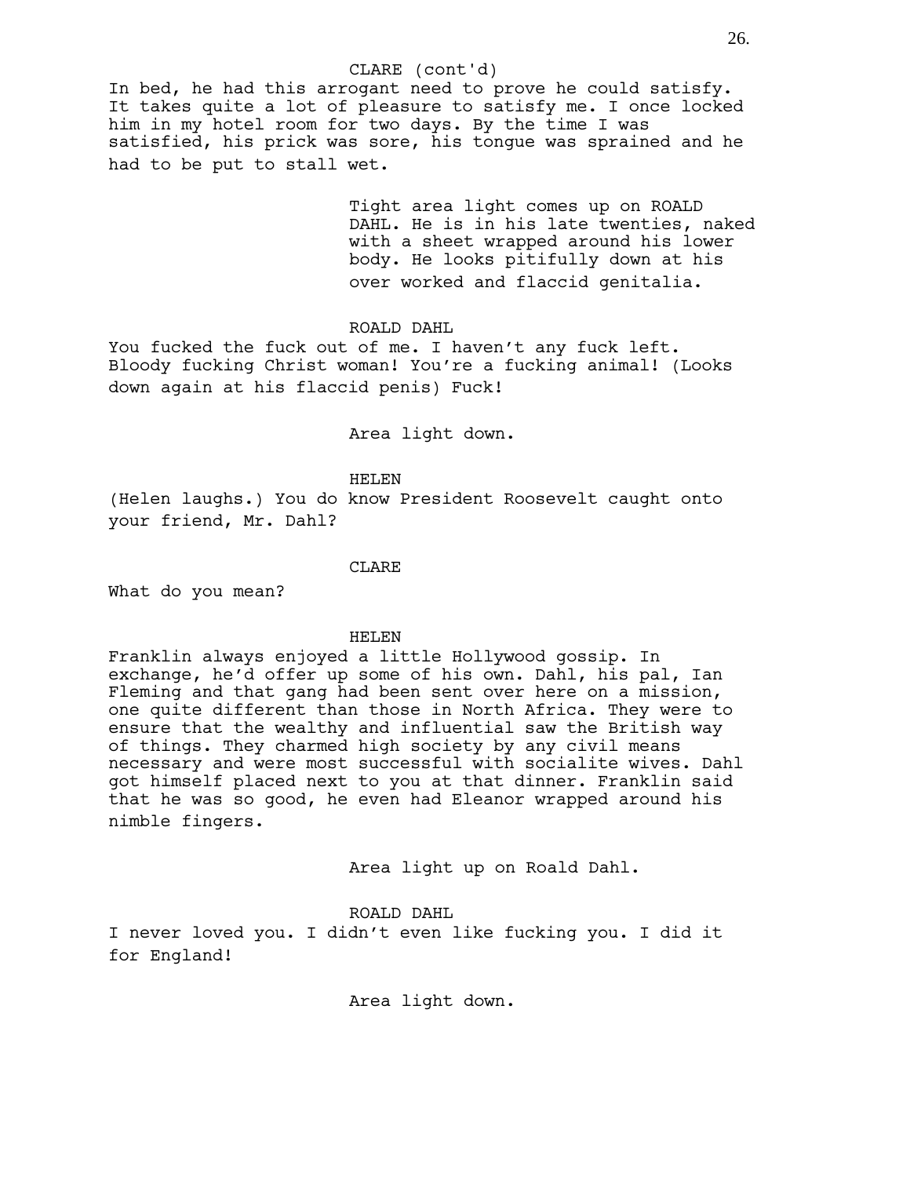CLARE (cont'd)

In bed, he had this arrogant need to prove he could satisfy. It takes quite a lot of pleasure to satisfy me. I once locked him in my hotel room for two days. By the time I was satisfied, his prick was sore, his tongue was sprained and he had to be put to stall wet.

Tight area light comes up on ROALD DAHL. He is in his late twenties, naked with a sheet wrapped around his lower body. He looks pitifully down at his over worked and flaccid genitalia.

ROALD DAHL

You fucked the fuck out of me. I haven't any fuck left. Bloody fucking Christ woman! You're a fucking animal! (Looks down again at his flaccid penis) Fuck!

Area light down.

HELEN

(Helen laughs.) You do know President Roosevelt caught onto your friend, Mr. Dahl?

CLARE

What do you mean?

HELEN

Franklin always enjoyed a little Hollywood gossip. In exchange, he'd offer up some of his own. Dahl, his pal, Ian Fleming and that gang had been sent over here on a mission, one quite different than those in North Africa. They were to ensure that the wealthy and influential saw the British way of things. They charmed high society by any civil means necessary and were most successful with socialite wives. Dahl got himself placed next to you at that dinner. Franklin said that he was so good, he even had Eleanor wrapped around his nimble fingers.

Area light up on Roald Dahl.

ROALD DAHL

I never loved you. I didn't even like fucking you. I did it for England!

Area light down.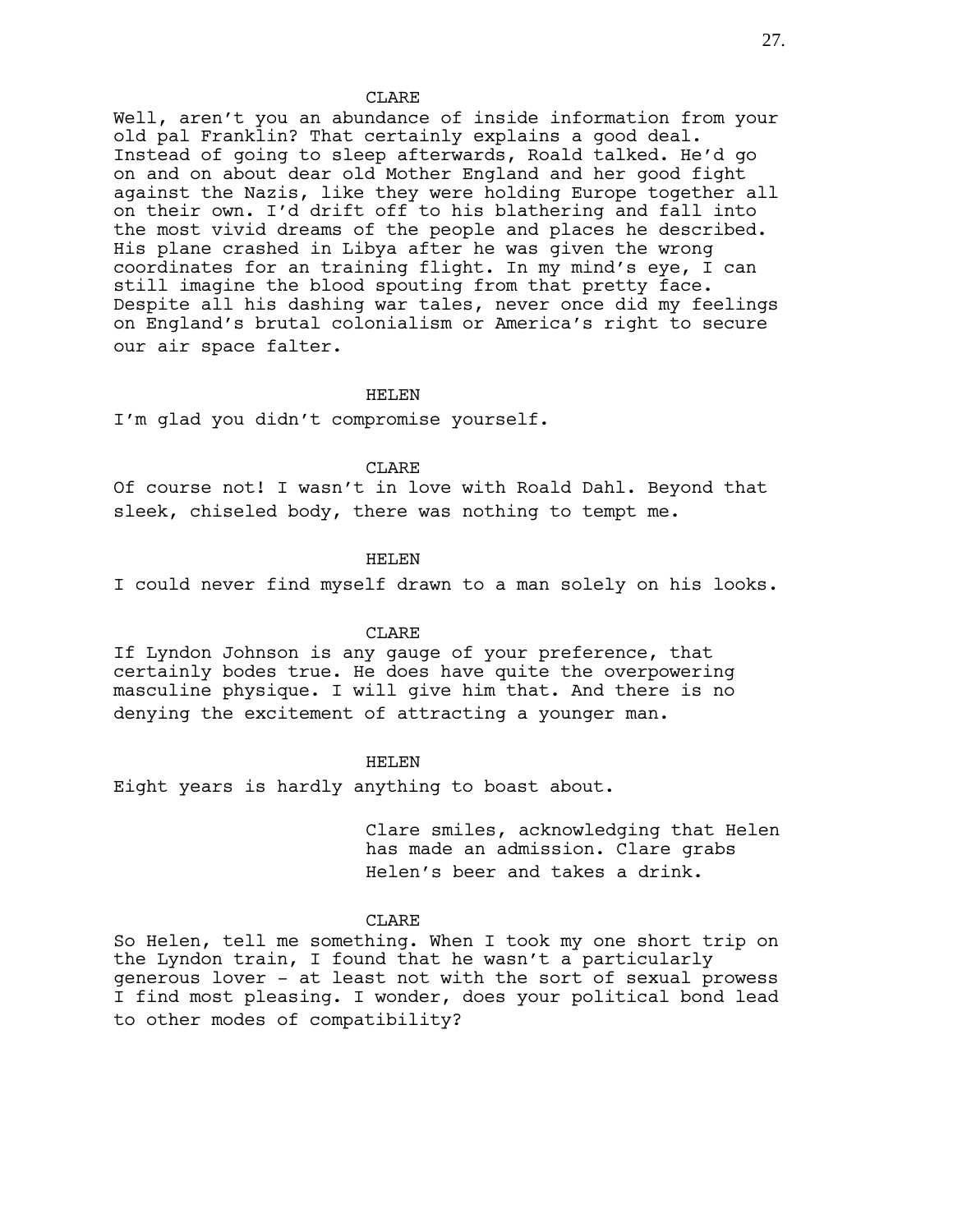CLARE

Well, aren't you an abundance of inside information from your old pal Franklin? That certainly explains a good deal. Instead of going to sleep afterwards, Roald talked. He'd go on and on about dear old Mother England and her good fight against the Nazis, like they were holding Europe together all on their own. I'd drift off to his blathering and fall into the most vivid dreams of the people and places he described. His plane crashed in Libya after he was given the wrong coordinates for an training flight. In my mind's eye, I can still imagine the blood spouting from that pretty face. Despite all his dashing war tales, never once did my feelings on England's brutal colonialism or America's right to secure our air space falter.

HELEN

I'm glad you didn't compromise yourself.

CLARE

Of course not! I wasn't in love with Roald Dahl. Beyond that sleek, chiseled body, there was nothing to tempt me.

HELEN

I could never find myself drawn to a man solely on his looks.

CLARE

If Lyndon Johnson is any gauge of your preference, that certainly bodes true. He does have quite the overpowering masculine physique. I will give him that. And there is no denying the excitement of attracting a younger man.

HELEN

Eight years is hardly anything to boast about.

*Clare smiles, acknowledging that Helen has made an admission. Clare grabs Helen's beer and takes a drink.*

CLARE

So Helen, tell me something. When I took my one short trip on the Lyndon train, I found that he wasn't a particularly generous lover - at least not with the sort of sexual prowess I find most pleasing. I wonder, does your political bond lead to other modes of compatibility?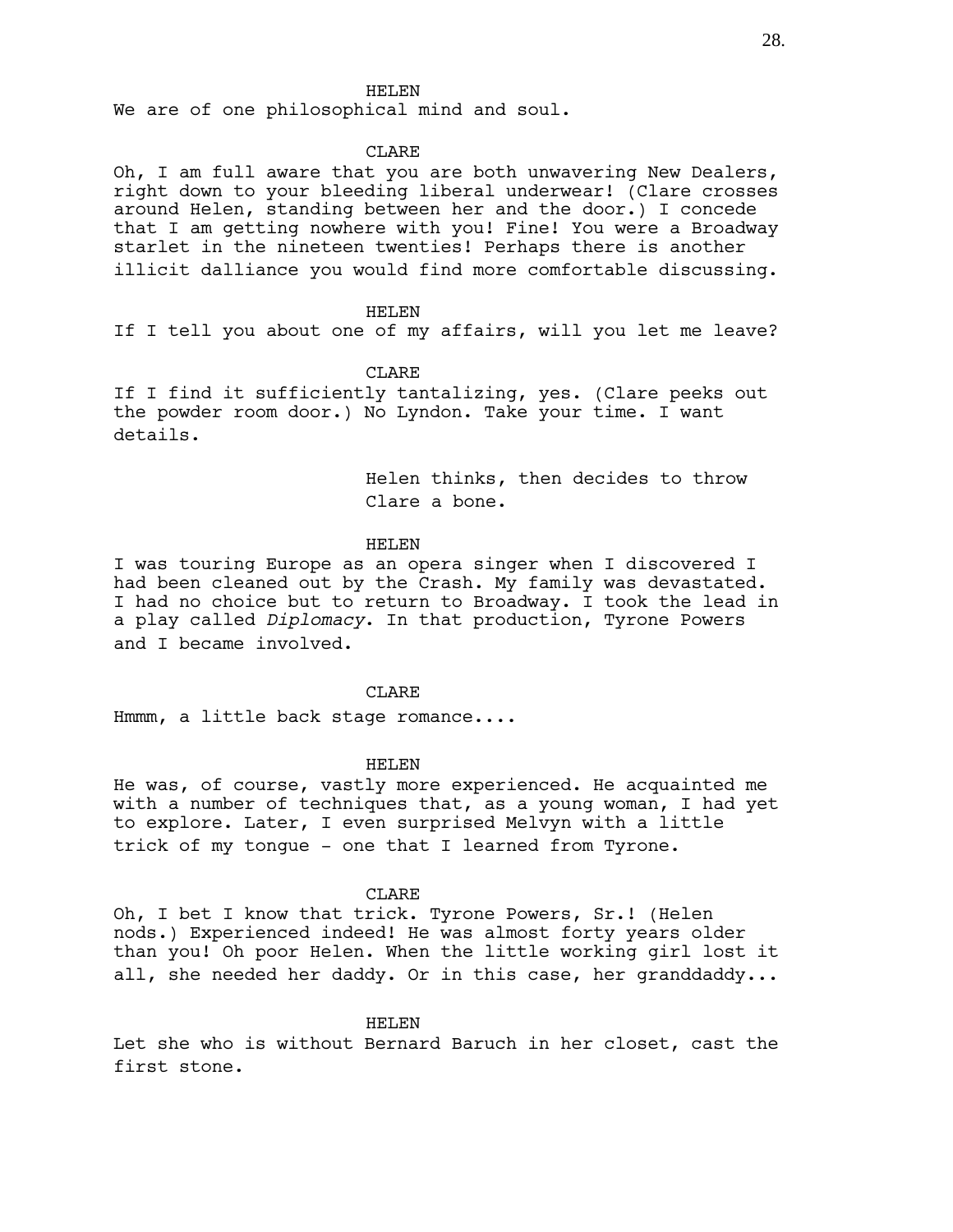HELEN
We are of one philosophical mind and soul.

CLARE
Oh, I am full aware that you are both unwavering New Dealers, right down to your bleeding liberal underwear! (Clare crosses around Helen, standing between her and the door.) I concede that I am getting nowhere with you! Fine! You were a Broadway starlet in the nineteen twenties! Perhaps there is another illicit dalliance you would find more comfortable discussing.

HELEN
If I tell you about one of my affairs, will you let me leave?

CLARE
If I find it sufficiently tantalizing, yes. (Clare peeks out the powder room door.) No Lyndon. Take your time. I want details.

Helen thinks, then decides to throw Clare a bone.

HELEN
I was touring Europe as an opera singer when I discovered I had been cleaned out by the Crash. My family was devastated. I had no choice but to return to Broadway. I took the lead in a play called *Diplomacy*. In that production, Tyrone Powers and I became involved.

CLARE
Hmmm, a little back stage romance....

HELEN
He was, of course, vastly more experienced. He acquainted me with a number of techniques that, as a young woman, I had yet to explore. Later, I even surprised Melvyn with a little trick of my tongue - one that I learned from Tyrone.

CLARE
Oh, I bet I know that trick. Tyrone Powers, Sr.! (Helen nods.) Experienced indeed! He was almost forty years older than you! Oh poor Helen. When the little working girl lost it all, she needed her daddy. Or in this case, her granddaddy...

HELEN
Let she who is without Bernard Baruch in her closet, cast the first stone.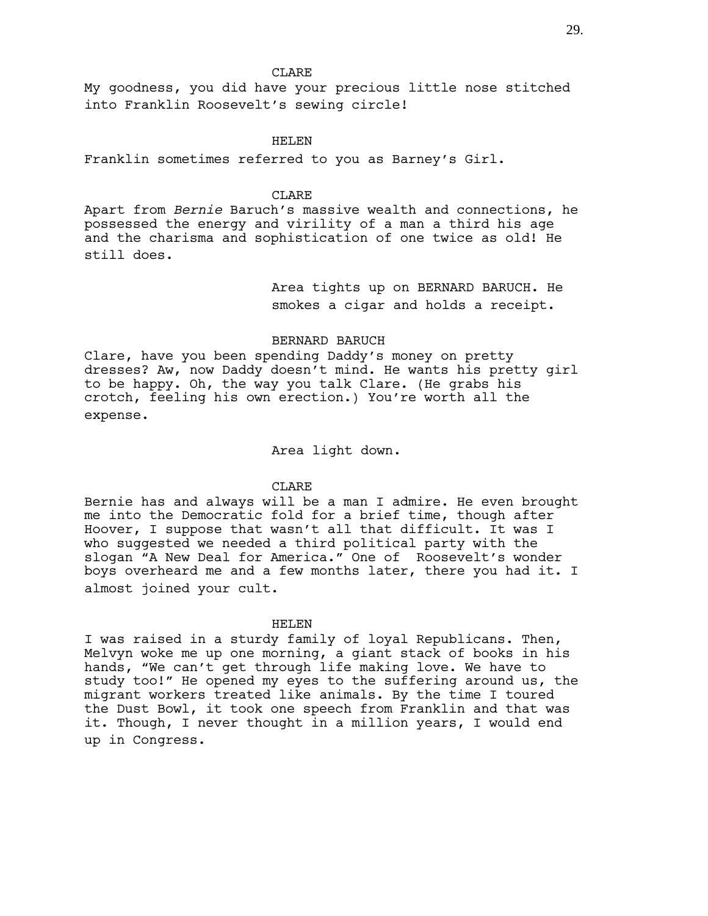CLARE

My goodness, you did have your precious little nose stitched into Franklin Roosevelt's sewing circle!

HELEN

Franklin sometimes referred to you as Barney's Girl.

CLARE

Apart from *Bernie* Baruch's massive wealth and connections, he possessed the energy and virility of a man a third his age and the charisma and sophistication of one twice as old! He still does.

Area tights up on BERNARD BARUCH. He smokes a cigar and holds a receipt.

BERNARD BARUCH

Clare, have you been spending Daddy's money on pretty dresses? Aw, now Daddy doesn't mind. He wants his pretty girl to be happy. Oh, the way you talk Clare. (He grabs his crotch, feeling his own erection.) You're worth all the expense.

Area light down.

CLARE

Bernie has and always will be a man I admire. He even brought me into the Democratic fold for a brief time, though after Hoover, I suppose that wasn't all that difficult. It was I who suggested we needed a third political party with the slogan "A New Deal for America." One of Roosevelt's wonder boys overheard me and a few months later, there you had it. I almost joined your cult.

HELEN

I was raised in a sturdy family of loyal Republicans. Then, Melvyn woke me up one morning, a giant stack of books in his hands, "We can't get through life making love. We have to study too!" He opened my eyes to the suffering around us, the migrant workers treated like animals. By the time I toured the Dust Bowl, it took one speech from Franklin and that was it. Though, I never thought in a million years, I would end up in Congress.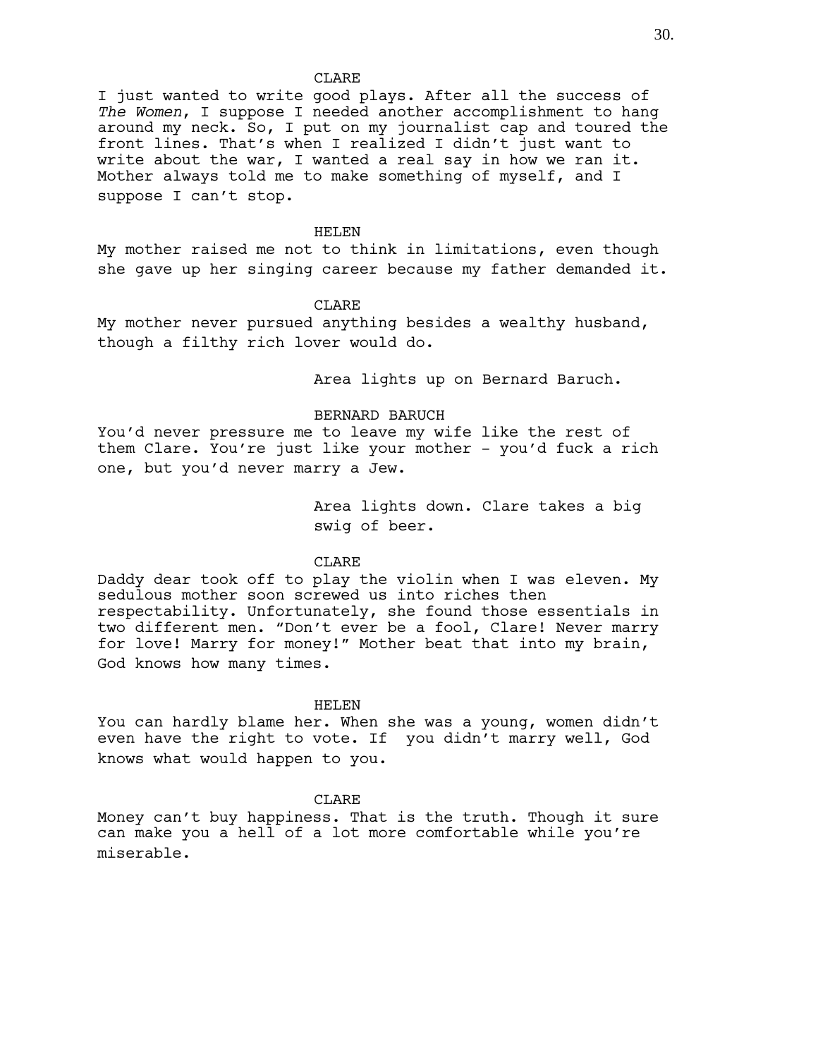CLARE

I just wanted to write good plays. After all the success of *The Women*, I suppose I needed another accomplishment to hang around my neck. So, I put on my journalist cap and toured the front lines. That's when I realized I didn't just want to write about the war, I wanted a real say in how we ran it. Mother always told me to make something of myself, and I suppose I can't stop.

HELEN

My mother raised me not to think in limitations, even though she gave up her singing career because my father demanded it.

CLARE

My mother never pursued anything besides a wealthy husband, though a filthy rich lover would do.

Area lights up on Bernard Baruch.

BERNARD BARUCH

You'd never pressure me to leave my wife like the rest of them Clare. You're just like your mother - you'd fuck a rich one, but you'd never marry a Jew.

Area lights down. Clare takes a big swig of beer.

CLARE

Daddy dear took off to play the violin when I was eleven. My sedulous mother soon screwed us into riches then respectability. Unfortunately, she found those essentials in two different men. "Don't ever be a fool, Clare! Never marry for love! Marry for money!" Mother beat that into my brain, God knows how many times.

HELEN

You can hardly blame her. When she was a young, women didn't even have the right to vote. If you didn't marry well, God knows what would happen to you.

CLARE

Money can't buy happiness. That is the truth. Though it sure can make you a hell of a lot more comfortable while you're miserable.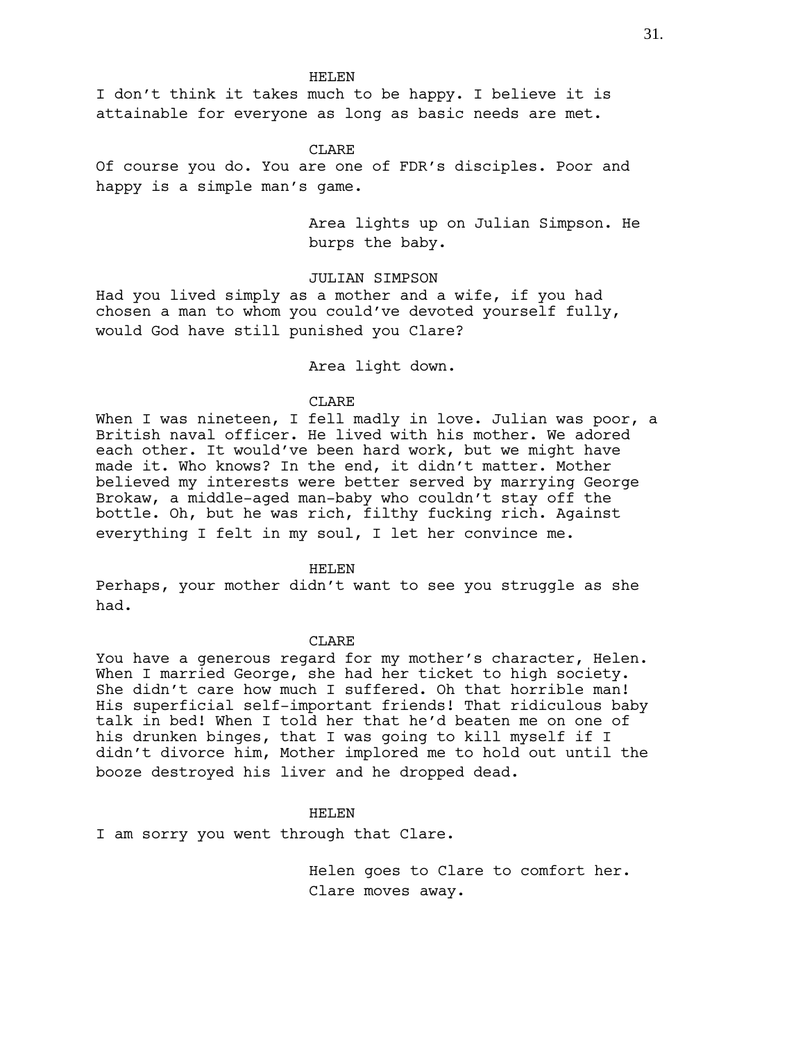HELEN

I don't think it takes much to be happy. I believe it is attainable for everyone as long as basic needs are met.

CLARE

Of course you do. You are one of FDR's disciples. Poor and happy is a simple man's game.

Area lights up on Julian Simpson. He burps the baby.

JULIAN SIMPSON

Had you lived simply as a mother and a wife, if you had chosen a man to whom you could've devoted yourself fully, would God have still punished you Clare?

Area light down.

CLARE

When I was nineteen, I fell madly in love. Julian was poor, a British naval officer. He lived with his mother. We adored each other. It would've been hard work, but we might have made it. Who knows? In the end, it didn't matter. Mother believed my interests were better served by marrying George Brokaw, a middle-aged man-baby who couldn't stay off the bottle. Oh, but he was rich, filthy fucking rich. Against everything I felt in my soul, I let her convince me.

HELEN

Perhaps, your mother didn't want to see you struggle as she had.

CLARE

You have a generous regard for my mother's character, Helen. When I married George, she had her ticket to high society. She didn't care how much I suffered. Oh that horrible man! His superficial self-important friends! That ridiculous baby talk in bed! When I told her that he'd beaten me on one of his drunken binges, that I was going to kill myself if I didn't divorce him, Mother implored me to hold out until the booze destroyed his liver and he dropped dead.

HELEN

I am sorry you went through that Clare.

Helen goes to Clare to comfort her. Clare moves away.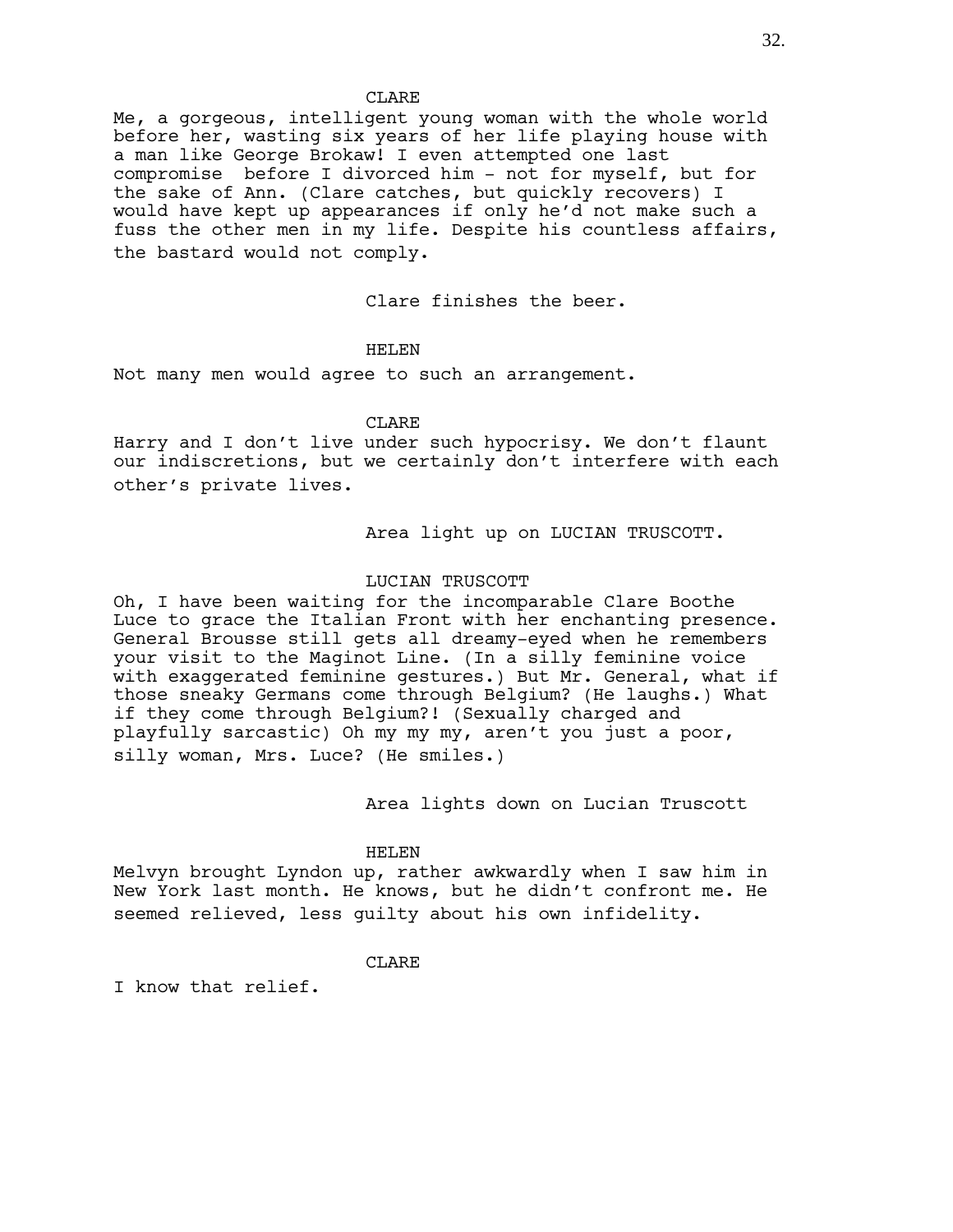CLARE

Me, a gorgeous, intelligent young woman with the whole world before her, wasting six years of her life playing house with a man like George Brokaw! I even attempted one last compromise  before I divorced him - not for myself, but for the sake of Ann. (Clare catches, but quickly recovers) I would have kept up appearances if only he'd not make such a fuss the other men in my life. Despite his countless affairs, the bastard would not comply.

Clare finishes the beer.

HELEN

Not many men would agree to such an arrangement.

CLARE

Harry and I don't live under such hypocrisy. We don't flaunt our indiscretions, but we certainly don't interfere with each other's private lives.

Area light up on LUCIAN TRUSCOTT.

LUCIAN TRUSCOTT

Oh, I have been waiting for the incomparable Clare Boothe Luce to grace the Italian Front with her enchanting presence. General Brousse still gets all dreamy-eyed when he remembers your visit to the Maginot Line. (In a silly feminine voice with exaggerated feminine gestures.) But Mr. General, what if those sneaky Germans come through Belgium? (He laughs.) What if they come through Belgium?! (Sexually charged and playfully sarcastic) Oh my my my, aren't you just a poor, silly woman, Mrs. Luce? (He smiles.)

Area lights down on Lucian Truscott

HELEN

Melvyn brought Lyndon up, rather awkwardly when I saw him in New York last month. He knows, but he didn't confront me. He seemed relieved, less guilty about his own infidelity.

CLARE

I know that relief.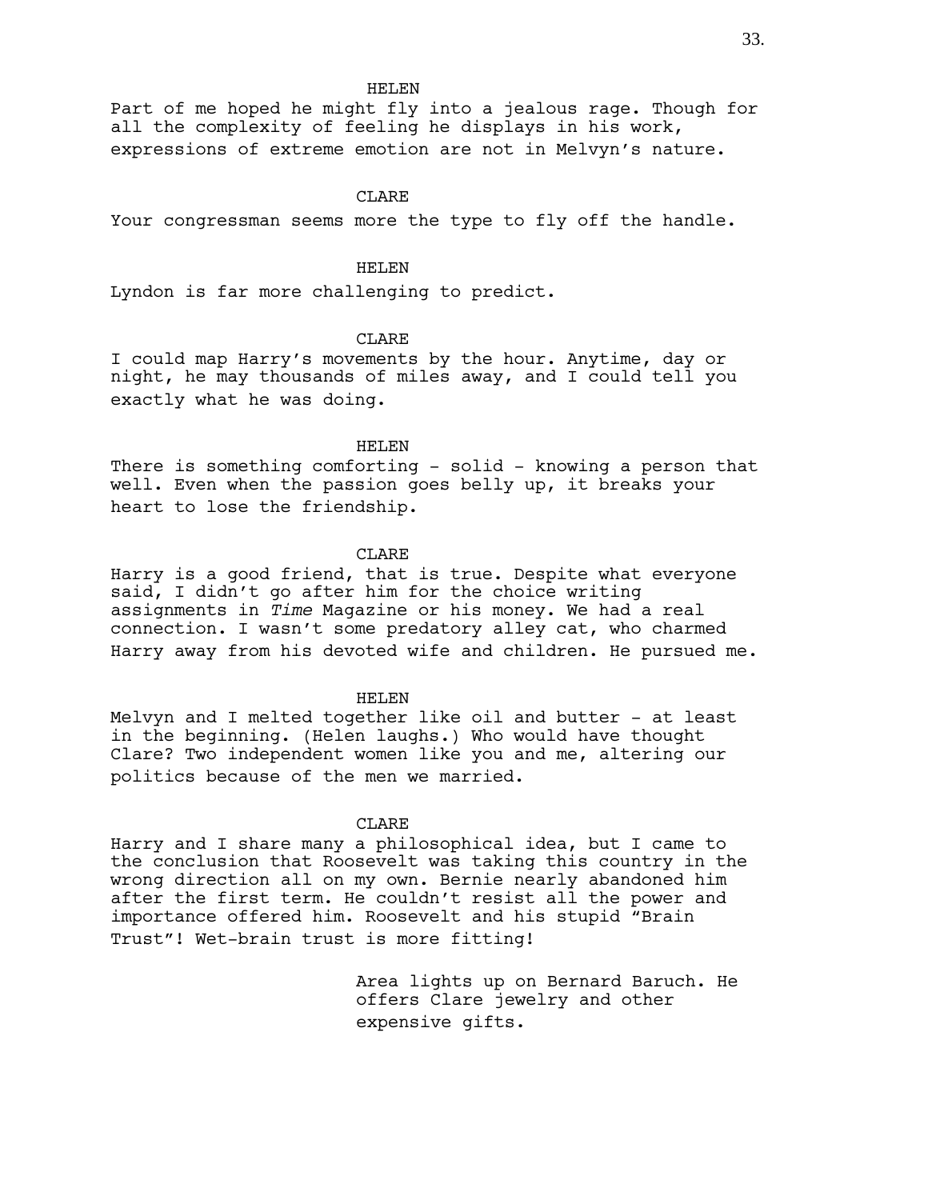HELEN

Part of me hoped he might fly into a jealous rage. Though for all the complexity of feeling he displays in his work, expressions of extreme emotion are not in Melvyn's nature.

CLARE

Your congressman seems more the type to fly off the handle.

HELEN

Lyndon is far more challenging to predict.

CLARE

I could map Harry's movements by the hour. Anytime, day or night, he may thousands of miles away, and I could tell you exactly what he was doing.

HELEN

There is something comforting - solid - knowing a person that well. Even when the passion goes belly up, it breaks your heart to lose the friendship.

CLARE

Harry is a good friend, that is true. Despite what everyone said, I didn't go after him for the choice writing assignments in *Time* Magazine or his money. We had a real connection. I wasn't some predatory alley cat, who charmed Harry away from his devoted wife and children. He pursued me.

HELEN

Melvyn and I melted together like oil and butter - at least in the beginning. (Helen laughs.) Who would have thought Clare? Two independent women like you and me, altering our politics because of the men we married.

CLARE

Harry and I share many a philosophical idea, but I came to the conclusion that Roosevelt was taking this country in the wrong direction all on my own. Bernie nearly abandoned him after the first term. He couldn't resist all the power and importance offered him. Roosevelt and his stupid "Brain Trust"! Wet-brain trust is more fitting!

Area lights up on Bernard Baruch. He offers Clare jewelry and other expensive gifts.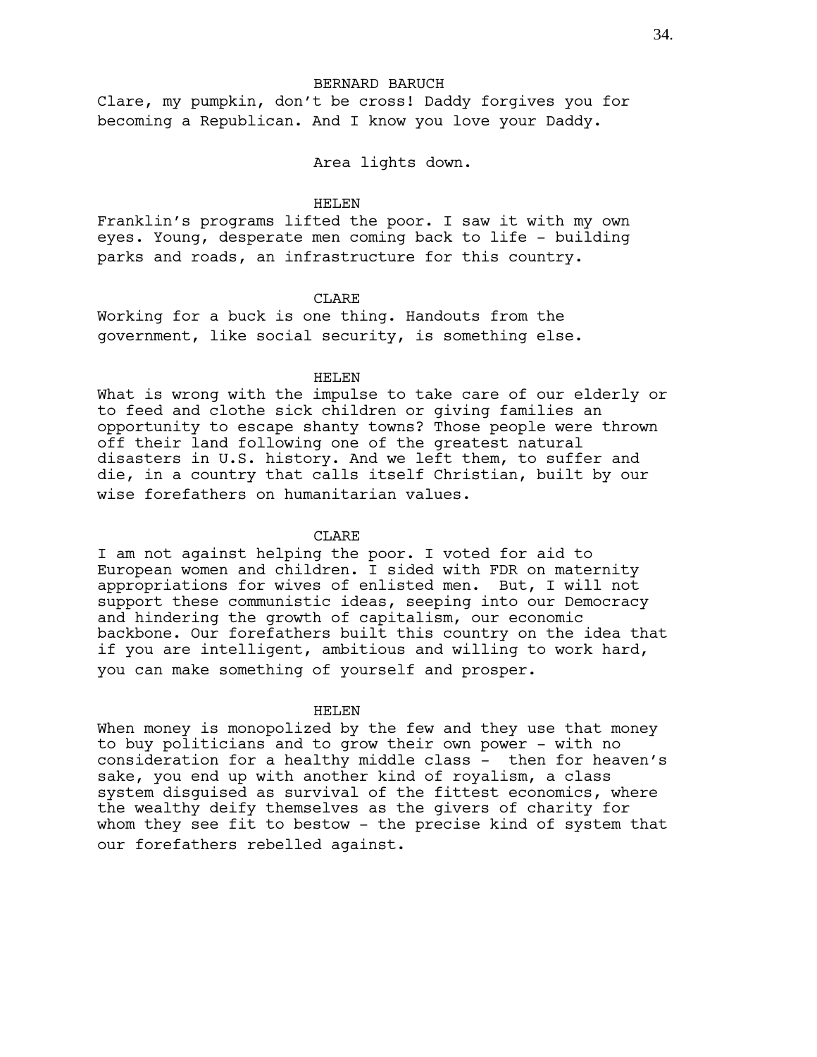BERNARD BARUCH

Clare, my pumpkin, don't be cross! Daddy forgives you for becoming a Republican. And I know you love your Daddy.

Area lights down.

HELEN

Franklin's programs lifted the poor. I saw it with my own eyes. Young, desperate men coming back to life - building parks and roads, an infrastructure for this country.

CLARE

Working for a buck is one thing. Handouts from the government, like social security, is something else.

HELEN

What is wrong with the impulse to take care of our elderly or to feed and clothe sick children or giving families an opportunity to escape shanty towns? Those people were thrown off their land following one of the greatest natural disasters in U.S. history. And we left them, to suffer and die, in a country that calls itself Christian, built by our wise forefathers on humanitarian values.

CLARE

I am not against helping the poor. I voted for aid to European women and children. I sided with FDR on maternity appropriations for wives of enlisted men. But, I will not support these communistic ideas, seeping into our Democracy and hindering the growth of capitalism, our economic backbone. Our forefathers built this country on the idea that if you are intelligent, ambitious and willing to work hard, you can make something of yourself and prosper.

HELEN

When money is monopolized by the few and they use that money to buy politicians and to grow their own power - with no consideration for a healthy middle class - then for heaven's sake, you end up with another kind of royalism, a class system disguised as survival of the fittest economics, where the wealthy deify themselves as the givers of charity for whom they see fit to bestow - the precise kind of system that our forefathers rebelled against.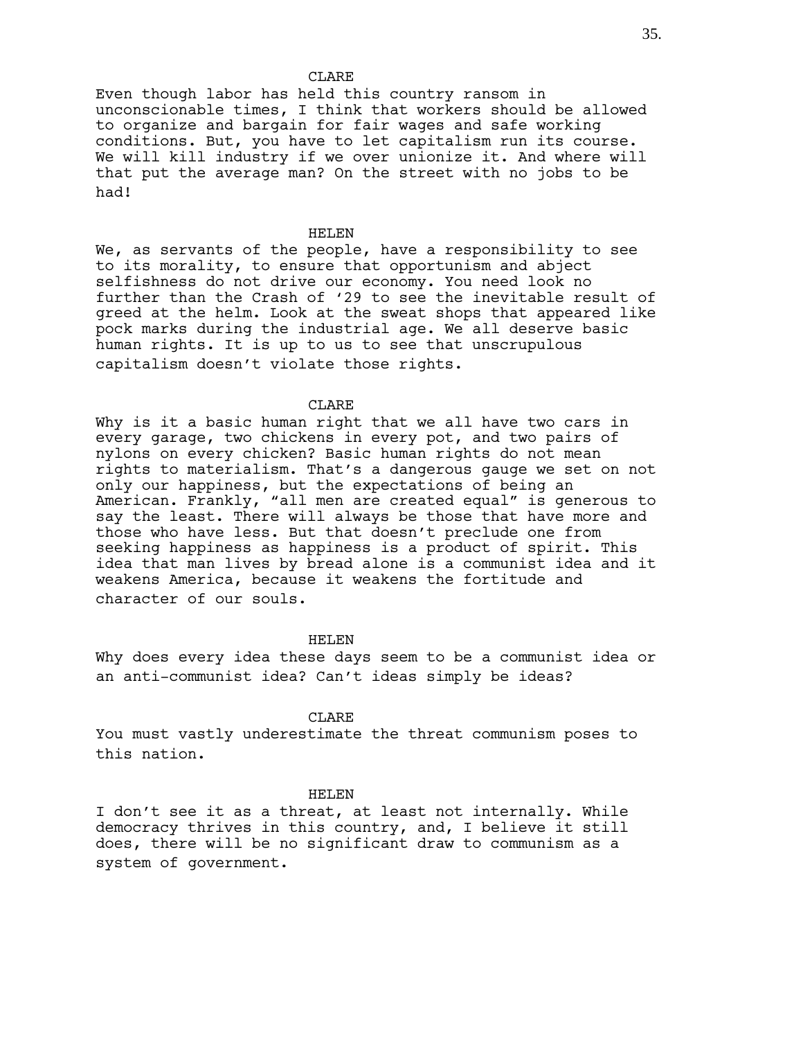CLARE

Even though labor has held this country ransom in unconscionable times, I think that workers should be allowed to organize and bargain for fair wages and safe working conditions. But, you have to let capitalism run its course. We will kill industry if we over unionize it. And where will that put the average man? On the street with no jobs to be had!

HELEN

We, as servants of the people, have a responsibility to see to its morality, to ensure that opportunism and abject selfishness do not drive our economy. You need look no further than the Crash of '29 to see the inevitable result of greed at the helm. Look at the sweat shops that appeared like pock marks during the industrial age. We all deserve basic human rights. It is up to us to see that unscrupulous capitalism doesn't violate those rights.

CLARE

Why is it a basic human right that we all have two cars in every garage, two chickens in every pot, and two pairs of nylons on every chicken? Basic human rights do not mean rights to materialism. That's a dangerous gauge we set on not only our happiness, but the expectations of being an American. Frankly, "all men are created equal" is generous to say the least. There will always be those that have more and those who have less. But that doesn't preclude one from seeking happiness as happiness is a product of spirit. This idea that man lives by bread alone is a communist idea and it weakens America, because it weakens the fortitude and character of our souls.

HELEN

Why does every idea these days seem to be a communist idea or an anti-communist idea? Can't ideas simply be ideas?

CLARE

You must vastly underestimate the threat communism poses to this nation.

HELEN

I don't see it as a threat, at least not internally. While democracy thrives in this country, and, I believe it still does, there will be no significant draw to communism as a system of government.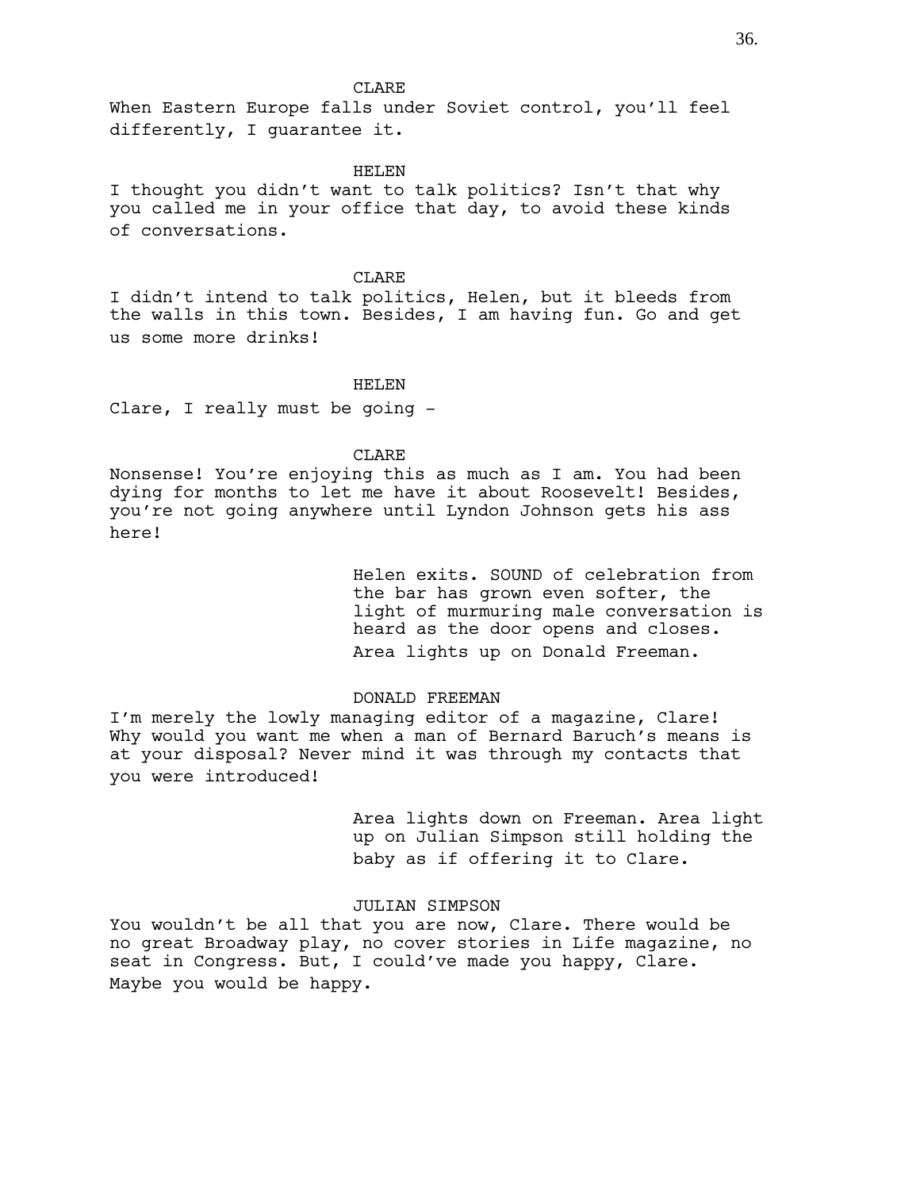CLARE

When Eastern Europe falls under Soviet control, you'll feel differently, I guarantee it.

HELEN

I thought you didn't want to talk politics? Isn't that why you called me in your office that day, to avoid these kinds of conversations.

CLARE

I didn't intend to talk politics, Helen, but it bleeds from the walls in this town. Besides, I am having fun. Go and get us some more drinks!

HELEN

Clare, I really must be going -

CLARE

Nonsense! You're enjoying this as much as I am. You had been dying for months to let me have it about Roosevelt! Besides, you're not going anywhere until Lyndon Johnson gets his ass here!

Helen exits. SOUND of celebration from the bar has grown even softer, the light of murmuring male conversation is heard as the door opens and closes. Area lights up on Donald Freeman.

DONALD FREEMAN

I'm merely the lowly managing editor of a magazine, Clare! Why would you want me when a man of Bernard Baruch's means is at your disposal? Never mind it was through my contacts that you were introduced!

Area lights down on Freeman. Area light up on Julian Simpson still holding the baby as if offering it to Clare.

JULIAN SIMPSON

You wouldn't be all that you are now, Clare. There would be no great Broadway play, no cover stories in Life magazine, no seat in Congress. But, I could've made you happy, Clare. Maybe you would be happy.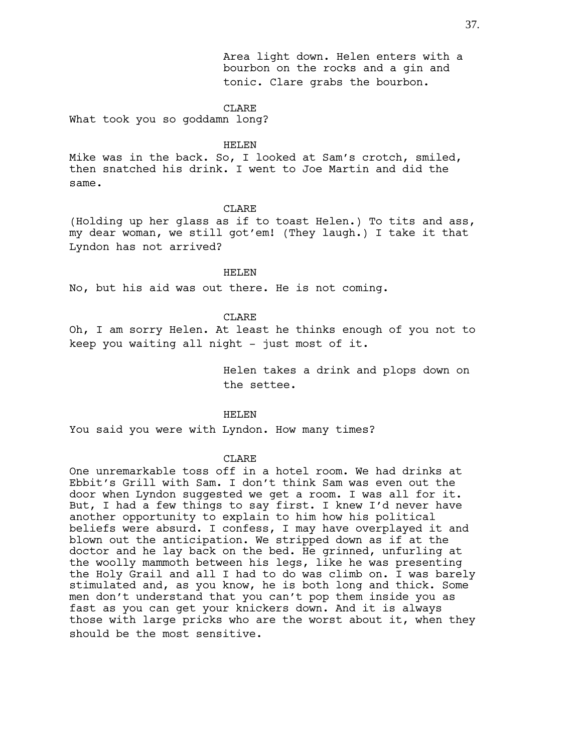Area light down. Helen enters with a bourbon on the rocks and a gin and tonic. Clare grabs the bourbon.

CLARE

What took you so goddamn long?

HELEN

Mike was in the back. So, I looked at Sam's crotch, smiled, then snatched his drink. I went to Joe Martin and did the same.

CLARE

(Holding up her glass as if to toast Helen.) To tits and ass, my dear woman, we still got'em! (They laugh.) I take it that Lyndon has not arrived?

HELEN

No, but his aid was out there. He is not coming.

CLARE

Oh, I am sorry Helen. At least he thinks enough of you not to keep you waiting all night - just most of it.

Helen takes a drink and plops down on the settee.

HELEN

You said you were with Lyndon. How many times?

CLARE

One unremarkable toss off in a hotel room. We had drinks at Ebbit's Grill with Sam. I don't think Sam was even out the door when Lyndon suggested we get a room. I was all for it. But, I had a few things to say first. I knew I'd never have another opportunity to explain to him how his political beliefs were absurd. I confess, I may have overplayed it and blown out the anticipation. We stripped down as if at the doctor and he lay back on the bed. He grinned, unfurling at the woolly mammoth between his legs, like he was presenting the Holy Grail and all I had to do was climb on. I was barely stimulated and, as you know, he is both long and thick. Some men don't understand that you can't pop them inside you as fast as you can get your knickers down. And it is always those with large pricks who are the worst about it, when they should be the most sensitive.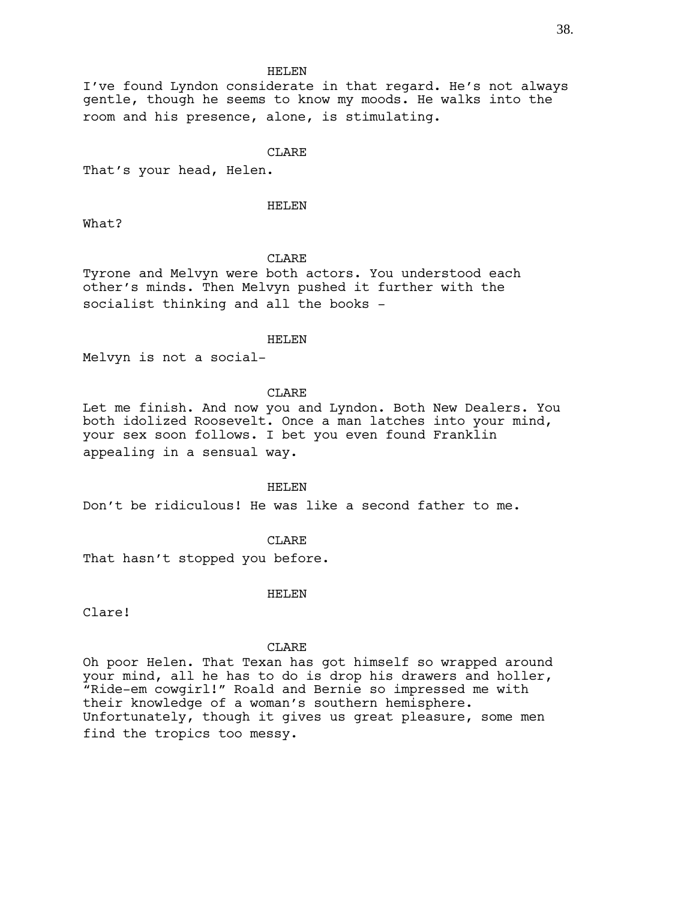HELEN

I've found Lyndon considerate in that regard. He's not always gentle, though he seems to know my moods. He walks into the room and his presence, alone, is stimulating.

CLARE

That's your head, Helen.

HELEN

What?

CLARE

Tyrone and Melvyn were both actors. You understood each other's minds. Then Melvyn pushed it further with the socialist thinking and all the books -

HELEN

Melvyn is not a social-

CLARE

Let me finish. And now you and Lyndon. Both New Dealers. You both idolized Roosevelt. Once a man latches into your mind, your sex soon follows. I bet you even found Franklin appealing in a sensual way.

HELEN

Don't be ridiculous! He was like a second father to me.

CLARE

That hasn't stopped you before.

HELEN

Clare!

CLARE

Oh poor Helen. That Texan has got himself so wrapped around your mind, all he has to do is drop his drawers and holler, "Ride-em cowgirl!" Roald and Bernie so impressed me with their knowledge of a woman's southern hemisphere. Unfortunately, though it gives us great pleasure, some men find the tropics too messy.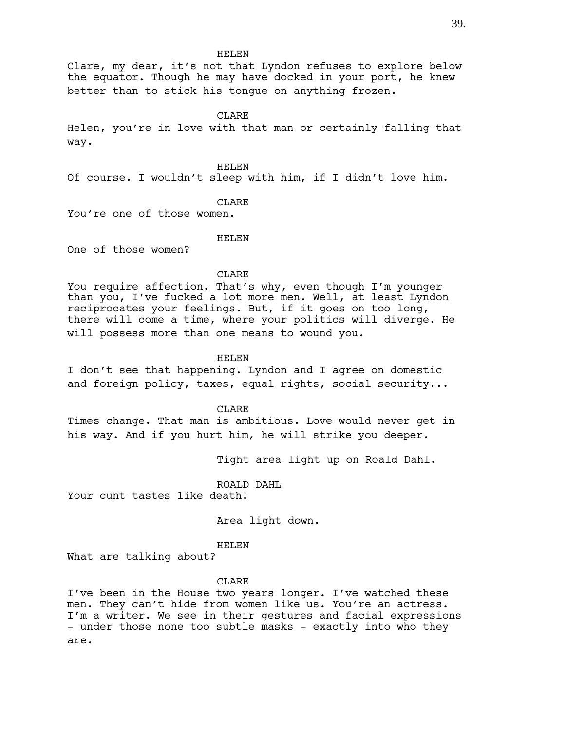HELEN

Clare, my dear, it's not that Lyndon refuses to explore below the equator. Though he may have docked in your port, he knew better than to stick his tongue on anything frozen.

CLARE

Helen, you're in love with that man or certainly falling that way.

HELEN

Of course. I wouldn't sleep with him, if I didn't love him.

CLARE

You're one of those women.

HELEN

One of those women?

CLARE

You require affection. That's why, even though I'm younger than you, I've fucked a lot more men. Well, at least Lyndon reciprocates your feelings. But, if it goes on too long, there will come a time, where your politics will diverge. He will possess more than one means to wound you.

HELEN

I don't see that happening. Lyndon and I agree on domestic and foreign policy, taxes, equal rights, social security...

CLARE

Times change. That man is ambitious. Love would never get in his way. And if you hurt him, he will strike you deeper.

Tight area light up on Roald Dahl.

ROALD DAHL

Your cunt tastes like death!

Area light down.

HELEN

What are talking about?

CLARE

I've been in the House two years longer. I've watched these men. They can't hide from women like us. You're an actress. I'm a writer. We see in their gestures and facial expressions - under those none too subtle masks - exactly into who they are.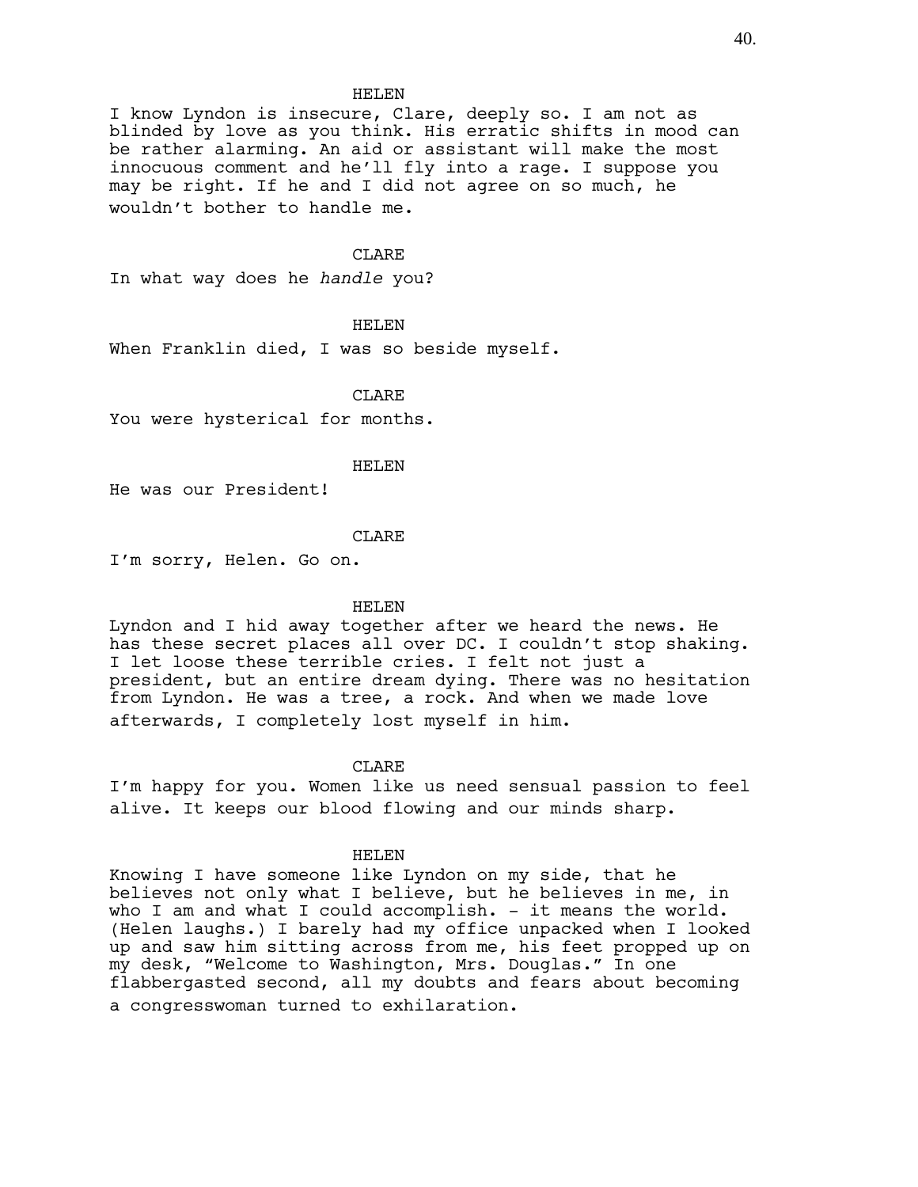HELEN

I know Lyndon is insecure, Clare, deeply so. I am not as blinded by love as you think. His erratic shifts in mood can be rather alarming. An aid or assistant will make the most innocuous comment and he'll fly into a rage. I suppose you may be right. If he and I did not agree on so much, he wouldn't bother to handle me.

CLARE

In what way does he *handle* you?

HELEN

When Franklin died, I was so beside myself.

CLARE

You were hysterical for months.

HELEN

He was our President!

CLARE

I'm sorry, Helen. Go on.

HELEN

Lyndon and I hid away together after we heard the news. He has these secret places all over DC. I couldn't stop shaking. I let loose these terrible cries. I felt not just a president, but an entire dream dying. There was no hesitation from Lyndon. He was a tree, a rock. And when we made love afterwards, I completely lost myself in him.

CLARE

I'm happy for you. Women like us need sensual passion to feel alive. It keeps our blood flowing and our minds sharp.

HELEN

Knowing I have someone like Lyndon on my side, that he believes not only what I believe, but he believes in me, in who I am and what I could accomplish. - it means the world. (Helen laughs.) I barely had my office unpacked when I looked up and saw him sitting across from me, his feet propped up on my desk, "Welcome to Washington, Mrs. Douglas." In one flabbergasted second, all my doubts and fears about becoming a congresswoman turned to exhilaration.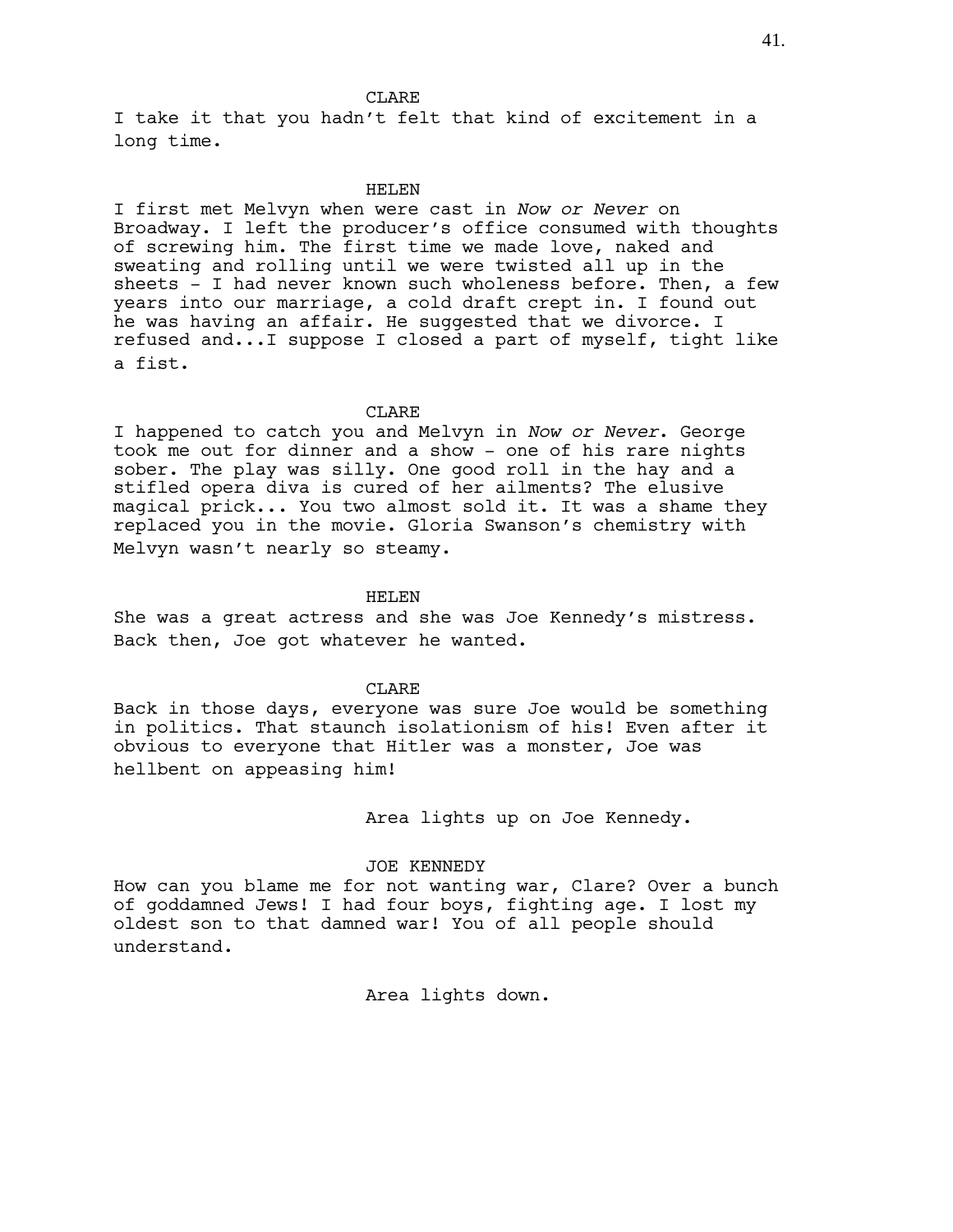CLARE

I take it that you hadn't felt that kind of excitement in a long time.

HELEN

I first met Melvyn when were cast in *Now or Never* on Broadway. I left the producer's office consumed with thoughts of screwing him. The first time we made love, naked and sweating and rolling until we were twisted all up in the sheets - I had never known such wholeness before. Then, a few years into our marriage, a cold draft crept in. I found out he was having an affair. He suggested that we divorce. I refused and...I suppose I closed a part of myself, tight like a fist.

CLARE

I happened to catch you and Melvyn in *Now or Never*. George took me out for dinner and a show - one of his rare nights sober. The play was silly. One good roll in the hay and a stifled opera diva is cured of her ailments? The elusive magical prick... You two almost sold it. It was a shame they replaced you in the movie. Gloria Swanson's chemistry with Melvyn wasn't nearly so steamy.

HELEN

She was a great actress and she was Joe Kennedy's mistress. Back then, Joe got whatever he wanted.

CLARE

Back in those days, everyone was sure Joe would be something in politics. That staunch isolationism of his! Even after it obvious to everyone that Hitler was a monster, Joe was hellbent on appeasing him!

Area lights up on Joe Kennedy.

JOE KENNEDY

How can you blame me for not wanting war, Clare? Over a bunch of goddamned Jews! I had four boys, fighting age. I lost my oldest son to that damned war! You of all people should understand.

Area lights down.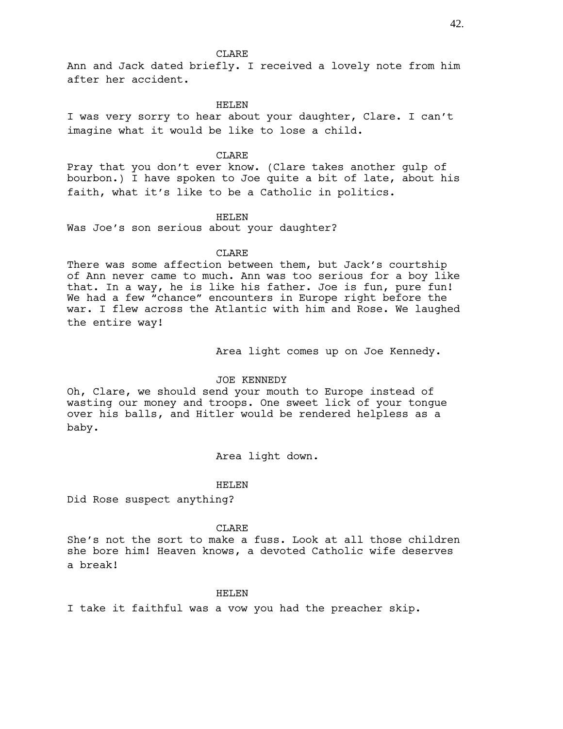CLARE

Ann and Jack dated briefly. I received a lovely note from him after her accident.

HELEN

I was very sorry to hear about your daughter, Clare. I can't imagine what it would be like to lose a child.

CLARE

Pray that you don't ever know. (Clare takes another gulp of bourbon.) I have spoken to Joe quite a bit of late, about his faith, what it's like to be a Catholic in politics.

HELEN

Was Joe's son serious about your daughter?

CLARE

There was some affection between them, but Jack's courtship of Ann never came to much. Ann was too serious for a boy like that. In a way, he is like his father. Joe is fun, pure fun! We had a few "chance" encounters in Europe right before the war. I flew across the Atlantic with him and Rose. We laughed the entire way!

Area light comes up on Joe Kennedy.

JOE KENNEDY

Oh, Clare, we should send your mouth to Europe instead of wasting our money and troops. One sweet lick of your tongue over his balls, and Hitler would be rendered helpless as a baby.

Area light down.

HELEN

Did Rose suspect anything?

CLARE

She's not the sort to make a fuss. Look at all those children she bore him! Heaven knows, a devoted Catholic wife deserves a break!

HELEN

I take it faithful was a vow you had the preacher skip.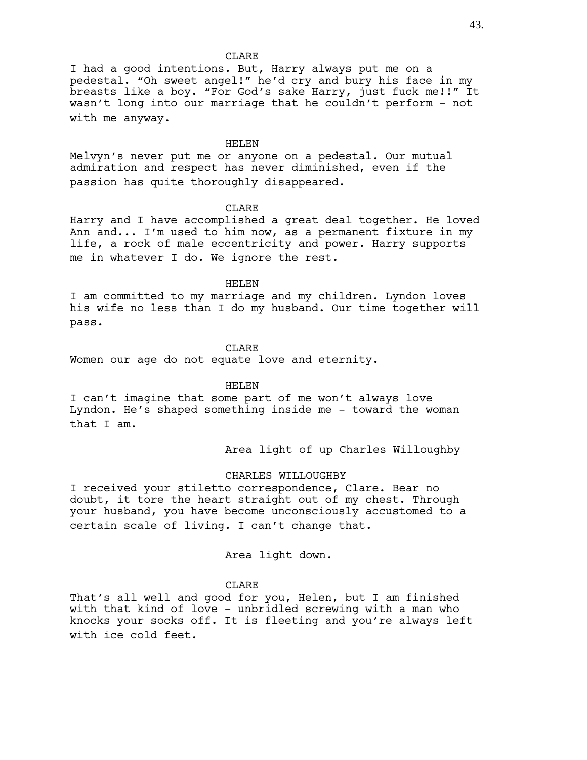CLARE

I had a good intentions. But, Harry always put me on a pedestal. "Oh sweet angel!" he'd cry and bury his face in my breasts like a boy. "For God's sake Harry, just fuck me!!" It wasn't long into our marriage that he couldn't perform - not with me anyway.

HELEN

Melvyn's never put me or anyone on a pedestal. Our mutual admiration and respect has never diminished, even if the passion has quite thoroughly disappeared.

CLARE

Harry and I have accomplished a great deal together. He loved Ann and... I'm used to him now, as a permanent fixture in my life, a rock of male eccentricity and power. Harry supports me in whatever I do. We ignore the rest.

HELEN

I am committed to my marriage and my children. Lyndon loves his wife no less than I do my husband. Our time together will pass.

CLARE

Women our age do not equate love and eternity.

HELEN

I can't imagine that some part of me won't always love Lyndon. He's shaped something inside me - toward the woman that I am.

Area light of up Charles Willoughby

CHARLES WILLOUGHBY

I received your stiletto correspondence, Clare. Bear no doubt, it tore the heart straight out of my chest. Through your husband, you have become unconsciously accustomed to a certain scale of living. I can't change that.

Area light down.

CLARE

That's all well and good for you, Helen, but I am finished with that kind of love - unbridled screwing with a man who knocks your socks off. It is fleeting and you're always left with ice cold feet.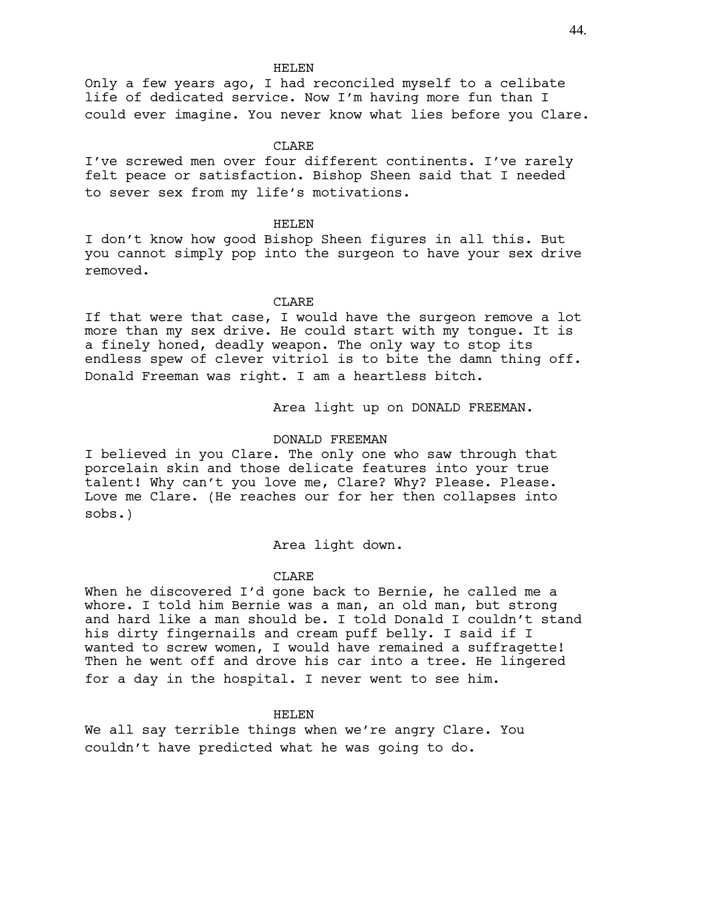HELEN

Only a few years ago, I had reconciled myself to a celibate life of dedicated service. Now I'm having more fun than I could ever imagine. You never know what lies before you Clare.

CLARE

I've screwed men over four different continents. I've rarely felt peace or satisfaction. Bishop Sheen said that I needed to sever sex from my life's motivations.

HELEN

I don't know how good Bishop Sheen figures in all this. But you cannot simply pop into the surgeon to have your sex drive removed.

CLARE

If that were that case, I would have the surgeon remove a lot more than my sex drive. He could start with my tongue. It is a finely honed, deadly weapon. The only way to stop its endless spew of clever vitriol is to bite the damn thing off. Donald Freeman was right. I am a heartless bitch.

Area light up on DONALD FREEMAN.

DONALD FREEMAN

I believed in you Clare. The only one who saw through that porcelain skin and those delicate features into your true talent! Why can't you love me, Clare? Why? Please. Please. Love me Clare. (He reaches our for her then collapses into sobs.)

Area light down.

CLARE

When he discovered I'd gone back to Bernie, he called me a whore. I told him Bernie was a man, an old man, but strong and hard like a man should be. I told Donald I couldn't stand his dirty fingernails and cream puff belly. I said if I wanted to screw women, I would have remained a suffragette! Then he went off and drove his car into a tree. He lingered for a day in the hospital. I never went to see him.

HELEN

We all say terrible things when we're angry Clare. You couldn't have predicted what he was going to do.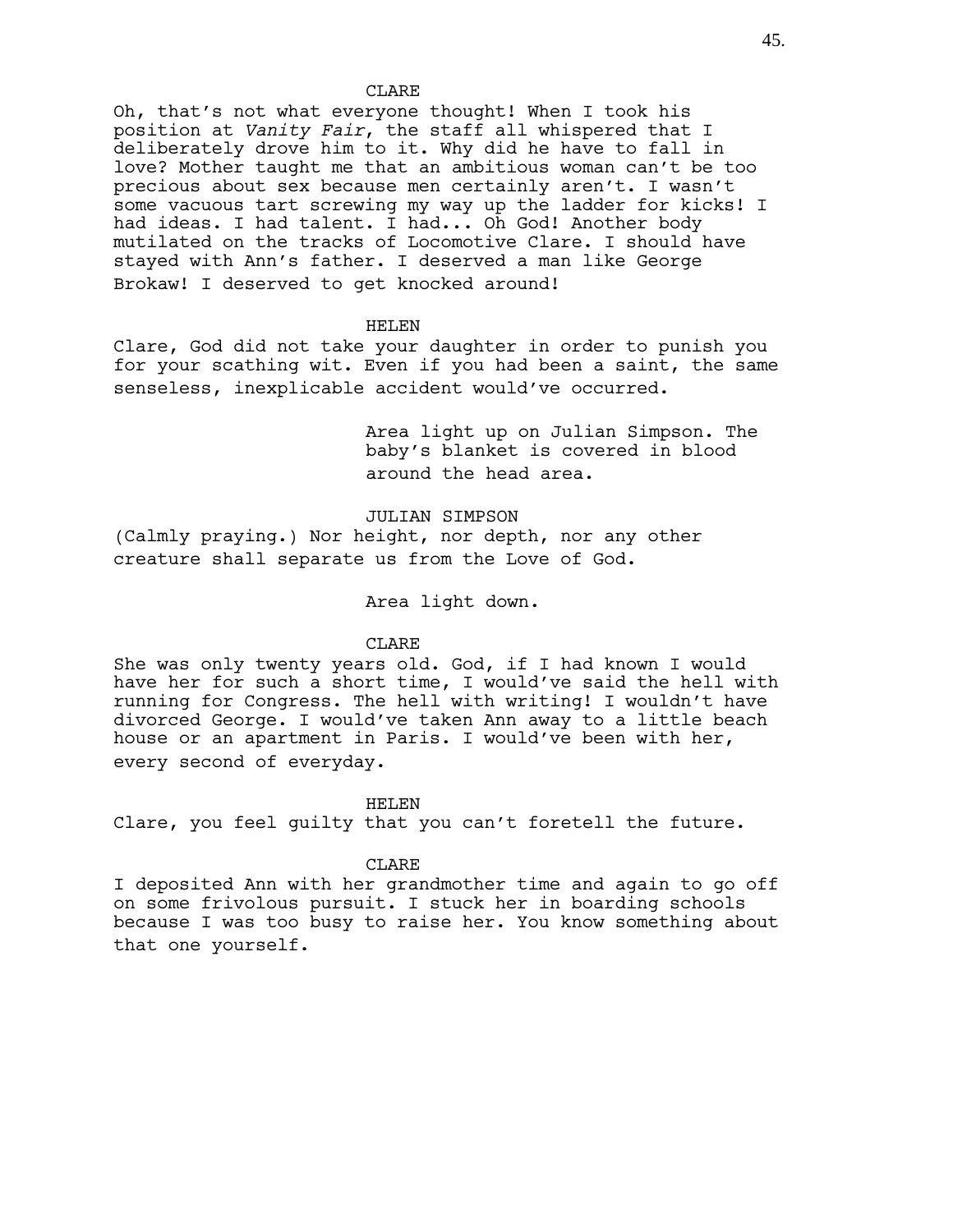CLARE

Oh, that's not what everyone thought! When I took his position at *Vanity Fair*, the staff all whispered that I deliberately drove him to it. Why did he have to fall in love? Mother taught me that an ambitious woman can't be too precious about sex because men certainly aren't. I wasn't some vacuous tart screwing my way up the ladder for kicks! I had ideas. I had talent. I had... Oh God! Another body mutilated on the tracks of Locomotive Clare. I should have stayed with Ann's father. I deserved a man like George Brokaw! I deserved to get knocked around!

HELEN

Clare, God did not take your daughter in order to punish you for your scathing wit. Even if you had been a saint, the same senseless, inexplicable accident would've occurred.

Area light up on Julian Simpson. The baby's blanket is covered in blood around the head area.

JULIAN SIMPSON

(Calmly praying.) Nor height, nor depth, nor any other creature shall separate us from the Love of God.

Area light down.

CLARE

She was only twenty years old. God, if I had known I would have her for such a short time, I would've said the hell with running for Congress. The hell with writing! I wouldn't have divorced George. I would've taken Ann away to a little beach house or an apartment in Paris. I would've been with her, every second of everyday.

HELEN

Clare, you feel guilty that you can't foretell the future.

CLARE

I deposited Ann with her grandmother time and again to go off on some frivolous pursuit. I stuck her in boarding schools because I was too busy to raise her. You know something about that one yourself.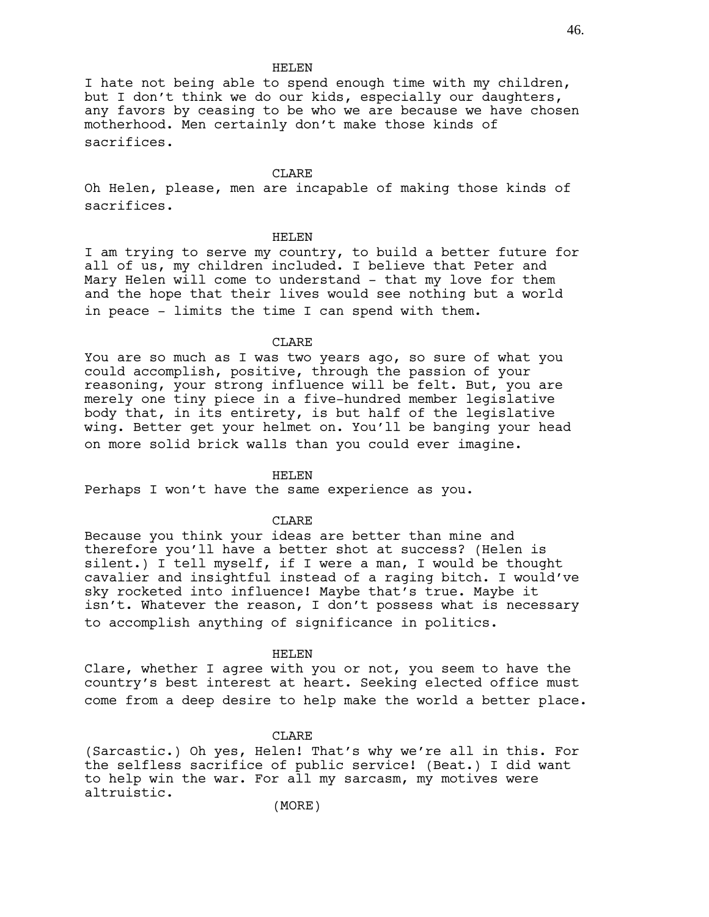HELEN

I hate not being able to spend enough time with my children, but I don't think we do our kids, especially our daughters, any favors by ceasing to be who we are because we have chosen motherhood. Men certainly don't make those kinds of sacrifices.

CLARE

Oh Helen, please, men are incapable of making those kinds of sacrifices.

HELEN

I am trying to serve my country, to build a better future for all of us, my children included. I believe that Peter and Mary Helen will come to understand - that my love for them and the hope that their lives would see nothing but a world in peace - limits the time I can spend with them.

CLARE

You are so much as I was two years ago, so sure of what you could accomplish, positive, through the passion of your reasoning, your strong influence will be felt. But, you are merely one tiny piece in a five-hundred member legislative body that, in its entirety, is but half of the legislative wing. Better get your helmet on. You'll be banging your head on more solid brick walls than you could ever imagine.

HELEN

Perhaps I won't have the same experience as you.

CLARE

Because you think your ideas are better than mine and therefore you'll have a better shot at success? (Helen is silent.) I tell myself, if I were a man, I would be thought cavalier and insightful instead of a raging bitch. I would've sky rocketed into influence! Maybe that's true. Maybe it isn't. Whatever the reason, I don't possess what is necessary to accomplish anything of significance in politics.

HELEN

Clare, whether I agree with you or not, you seem to have the country's best interest at heart. Seeking elected office must come from a deep desire to help make the world a better place.

CLARE

(Sarcastic.) Oh yes, Helen! That's why we're all in this. For the selfless sacrifice of public service! (Beat.) I did want to help win the war. For all my sarcasm, my motives were altruistic.

(MORE)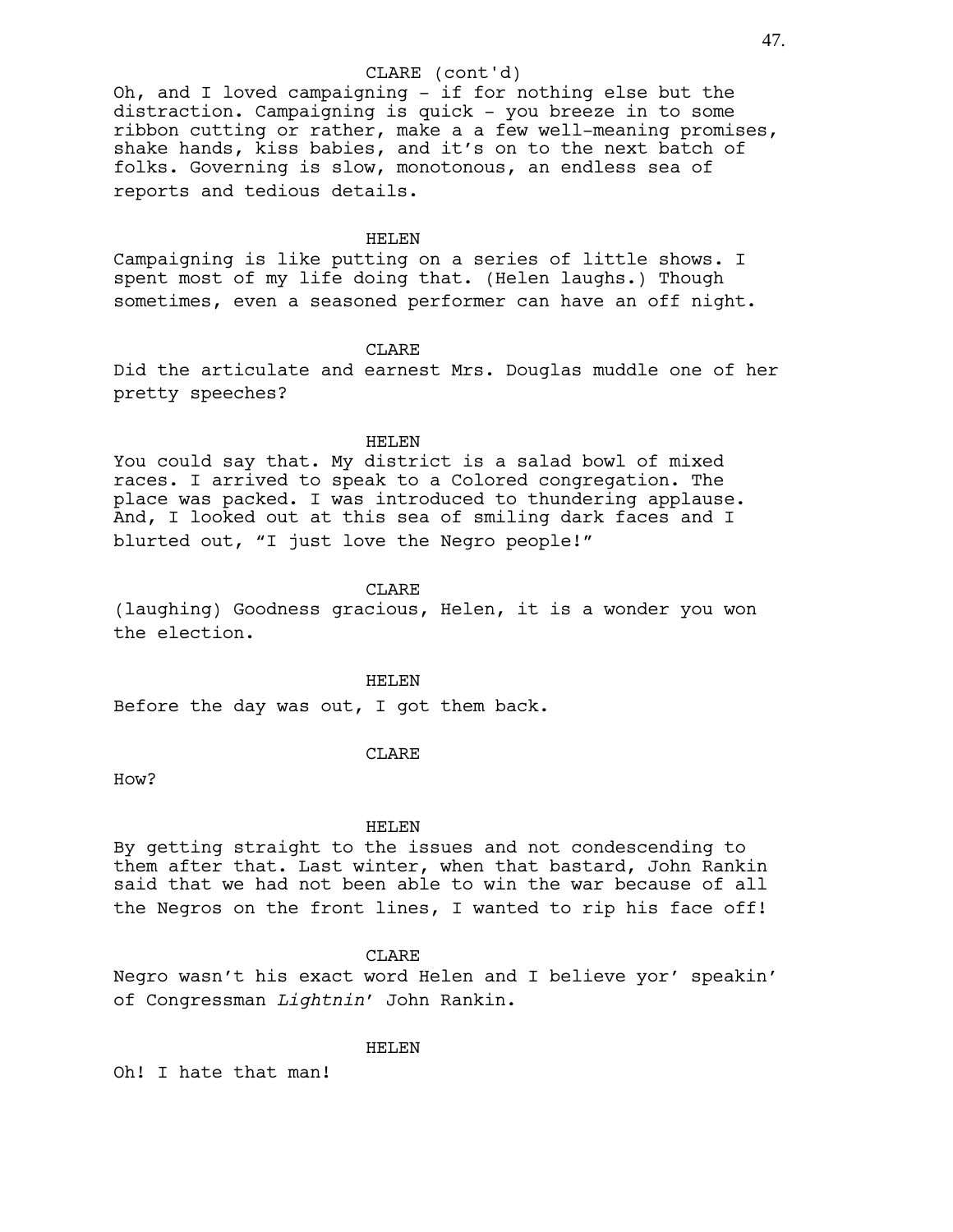CLARE (cont'd)

Oh, and I loved campaigning - if for nothing else but the distraction. Campaigning is quick - you breeze in to some ribbon cutting or rather, make a a few well-meaning promises, shake hands, kiss babies, and it's on to the next batch of folks. Governing is slow, monotonous, an endless sea of reports and tedious details.

HELEN

Campaigning is like putting on a series of little shows. I spent most of my life doing that. (Helen laughs.) Though sometimes, even a seasoned performer can have an off night.

CLARE

Did the articulate and earnest Mrs. Douglas muddle one of her pretty speeches?

HELEN

You could say that. My district is a salad bowl of mixed races. I arrived to speak to a Colored congregation. The place was packed. I was introduced to thundering applause. And, I looked out at this sea of smiling dark faces and I blurted out, "I just love the Negro people!"

CLARE

(laughing) Goodness gracious, Helen, it is a wonder you won the election.

HELEN

Before the day was out, I got them back.

CLARE

How?

HELEN

By getting straight to the issues and not condescending to them after that. Last winter, when that bastard, John Rankin said that we had not been able to win the war because of all the Negros on the front lines, I wanted to rip his face off!

CLARE

Negro wasn't his exact word Helen and I believe yor' speakin' of Congressman *Lightnin'* John Rankin.

HELEN

Oh! I hate that man!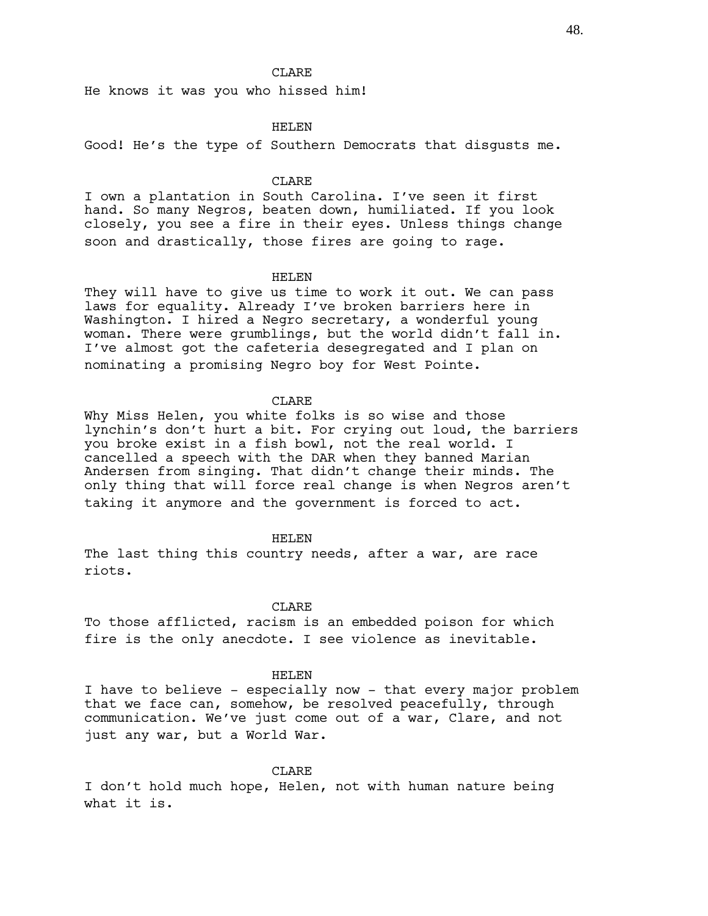CLARE

He knows it was you who hissed him!

HELEN

Good! He's the type of Southern Democrats that disgusts me.

CLARE

I own a plantation in South Carolina. I've seen it first hand. So many Negros, beaten down, humiliated. If you look closely, you see a fire in their eyes. Unless things change soon and drastically, those fires are going to rage.

HELEN

They will have to give us time to work it out. We can pass laws for equality. Already I've broken barriers here in Washington. I hired a Negro secretary, a wonderful young woman. There were grumblings, but the world didn't fall in. I've almost got the cafeteria desegregated and I plan on nominating a promising Negro boy for West Pointe.

CLARE

Why Miss Helen, you white folks is so wise and those lynchin's don't hurt a bit. For crying out loud, the barriers you broke exist in a fish bowl, not the real world. I cancelled a speech with the DAR when they banned Marian Andersen from singing. That didn't change their minds. The only thing that will force real change is when Negros aren't taking it anymore and the government is forced to act.

HELEN

The last thing this country needs, after a war, are race riots.

CLARE

To those afflicted, racism is an embedded poison for which fire is the only anecdote. I see violence as inevitable.

HELEN

I have to believe - especially now - that every major problem that we face can, somehow, be resolved peacefully, through communication. We've just come out of a war, Clare, and not just any war, but a World War.

CLARE

I don't hold much hope, Helen, not with human nature being what it is.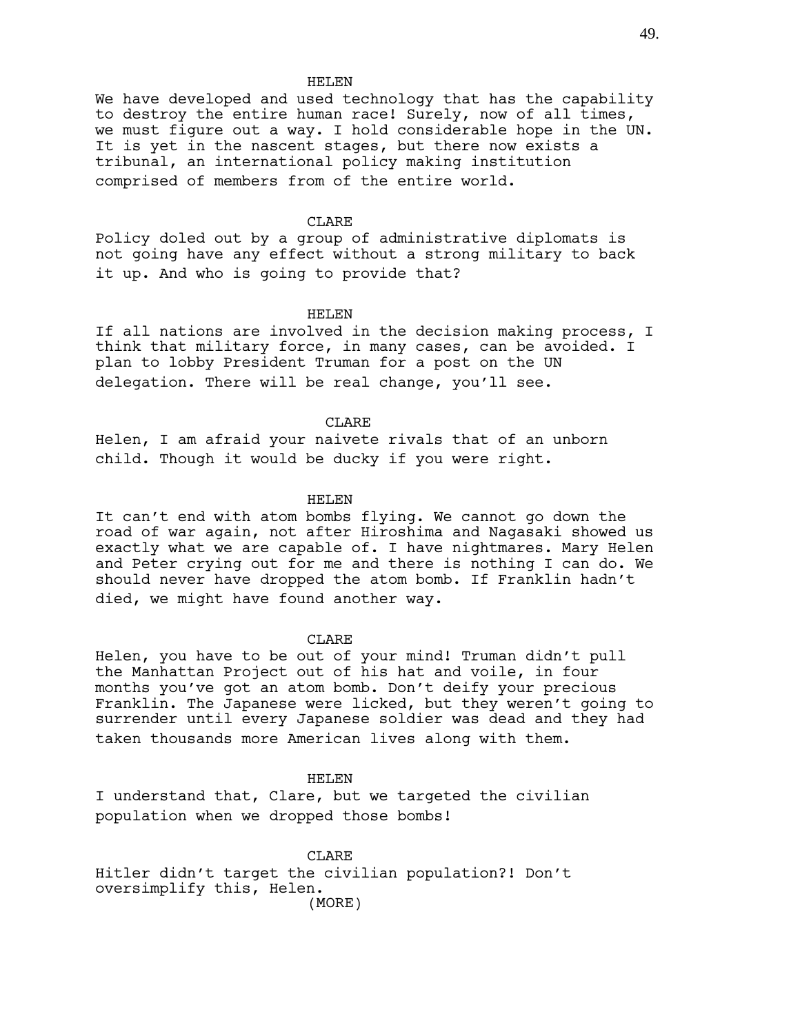HELEN

We have developed and used technology that has the capability to destroy the entire human race! Surely, now of all times, we must figure out a way. I hold considerable hope in the UN. It is yet in the nascent stages, but there now exists a tribunal, an international policy making institution comprised of members from of the entire world.

CLARE

Policy doled out by a group of administrative diplomats is not going have any effect without a strong military to back it up. And who is going to provide that?

HELEN

If all nations are involved in the decision making process, I think that military force, in many cases, can be avoided. I plan to lobby President Truman for a post on the UN delegation. There will be real change, you'll see.

CLARE

Helen, I am afraid your naivete rivals that of an unborn child. Though it would be ducky if you were right.

HELEN

It can't end with atom bombs flying. We cannot go down the road of war again, not after Hiroshima and Nagasaki showed us exactly what we are capable of. I have nightmares. Mary Helen and Peter crying out for me and there is nothing I can do. We should never have dropped the atom bomb. If Franklin hadn't died, we might have found another way.

CLARE

Helen, you have to be out of your mind! Truman didn't pull the Manhattan Project out of his hat and voile, in four months you've got an atom bomb. Don't deify your precious Franklin. The Japanese were licked, but they weren't going to surrender until every Japanese soldier was dead and they had taken thousands more American lives along with them.

HELEN

I understand that, Clare, but we targeted the civilian population when we dropped those bombs!

CLARE

Hitler didn't target the civilian population?! Don't oversimplify this, Helen.

(MORE)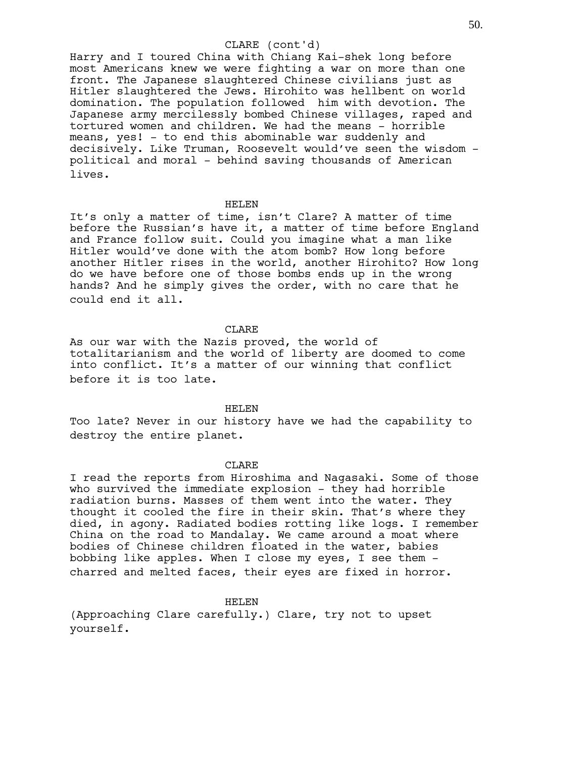CLARE (cont'd)

Harry and I toured China with Chiang Kai-shek long before most Americans knew we were fighting a war on more than one front. The Japanese slaughtered Chinese civilians just as Hitler slaughtered the Jews. Hirohito was hellbent on world domination. The population followed him with devotion. The Japanese army mercilessly bombed Chinese villages, raped and tortured women and children. We had the means - horrible means, yes! - to end this abominable war suddenly and decisively. Like Truman, Roosevelt would've seen the wisdom - political and moral - behind saving thousands of American lives.

HELEN

It's only a matter of time, isn't Clare? A matter of time before the Russian's have it, a matter of time before England and France follow suit. Could you imagine what a man like Hitler would've done with the atom bomb? How long before another Hitler rises in the world, another Hirohito? How long do we have before one of those bombs ends up in the wrong hands? And he simply gives the order, with no care that he could end it all.

CLARE

As our war with the Nazis proved, the world of totalitarianism and the world of liberty are doomed to come into conflict. It's a matter of our winning that conflict before it is too late.

HELEN

Too late? Never in our history have we had the capability to destroy the entire planet.

CLARE

I read the reports from Hiroshima and Nagasaki. Some of those who survived the immediate explosion - they had horrible radiation burns. Masses of them went into the water. They thought it cooled the fire in their skin. That's where they died, in agony. Radiated bodies rotting like logs. I remember China on the road to Mandalay. We came around a moat where bodies of Chinese children floated in the water, babies bobbing like apples. When I close my eyes, I see them - charred and melted faces, their eyes are fixed in horror.

HELEN

(Approaching Clare carefully.) Clare, try not to upset yourself.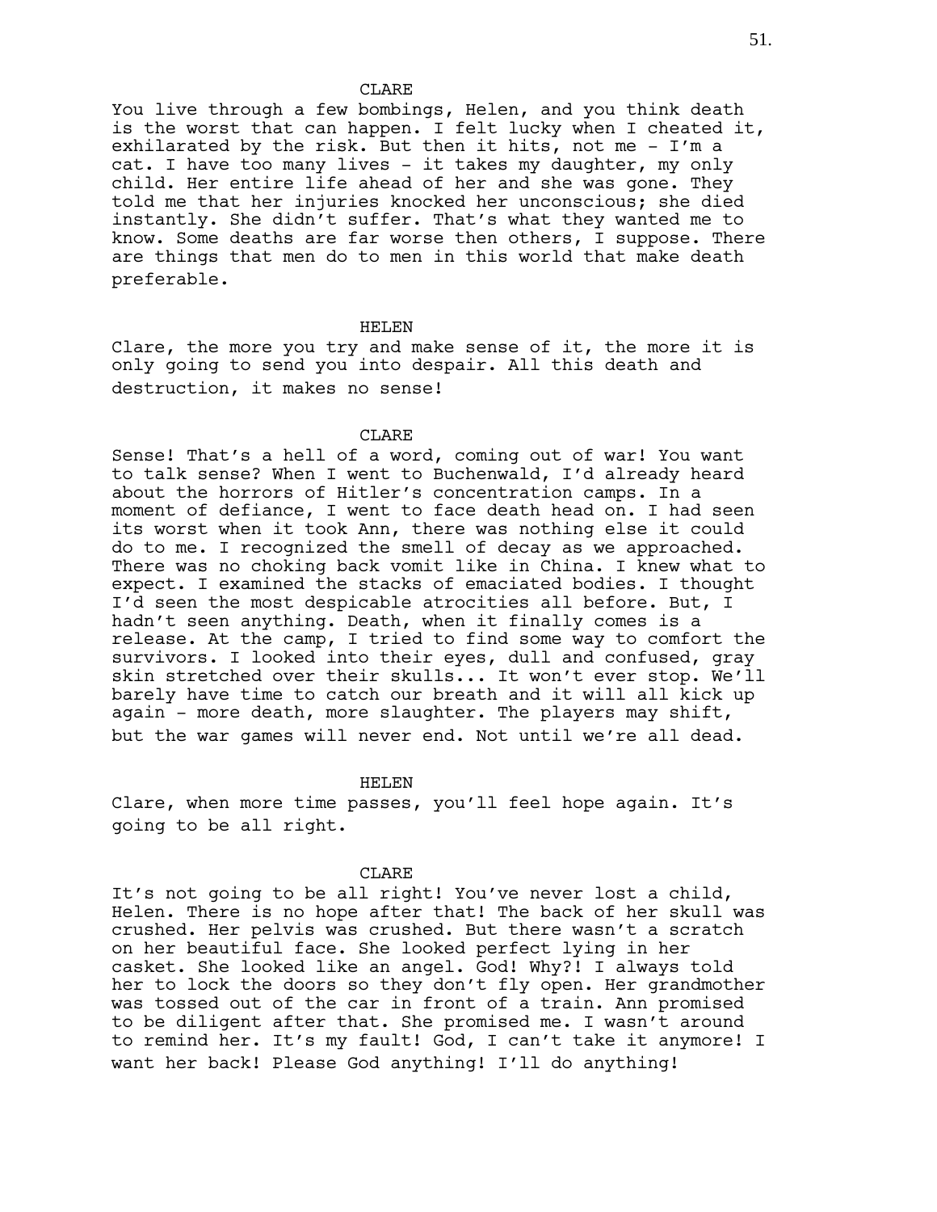CLARE

You live through a few bombings, Helen, and you think death is the worst that can happen. I felt lucky when I cheated it, exhilarated by the risk. But then it hits, not me - I'm a cat. I have too many lives - it takes my daughter, my only child. Her entire life ahead of her and she was gone. They told me that her injuries knocked her unconscious; she died instantly. She didn't suffer. That's what they wanted me to know. Some deaths are far worse then others, I suppose. There are things that men do to men in this world that make death preferable.

HELEN

Clare, the more you try and make sense of it, the more it is only going to send you into despair. All this death and destruction, it makes no sense!

CLARE

Sense! That's a hell of a word, coming out of war! You want to talk sense? When I went to Buchenwald, I'd already heard about the horrors of Hitler's concentration camps. In a moment of defiance, I went to face death head on. I had seen its worst when it took Ann, there was nothing else it could do to me. I recognized the smell of decay as we approached. There was no choking back vomit like in China. I knew what to expect. I examined the stacks of emaciated bodies. I thought I'd seen the most despicable atrocities all before. But, I hadn't seen anything. Death, when it finally comes is a release. At the camp, I tried to find some way to comfort the survivors. I looked into their eyes, dull and confused, gray skin stretched over their skulls... It won't ever stop. We'll barely have time to catch our breath and it will all kick up again - more death, more slaughter. The players may shift, but the war games will never end. Not until we're all dead.

HELEN

Clare, when more time passes, you'll feel hope again. It's going to be all right.

CLARE

It's not going to be all right! You've never lost a child, Helen. There is no hope after that! The back of her skull was crushed. Her pelvis was crushed. But there wasn't a scratch on her beautiful face. She looked perfect lying in her casket. She looked like an angel. God! Why?! I always told her to lock the doors so they don't fly open. Her grandmother was tossed out of the car in front of a train. Ann promised to be diligent after that. She promised me. I wasn't around to remind her. It's my fault! God, I can't take it anymore! I want her back! Please God anything! I'll do anything!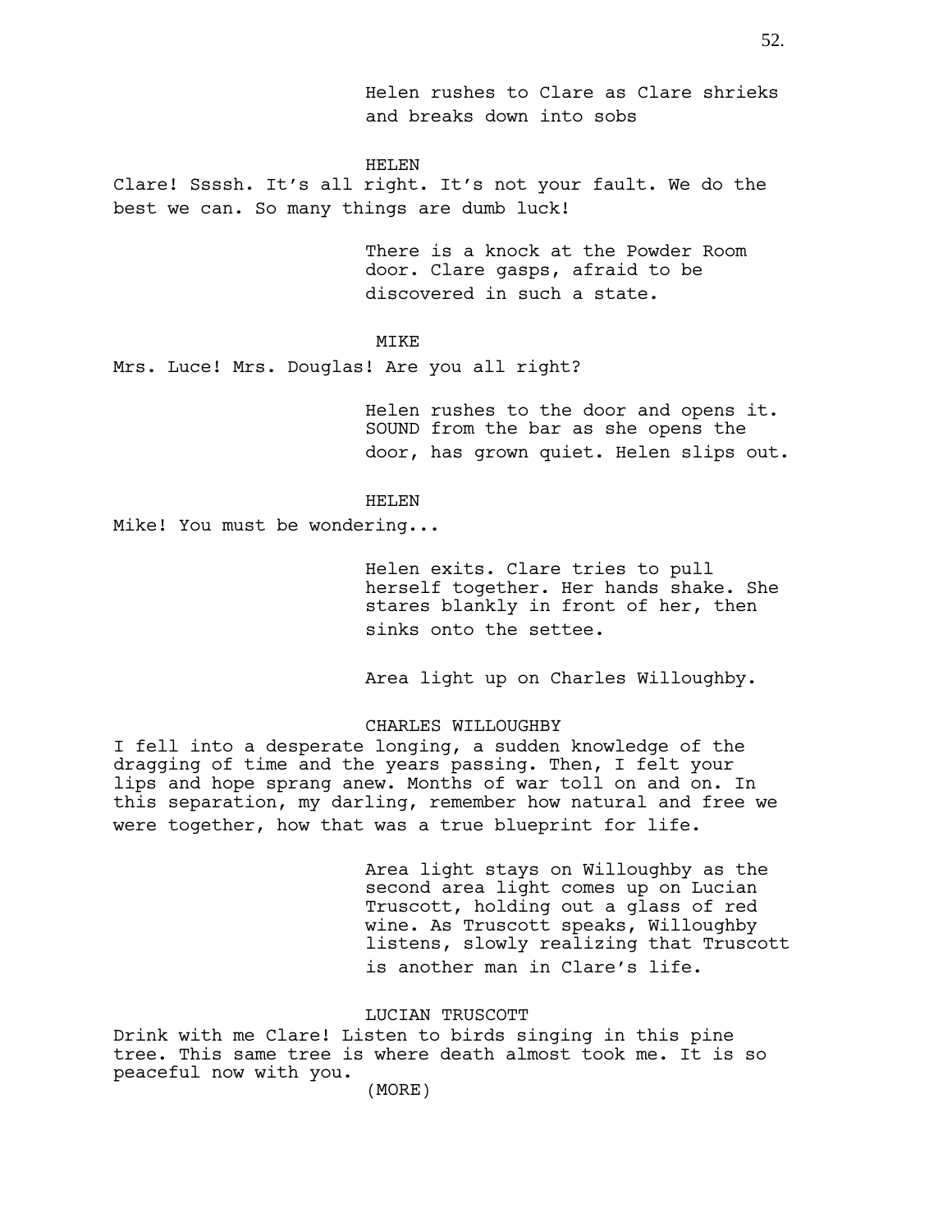Helen rushes to Clare as Clare shrieks and breaks down into sobs

HELEN

Clare! Ssssh. It's all right. It's not your fault. We do the best we can. So many things are dumb luck!

There is a knock at the Powder Room door. Clare gasps, afraid to be discovered in such a state.

MIKE

Mrs. Luce! Mrs. Douglas! Are you all right?

Helen rushes to the door and opens it. SOUND from the bar as she opens the door, has grown quiet. Helen slips out.

HELEN

Mike! You must be wondering...

Helen exits. Clare tries to pull herself together. Her hands shake. She stares blankly in front of her, then sinks onto the settee.

Area light up on Charles Willoughby.

CHARLES WILLOUGHBY

I fell into a desperate longing, a sudden knowledge of the dragging of time and the years passing. Then, I felt your lips and hope sprang anew. Months of war toll on and on. In this separation, my darling, remember how natural and free we were together, how that was a true blueprint for life.

Area light stays on Willoughby as the second area light comes up on Lucian Truscott, holding out a glass of red wine. As Truscott speaks, Willoughby listens, slowly realizing that Truscott is another man in Clare's life.

LUCIAN TRUSCOTT

Drink with me Clare! Listen to birds singing in this pine tree. This same tree is where death almost took me. It is so peaceful now with you.

(MORE)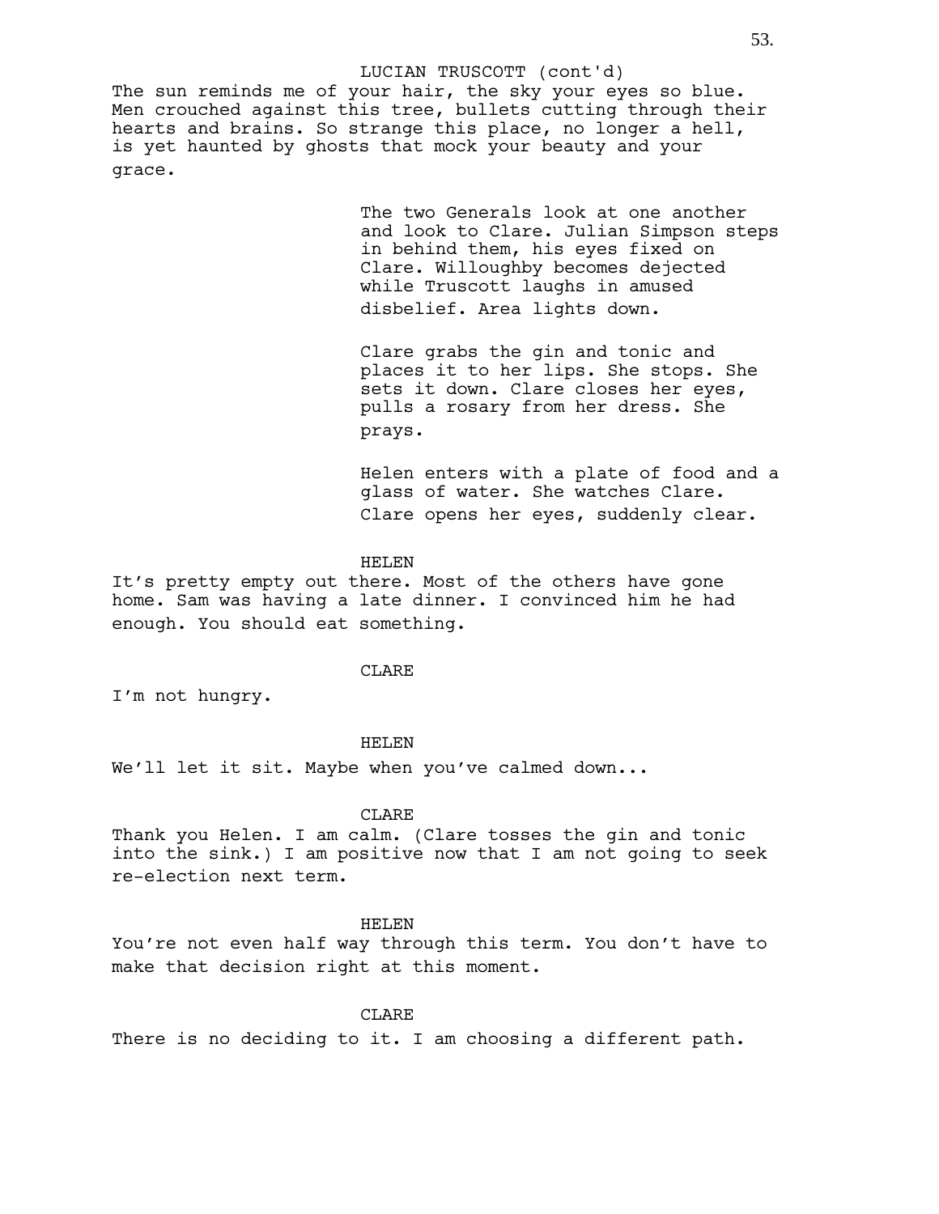LUCIAN TRUSCOTT (cont'd)

The sun reminds me of your hair, the sky your eyes so blue. Men crouched against this tree, bullets cutting through their hearts and brains. So strange this place, no longer a hell, is yet haunted by ghosts that mock your beauty and your grace.

The two Generals look at one another and look to Clare. Julian Simpson steps in behind them, his eyes fixed on Clare. Willoughby becomes dejected while Truscott laughs in amused disbelief. Area lights down.

Clare grabs the gin and tonic and places it to her lips. She stops. She sets it down. Clare closes her eyes, pulls a rosary from her dress. She prays.

Helen enters with a plate of food and a glass of water. She watches Clare. Clare opens her eyes, suddenly clear.

HELEN

It's pretty empty out there. Most of the others have gone home. Sam was having a late dinner. I convinced him he had enough. You should eat something.

CLARE

I'm not hungry.

HELEN

We'll let it sit. Maybe when you've calmed down...

CLARE

Thank you Helen. I am calm. (Clare tosses the gin and tonic into the sink.) I am positive now that I am not going to seek re-election next term.

HELEN

You're not even half way through this term. You don't have to make that decision right at this moment.

CLARE

There is no deciding to it. I am choosing a different path.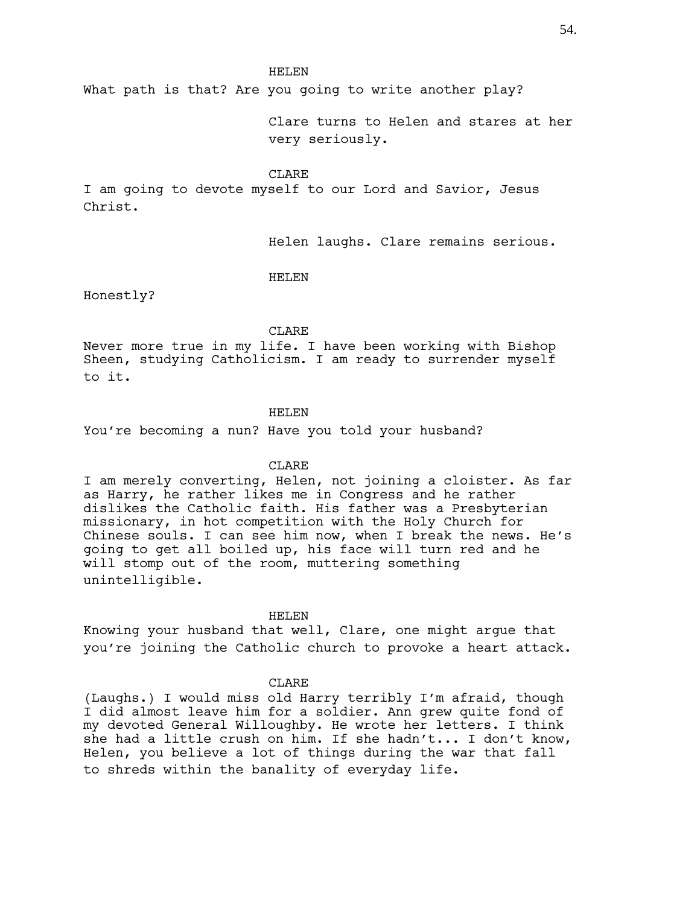HELEN

What path is that? Are you going to write another play?

Clare turns to Helen and stares at her very seriously.

CLARE

I am going to devote myself to our Lord and Savior, Jesus Christ.

Helen laughs. Clare remains serious.

HELEN

Honestly?

CLARE

Never more true in my life. I have been working with Bishop Sheen, studying Catholicism. I am ready to surrender myself to it.

HELEN

You're becoming a nun? Have you told your husband?

CLARE

I am merely converting, Helen, not joining a cloister. As far as Harry, he rather likes me in Congress and he rather dislikes the Catholic faith. His father was a Presbyterian missionary, in hot competition with the Holy Church for Chinese souls. I can see him now, when I break the news. He's going to get all boiled up, his face will turn red and he will stomp out of the room, muttering something unintelligible.

HELEN

Knowing your husband that well, Clare, one might argue that you're joining the Catholic church to provoke a heart attack.

CLARE

(Laughs.) I would miss old Harry terribly I'm afraid, though I did almost leave him for a soldier. Ann grew quite fond of my devoted General Willoughby. He wrote her letters. I think she had a little crush on him. If she hadn't... I don't know, Helen, you believe a lot of things during the war that fall to shreds within the banality of everyday life.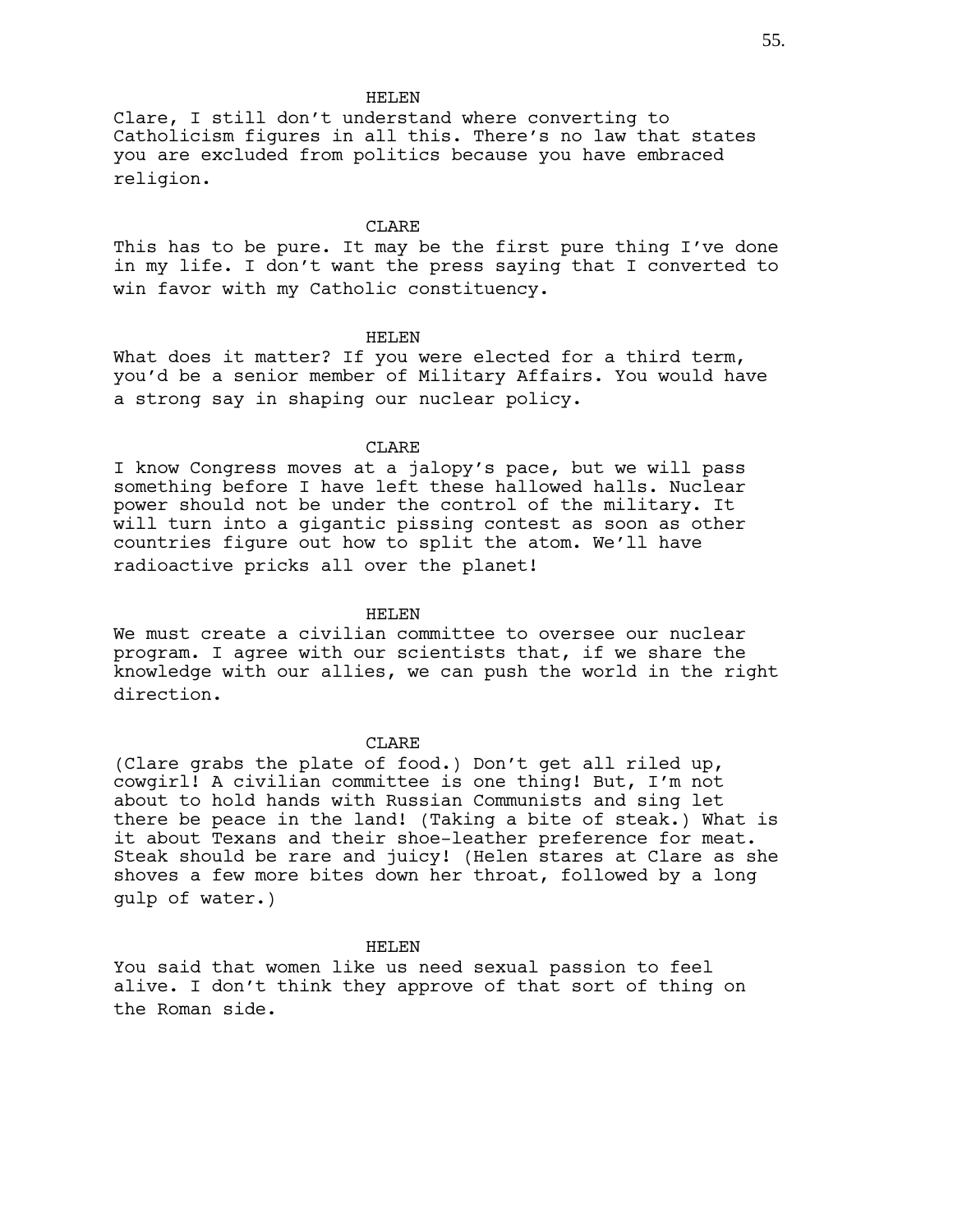HELEN

Clare, I still don't understand where converting to Catholicism figures in all this. There's no law that states you are excluded from politics because you have embraced religion.

CLARE

This has to be pure. It may be the first pure thing I've done in my life. I don't want the press saying that I converted to win favor with my Catholic constituency.

HELEN

What does it matter? If you were elected for a third term, you'd be a senior member of Military Affairs. You would have a strong say in shaping our nuclear policy.

CLARE

I know Congress moves at a jalopy's pace, but we will pass something before I have left these hallowed halls. Nuclear power should not be under the control of the military. It will turn into a gigantic pissing contest as soon as other countries figure out how to split the atom. We'll have radioactive pricks all over the planet!

HELEN

We must create a civilian committee to oversee our nuclear program. I agree with our scientists that, if we share the knowledge with our allies, we can push the world in the right direction.

CLARE

(Clare grabs the plate of food.) Don't get all riled up, cowgirl! A civilian committee is one thing! But, I'm not about to hold hands with Russian Communists and sing let there be peace in the land! (Taking a bite of steak.) What is it about Texans and their shoe-leather preference for meat. Steak should be rare and juicy! (Helen stares at Clare as she shoves a few more bites down her throat, followed by a long gulp of water.)

HELEN

You said that women like us need sexual passion to feel alive. I don't think they approve of that sort of thing on the Roman side.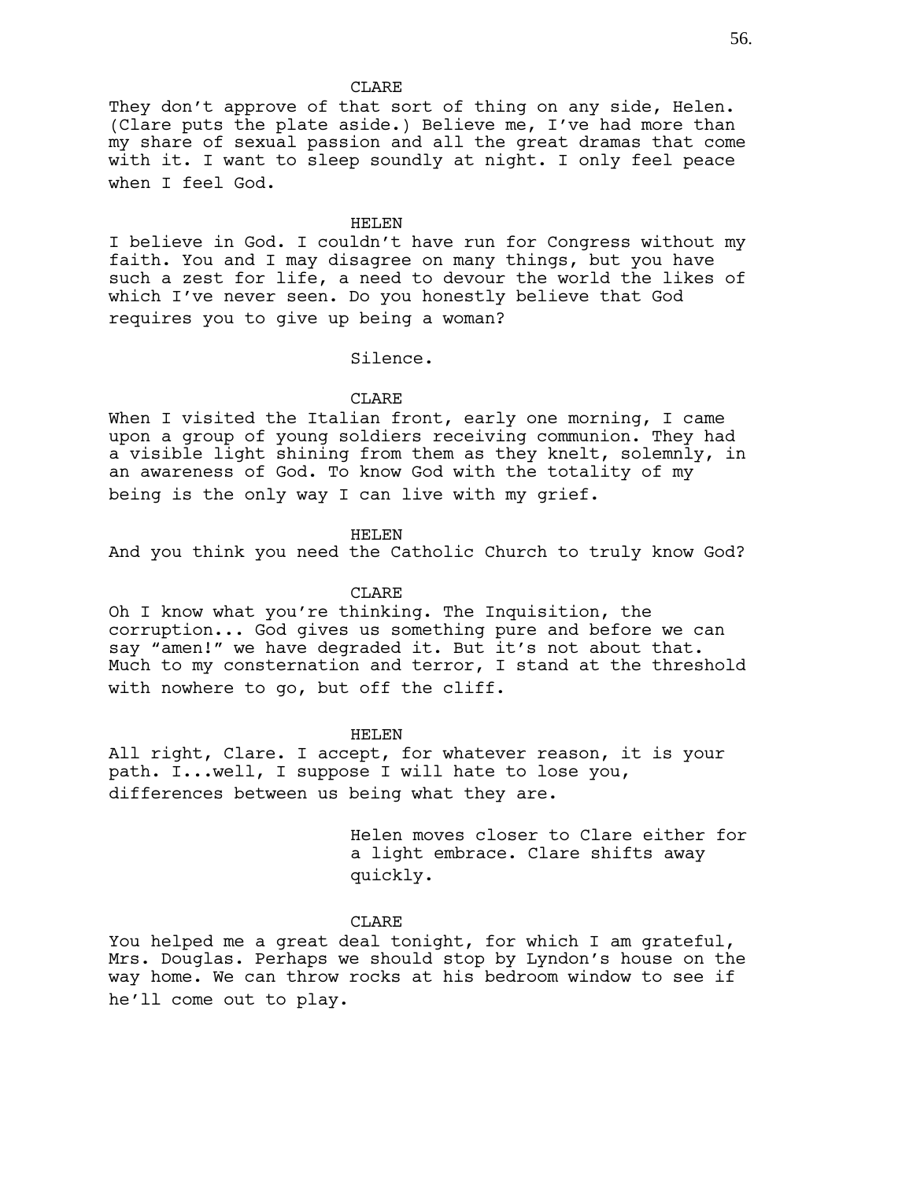CLARE

They don't approve of that sort of thing on any side, Helen. (Clare puts the plate aside.) Believe me, I've had more than my share of sexual passion and all the great dramas that come with it. I want to sleep soundly at night. I only feel peace when I feel God.

HELEN

I believe in God. I couldn't have run for Congress without my faith. You and I may disagree on many things, but you have such a zest for life, a need to devour the world the likes of which I've never seen. Do you honestly believe that God requires you to give up being a woman?

Silence.

CLARE

When I visited the Italian front, early one morning, I came upon a group of young soldiers receiving communion. They had a visible light shining from them as they knelt, solemnly, in an awareness of God. To know God with the totality of my being is the only way I can live with my grief.

HELEN

And you think you need the Catholic Church to truly know God?

CLARE

Oh I know what you're thinking. The Inquisition, the corruption... God gives us something pure and before we can say "amen!" we have degraded it. But it's not about that. Much to my consternation and terror, I stand at the threshold with nowhere to go, but off the cliff.

HELEN

All right, Clare. I accept, for whatever reason, it is your path. I...well, I suppose I will hate to lose you, differences between us being what they are.

Helen moves closer to Clare either for a light embrace. Clare shifts away quickly.

CLARE

You helped me a great deal tonight, for which I am grateful, Mrs. Douglas. Perhaps we should stop by Lyndon's house on the way home. We can throw rocks at his bedroom window to see if he'll come out to play.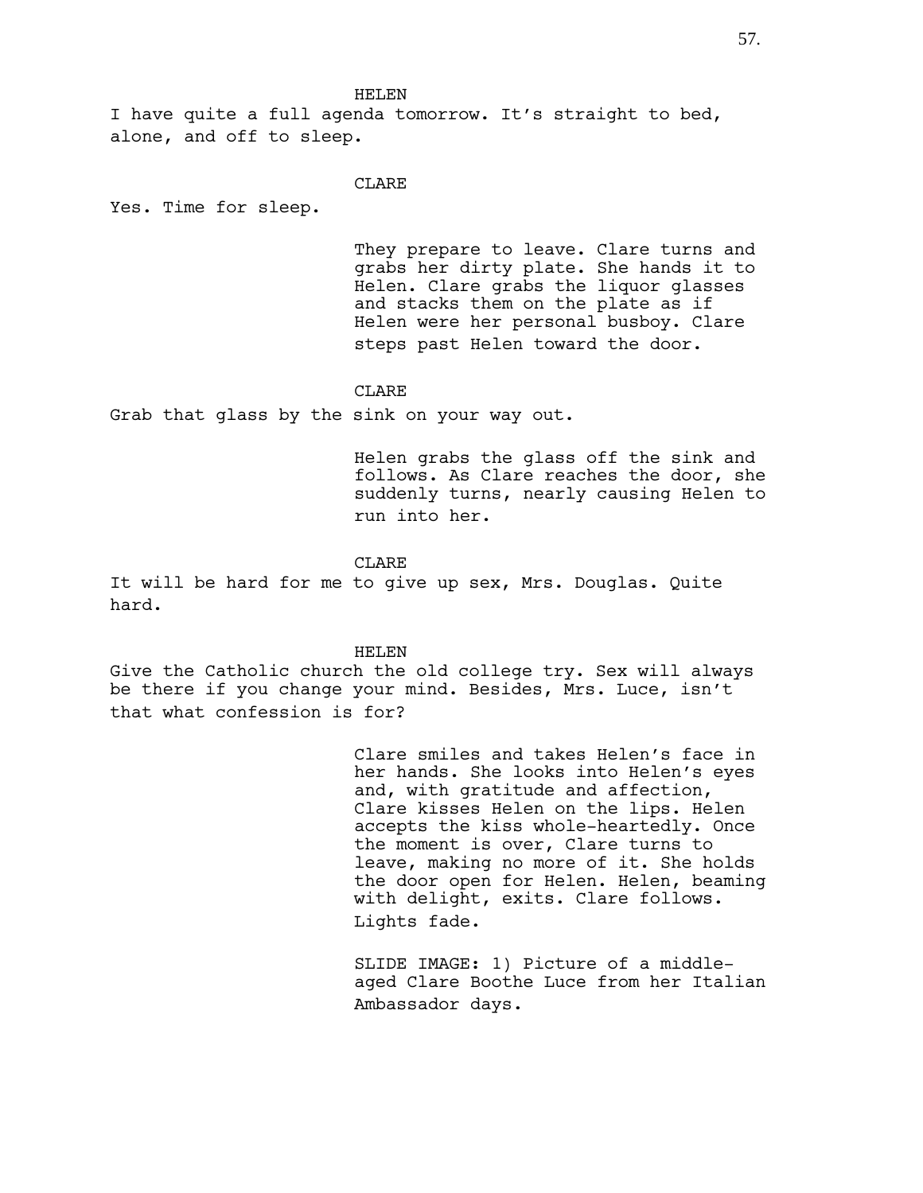HELEN

I have quite a full agenda tomorrow. It's straight to bed, alone, and off to sleep.

CLARE

Yes. Time for sleep.

They prepare to leave. Clare turns and grabs her dirty plate. She hands it to Helen. Clare grabs the liquor glasses and stacks them on the plate as if Helen were her personal busboy. Clare steps past Helen toward the door.

CLARE

Grab that glass by the sink on your way out.

Helen grabs the glass off the sink and follows. As Clare reaches the door, she suddenly turns, nearly causing Helen to run into her.

CLARE

It will be hard for me to give up sex, Mrs. Douglas. Quite hard.

HELEN

Give the Catholic church the old college try. Sex will always be there if you change your mind. Besides, Mrs. Luce, isn't that what confession is for?

Clare smiles and takes Helen's face in her hands. She looks into Helen's eyes and, with gratitude and affection, Clare kisses Helen on the lips. Helen accepts the kiss whole-heartedly. Once the moment is over, Clare turns to leave, making no more of it. She holds the door open for Helen. Helen, beaming with delight, exits. Clare follows. Lights fade.

SLIDE IMAGE: 1) Picture of a middle-aged Clare Boothe Luce from her Italian Ambassador days.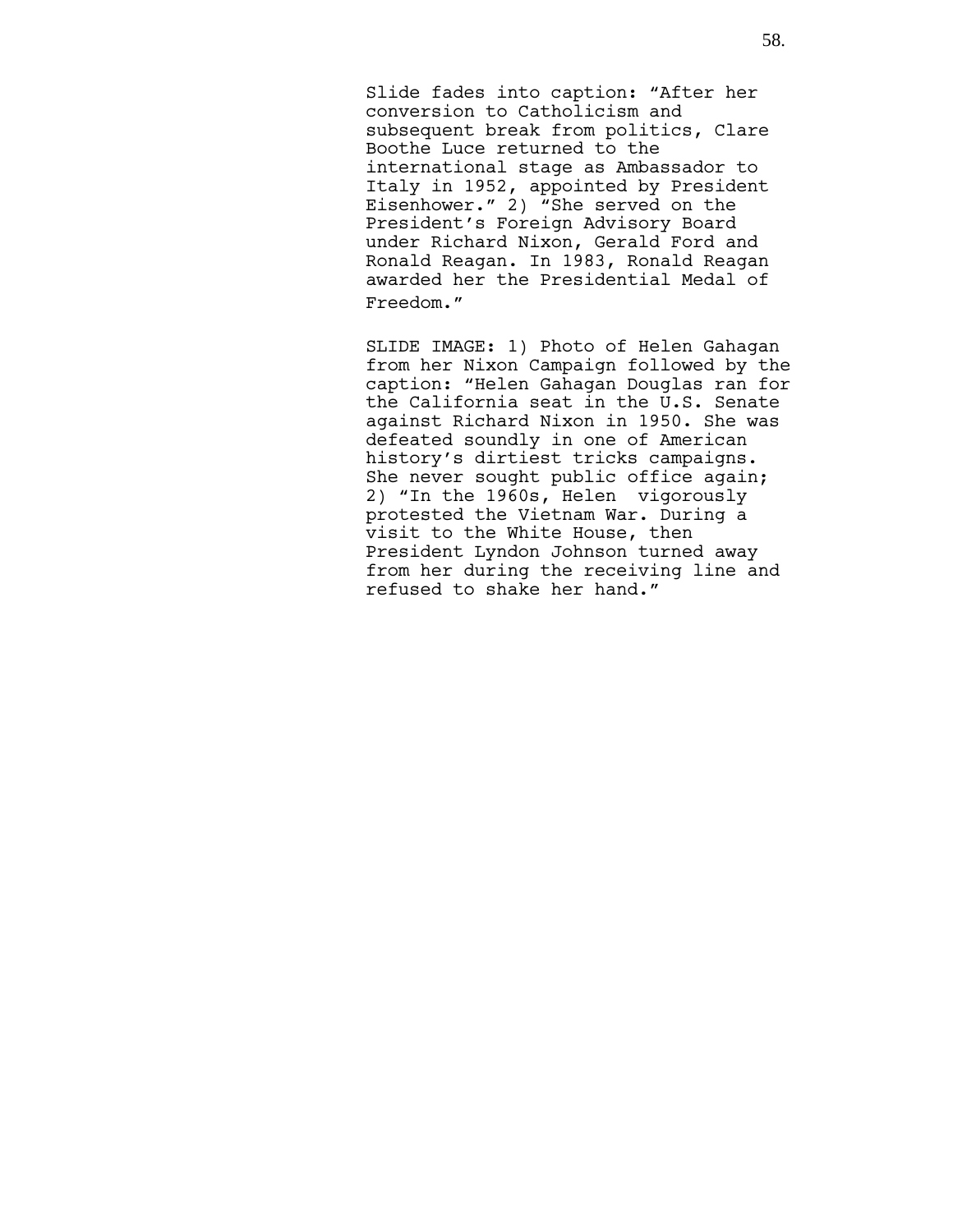Slide fades into caption: “After her conversion to Catholicism and subsequent break from politics, Clare Boothe Luce returned to the international stage as Ambassador to Italy in 1952, appointed by President Eisenhower.” 2) “She served on the President’s Foreign Advisory Board under Richard Nixon, Gerald Ford and Ronald Reagan. In 1983, Ronald Reagan awarded her the Presidential Medal of Freedom.”

SLIDE IMAGE: 1) Photo of Helen Gahagan from her Nixon Campaign followed by the caption: “Helen Gahagan Douglas ran for the California seat in the U.S. Senate against Richard Nixon in 1950. She was defeated soundly in one of American history’s dirtiest tricks campaigns. She never sought public office again; 2) “In the 1960s, Helen vigorously protested the Vietnam War. During a visit to the White House, then President Lyndon Johnson turned away from her during the receiving line and refused to shake her hand.”